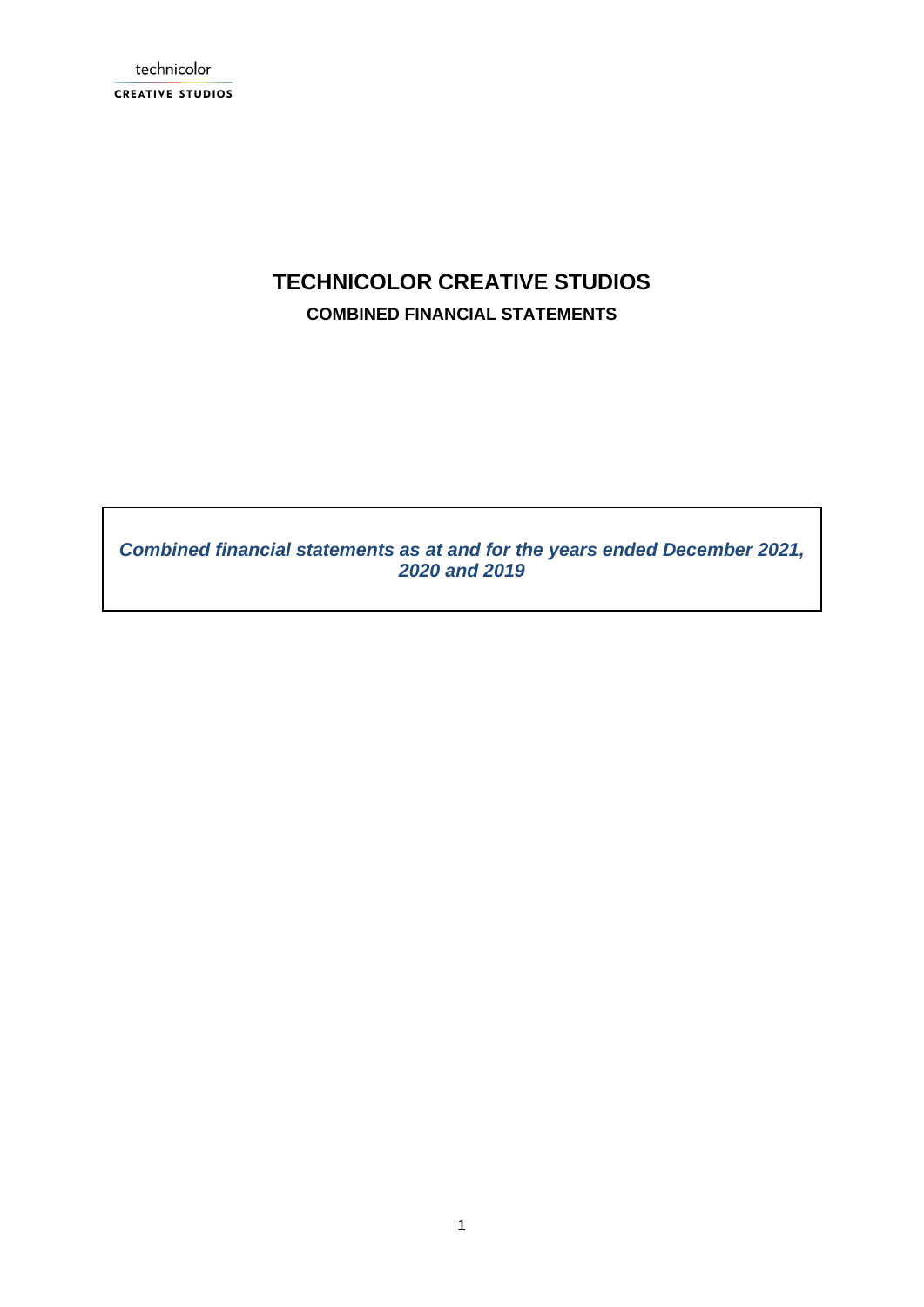technicolor

CREATIVE STUDIOS

# TECHNICOLOR CREATIVE STUDIOS

## COMBINED FINANCIAL STATEMENTS

***Combined financial statements as at and for the years ended December 2021, 2020 and 2019***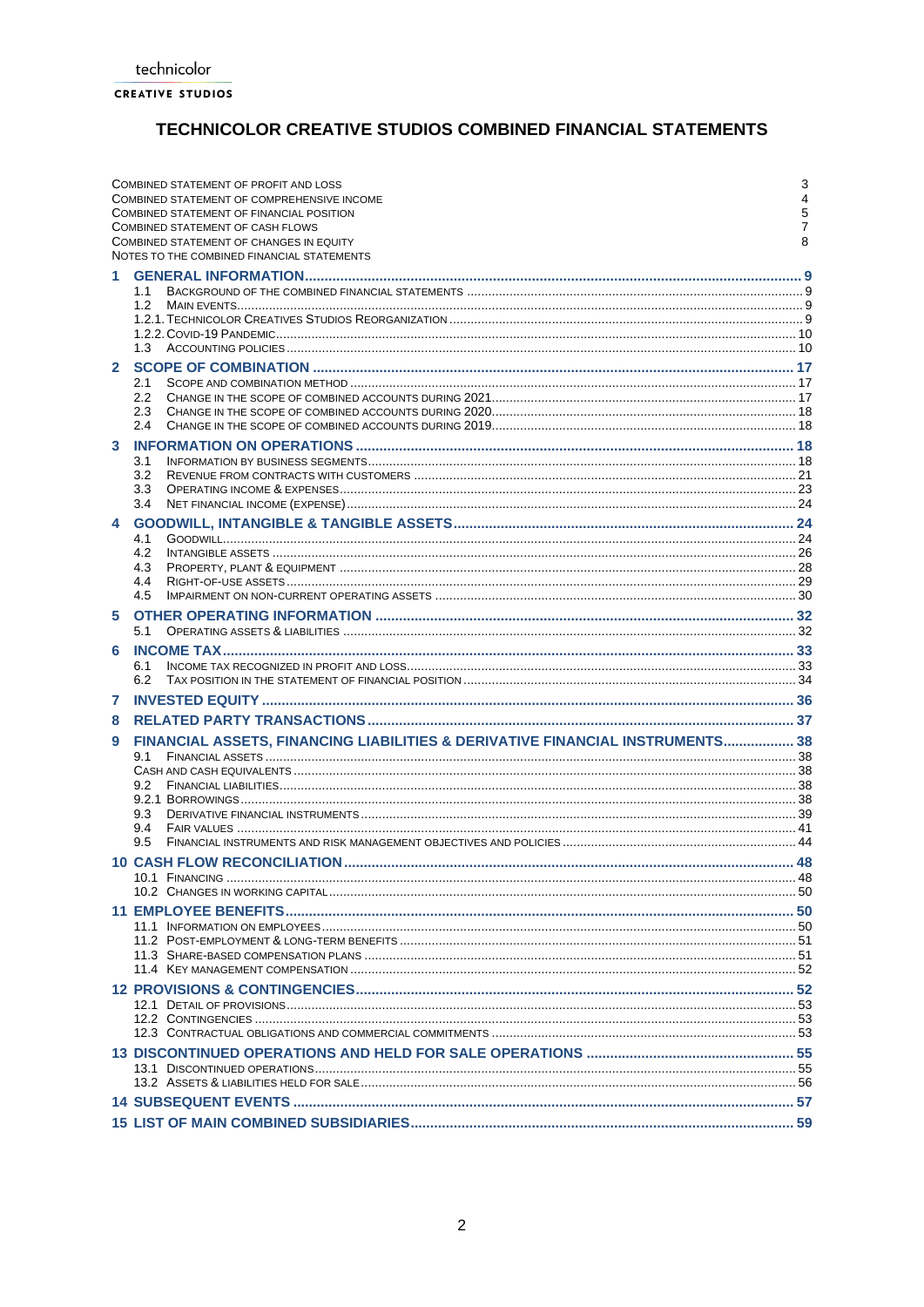technicolor
CREATIVE STUDIOS

# TECHNICOLOR CREATIVE STUDIOS COMBINED FINANCIAL STATEMENTS

| | |
|---|---|
| COMBINED STATEMENT OF PROFIT AND LOSS | 3 |
| COMBINED STATEMENT OF COMPREHENSIVE INCOME | 4 |
| COMBINED STATEMENT OF FINANCIAL POSITION | 5 |
| COMBINED STATEMENT OF CASH FLOWS | 7 |
| COMBINED STATEMENT OF CHANGES IN EQUITY | 8 |
| NOTES TO THE COMBINED FINANCIAL STATEMENTS | |
| **1 GENERAL INFORMATION** | **9** |
| 1.1 BACKGROUND OF THE COMBINED FINANCIAL STATEMENTS | 9 |
| 1.2 MAIN EVENTS | 9 |
| 1.2.1. TECHNICOLOR CREATIVES STUDIOS REORGANIZATION | 9 |
| 1.2.2. COVID-19 PANDEMIC | 10 |
| 1.3 ACCOUNTING POLICIES | 10 |
| **2 SCOPE OF COMBINATION** | **17** |
| 2.1 SCOPE AND COMBINATION METHOD | 17 |
| 2.2 CHANGE IN THE SCOPE OF COMBINED ACCOUNTS DURING 2021 | 17 |
| 2.3 CHANGE IN THE SCOPE OF COMBINED ACCOUNTS DURING 2020 | 18 |
| 2.4 CHANGE IN THE SCOPE OF COMBINED ACCOUNTS DURING 2019 | 18 |
| **3 INFORMATION ON OPERATIONS** | **18** |
| 3.1 INFORMATION BY BUSINESS SEGMENTS | 18 |
| 3.2 REVENUE FROM CONTRACTS WITH CUSTOMERS | 21 |
| 3.3 OPERATING INCOME & EXPENSES | 23 |
| 3.4 NET FINANCIAL INCOME (EXPENSE) | 24 |
| **4 GOODWILL, INTANGIBLE & TANGIBLE ASSETS** | **24** |
| 4.1 GOODWILL | 24 |
| 4.2 INTANGIBLE ASSETS | 26 |
| 4.3 PROPERTY, PLANT & EQUIPMENT | 28 |
| 4.4 RIGHT-OF-USE ASSETS | 29 |
| 4.5 IMPAIRMENT ON NON-CURRENT OPERATING ASSETS | 30 |
| **5 OTHER OPERATING INFORMATION** | **32** |
| 5.1 OPERATING ASSETS & LIABILITIES | 32 |
| **6 INCOME TAX** | **33** |
| 6.1 INCOME TAX RECOGNIZED IN PROFIT AND LOSS | 33 |
| 6.2 TAX POSITION IN THE STATEMENT OF FINANCIAL POSITION | 34 |
| **7 INVESTED EQUITY** | **36** |
| **8 RELATED PARTY TRANSACTIONS** | **37** |
| **9 FINANCIAL ASSETS, FINANCING LIABILITIES & DERIVATIVE FINANCIAL INSTRUMENTS** | **38** |
| 9.1 FINANCIAL ASSETS | 38 |
| CASH AND CASH EQUIVALENTS | 38 |
| 9.2 FINANCIAL LIABILITIES | 38 |
| 9.2.1 BORROWINGS | 38 |
| 9.3 DERIVATIVE FINANCIAL INSTRUMENTS | 39 |
| 9.4 FAIR VALUES | 41 |
| 9.5 FINANCIAL INSTRUMENTS AND RISK MANAGEMENT OBJECTIVES AND POLICIES | 44 |
| **10 CASH FLOW RECONCILIATION** | **48** |
| 10.1 FINANCING | 48 |
| 10.2 CHANGES IN WORKING CAPITAL | 50 |
| **11 EMPLOYEE BENEFITS** | **50** |
| 11.1 INFORMATION ON EMPLOYEES | 50 |
| 11.2 POST-EMPLOYMENT & LONG-TERM BENEFITS | 51 |
| 11.3 SHARE-BASED COMPENSATION PLANS | 51 |
| 11.4 KEY MANAGEMENT COMPENSATION | 52 |
| **12 PROVISIONS & CONTINGENCIES** | **52** |
| 12.1 DETAIL OF PROVISIONS | 53 |
| 12.2 CONTINGENCIES | 53 |
| 12.3 CONTRACTUAL OBLIGATIONS AND COMMERCIAL COMMITMENTS | 53 |
| **13 DISCONTINUED OPERATIONS AND HELD FOR SALE OPERATIONS** | **55** |
| 13.1 DISCONTINUED OPERATIONS | 55 |
| 13.2 ASSETS & LIABILITIES HELD FOR SALE | 56 |
| **14 SUBSEQUENT EVENTS** | **57** |
| **15 LIST OF MAIN COMBINED SUBSIDIARIES** | **59** |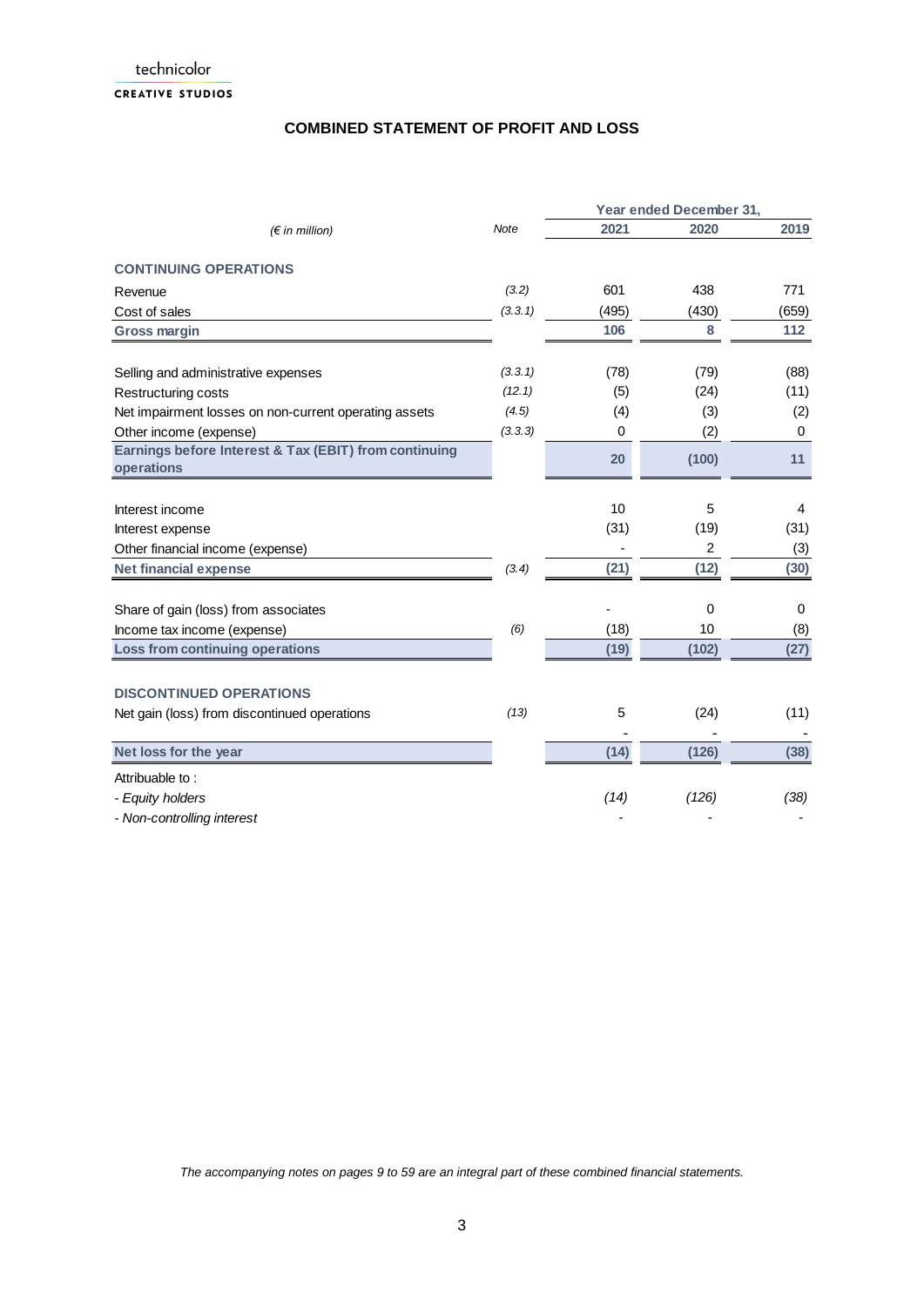technicolor
CREATIVE STUDIOS

## COMBINED STATEMENT OF PROFIT AND LOSS

| *(€ in million)* | *Note* | Year ended December 31, 2021 | 2020 | 2019 |
|---|---|---|---|---|
| **CONTINUING OPERATIONS** | | | | |
| Revenue | *(3.2)* | 601 | 438 | 771 |
| Cost of sales | *(3.3.1)* | (495) | (430) | (659) |
| **Gross margin** | | **106** | **8** | **112** |
| Selling and administrative expenses | *(3.3.1)* | (78) | (79) | (88) |
| Restructuring costs | *(12.1)* | (5) | (24) | (11) |
| Net impairment losses on non-current operating assets | *(4.5)* | (4) | (3) | (2) |
| Other income (expense) | *(3.3.3)* | 0 | (2) | 0 |
| **Earnings before Interest & Tax (EBIT) from continuing operations** | | **20** | **(100)** | **11** |
| Interest income | | 10 | 5 | 4 |
| Interest expense | | (31) | (19) | (31) |
| Other financial income (expense) | | - | 2 | (3) |
| **Net financial expense** | *(3.4)* | **(21)** | **(12)** | **(30)** |
| Share of gain (loss) from associates | | - | 0 | 0 |
| Income tax income (expense) | *(6)* | (18) | 10 | (8) |
| **Loss from continuing operations** | | **(19)** | **(102)** | **(27)** |
| **DISCONTINUED OPERATIONS** | | | | |
| Net gain (loss) from discontinued operations | *(13)* | 5 | (24) | (11) |
| | | - | - | - |
| **Net loss for the year** | | **(14)** | **(126)** | **(38)** |
| Attribuable to : | | | | |
| *- Equity holders* | | *(14)* | *(126)* | *(38)* |
| *- Non-controlling interest* | | - | - | - |

*The accompanying notes on pages 9 to 59 are an integral part of these combined financial statements.*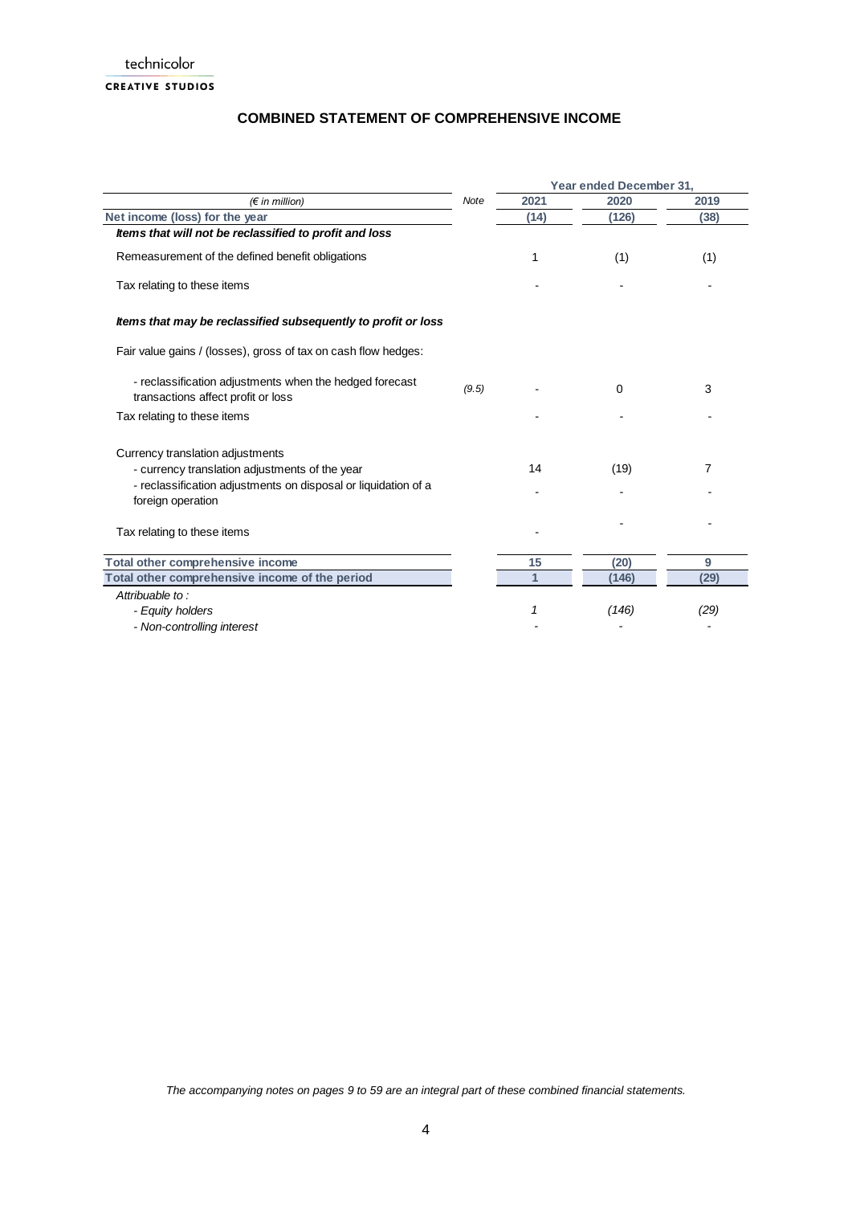technicolor

CREATIVE STUDIOS

## COMBINED STATEMENT OF COMPREHENSIVE INCOME

| | | Year ended December 31, | | |
|---|---|---|---|---|
| *(€ in million)* | *Note* | **2021** | **2020** | **2019** |
| **Net income (loss) for the year** | | **(14)** | **(126)** | **(38)** |
| ***Items that will not be reclassified to profit and loss*** | | | | |
| Remeasurement of the defined benefit obligations | | 1 | (1) | (1) |
| Tax relating to these items | | - | - | - |
| ***Items that may be reclassified subsequently to profit or loss*** | | | | |
| Fair value gains / (losses), gross of tax on cash flow hedges: | | | | |
| - reclassification adjustments when the hedged forecast transactions affect profit or loss | *(9.5)* | - | 0 | 3 |
| Tax relating to these items | | - | - | - |
| Currency translation adjustments | | | | |
| - currency translation adjustments of the year | | 14 | (19) | 7 |
| - reclassification adjustments on disposal or liquidation of a foreign operation | | - | - | - |
| Tax relating to these items | | - | - | - |
| **Total other comprehensive income** | | **15** | **(20)** | **9** |
| **Total other comprehensive income of the period** | | **1** | **(146)** | **(29)** |
| *Attributable to :* | | | | |
| *- Equity holders* | | *1* | *(146)* | *(29)* |
| *- Non-controlling interest* | | - | - | - |

*The accompanying notes on pages 9 to 59 are an integral part of these combined financial statements.*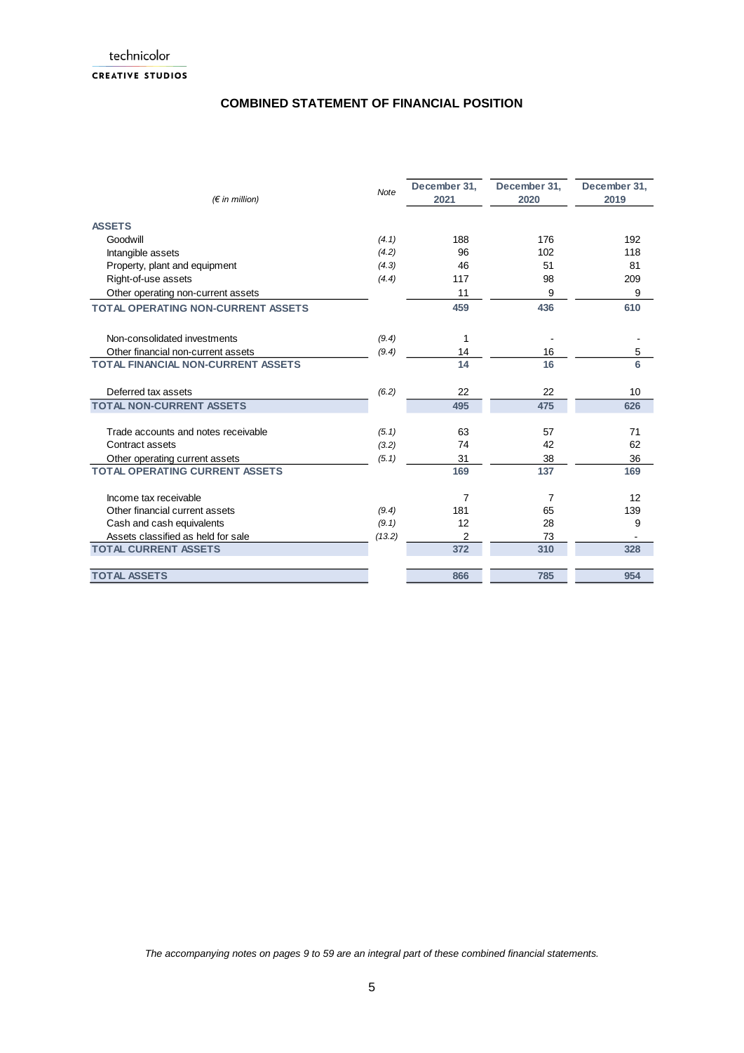# COMBINED STATEMENT OF FINANCIAL POSITION

| *(€ in million)* | *Note* | December 31, 2021 | December 31, 2020 | December 31, 2019 |
|---|---|---|---|---|
| **ASSETS** | | | | |
| Goodwill | *(4.1)* | 188 | 176 | 192 |
| Intangible assets | *(4.2)* | 96 | 102 | 118 |
| Property, plant and equipment | *(4.3)* | 46 | 51 | 81 |
| Right-of-use assets | *(4.4)* | 117 | 98 | 209 |
| Other operating non-current assets | | 11 | 9 | 9 |
| **TOTAL OPERATING NON-CURRENT ASSETS** | | **459** | **436** | **610** |
| Non-consolidated investments | *(9.4)* | 1 | - | - |
| Other financial non-current assets | *(9.4)* | 14 | 16 | 5 |
| **TOTAL FINANCIAL NON-CURRENT ASSETS** | | **14** | **16** | **6** |
| Deferred tax assets | *(6.2)* | 22 | 22 | 10 |
| **TOTAL NON-CURRENT ASSETS** | | **495** | **475** | **626** |
| Trade accounts and notes receivable | *(5.1)* | 63 | 57 | 71 |
| Contract assets | *(3.2)* | 74 | 42 | 62 |
| Other operating current assets | *(5.1)* | 31 | 38 | 36 |
| **TOTAL OPERATING CURRENT ASSETS** | | **169** | **137** | **169** |
| Income tax receivable | | 7 | 7 | 12 |
| Other financial current assets | *(9.4)* | 181 | 65 | 139 |
| Cash and cash equivalents | *(9.1)* | 12 | 28 | 9 |
| Assets classified as held for sale | *(13.2)* | 2 | 73 | - |
| **TOTAL CURRENT ASSETS** | | **372** | **310** | **328** |
| **TOTAL ASSETS** | | **866** | **785** | **954** |

*The accompanying notes on pages 9 to 59 are an integral part of these combined financial statements.*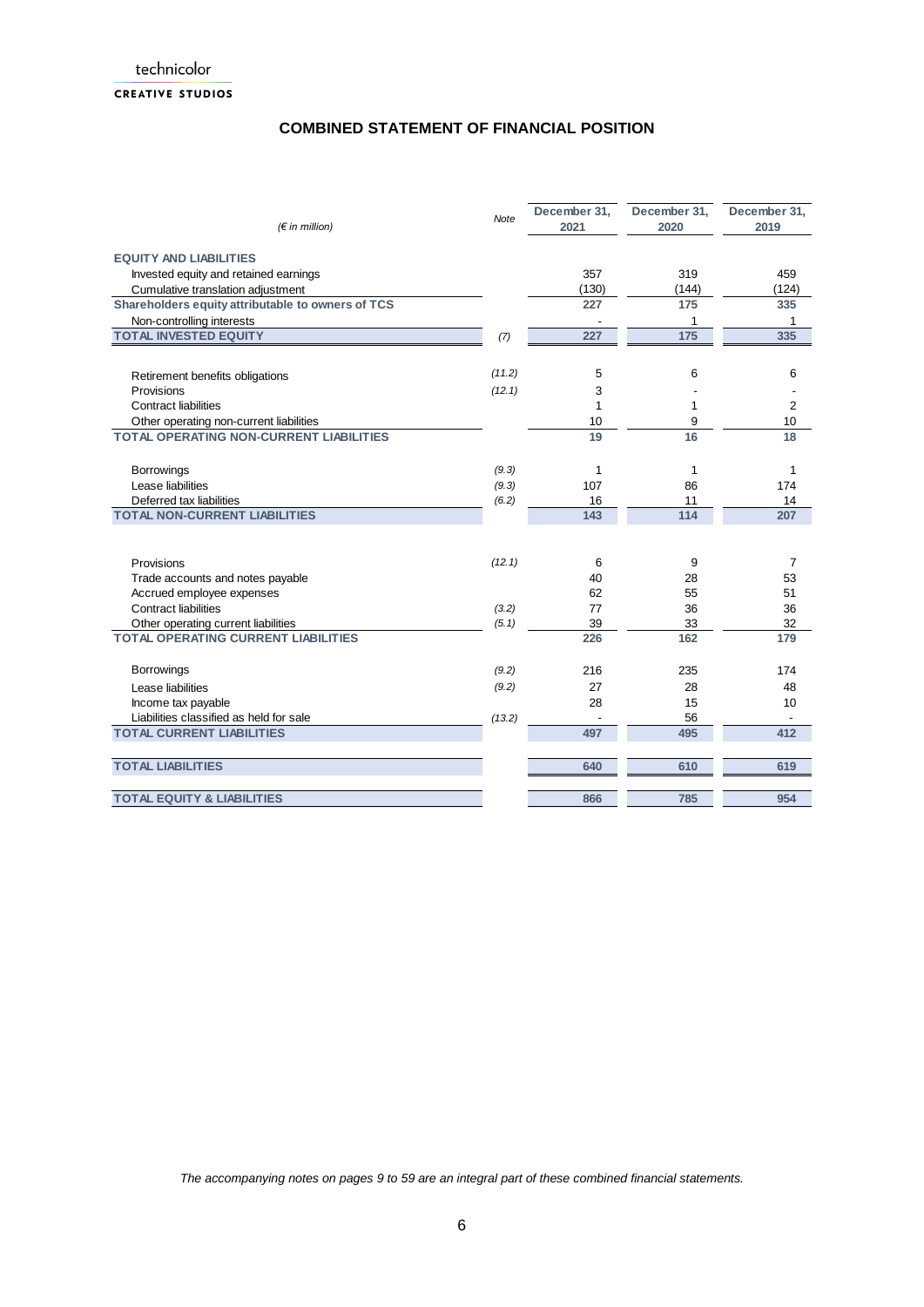technicolor

CREATIVE STUDIOS

# COMBINED STATEMENT OF FINANCIAL POSITION

| *(€ in million)* | *Note* | December 31, 2021 | December 31, 2020 | December 31, 2019 |
|---|---|---|---|---|
| **EQUITY AND LIABILITIES** | | | | |
| Invested equity and retained earnings | | 357 | 319 | 459 |
| Cumulative translation adjustment | | (130) | (144) | (124) |
| **Shareholders equity attributable to owners of TCS** | | **227** | **175** | **335** |
| Non-controlling interests | | - | 1 | 1 |
| **TOTAL INVESTED EQUITY** | *(7)* | **227** | **175** | **335** |
| | | | | |
| Retirement benefits obligations | *(11.2)* | 5 | 6 | 6 |
| Provisions | *(12.1)* | 3 | - | - |
| Contract liabilities | | 1 | 1 | 2 |
| Other operating non-current liabilities | | 10 | 9 | 10 |
| **TOTAL OPERATING NON-CURRENT LIABILITIES** | | **19** | **16** | **18** |
| | | | | |
| Borrowings | *(9.3)* | 1 | 1 | 1 |
| Lease liabilities | *(9.3)* | 107 | 86 | 174 |
| Deferred tax liabilities | *(6.2)* | 16 | 11 | 14 |
| **TOTAL NON-CURRENT LIABILITIES** | | **143** | **114** | **207** |
| | | | | |
| Provisions | *(12.1)* | 6 | 9 | 7 |
| Trade accounts and notes payable | | 40 | 28 | 53 |
| Accrued employee expenses | | 62 | 55 | 51 |
| Contract liabilities | *(3.2)* | 77 | 36 | 36 |
| Other operating current liabilities | *(5.1)* | 39 | 33 | 32 |
| **TOTAL OPERATING CURRENT LIABILITIES** | | **226** | **162** | **179** |
| | | | | |
| Borrowings | *(9.2)* | 216 | 235 | 174 |
| Lease liabilities | *(9.2)* | 27 | 28 | 48 |
| Income tax payable | | 28 | 15 | 10 |
| Liabilities classified as held for sale | *(13.2)* | - | 56 | - |
| **TOTAL CURRENT LIABILITIES** | | **497** | **495** | **412** |
| | | | | |
| **TOTAL LIABILITIES** | | **640** | **610** | **619** |
| | | | | |
| **TOTAL EQUITY & LIABILITIES** | | **866** | **785** | **954** |

*The accompanying notes on pages 9 to 59 are an integral part of these combined financial statements.*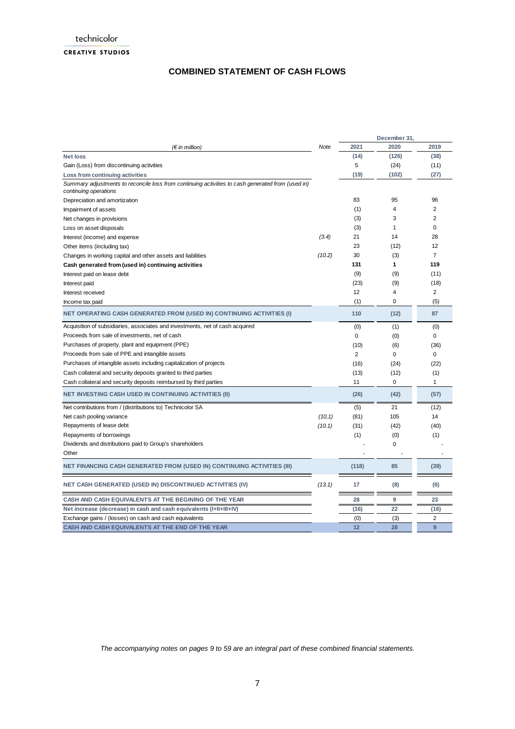technicolor

CREATIVE STUDIOS

# COMBINED STATEMENT OF CASH FLOWS

| *(€ in million)* | *Note* | December 31, 2021 | 2020 | 2019 |
|---|---|---|---|---|
| **Net loss** | | **(14)** | **(126)** | **(38)** |
| Gain (Loss) from discontinuing activities | | 5 | (24) | (11) |
| **Loss from continuing activities** | | **(19)** | **(102)** | **(27)** |
| *Summary adjustments to reconcile loss from continuing activities to cash generated from (used in) continuing operations* | | | | |
| Depreciation and amortization | | 83 | 95 | 96 |
| Impairment of assets | | (1) | 4 | 2 |
| Net changes in provisions | | (3) | 3 | 2 |
| Loss on asset disposals | | (3) | 1 | 0 |
| Interest (income) and expense | *(3.4)* | 21 | 14 | 28 |
| Other items (including tax) | | 23 | (12) | 12 |
| Changes in working capital and other assets and liabilities | *(10.2)* | 30 | (3) | 7 |
| **Cash generated from (used in) continuing activities** | | **131** | **1** | **119** |
| Interest paid on lease debt | | (9) | (9) | (11) |
| Interest paid | | (23) | (9) | (18) |
| Interest received | | 12 | 4 | 2 |
| Income tax paid | | (1) | 0 | (5) |
| **NET OPERATING CASH GENERATED FROM (USED IN) CONTINUING ACTIVITIES (I)** | | **110** | **(12)** | **87** |
| Acquisition of subsidiaries, associates and investments, net of cash acquired | | (0) | (1) | (0) |
| Proceeds from sale of investments, net of cash | | 0 | (0) | 0 |
| Purchases of property, plant and equipment (PPE) | | (10) | (6) | (36) |
| Proceeds from sale of PPE and intangible assets | | 2 | 0 | 0 |
| Purchases of intangible assets including capitalization of projects | | (16) | (24) | (22) |
| Cash collateral and security deposits granted to third parties | | (13) | (12) | (1) |
| Cash collateral and security deposits reimbursed by third parties | | 11 | 0 | 1 |
| **NET INVESTING CASH USED IN CONTINUING ACTIVITIES (II)** | | **(26)** | **(42)** | **(57)** |
| Net contributions from / (distributions to) Technicolor SA | | (5) | 21 | (12) |
| Net cash pooling variance | *(10,1)* | (81) | 105 | 14 |
| Repayments of lease debt | *(10.1)* | (31) | (42) | (40) |
| Repayments of borrowings | | (1) | (0) | (1) |
| Dividends and distributions paid to Group's shareholders | | - | 0 | - |
| Other | | - | - | - |
| **NET FINANCING CASH GENERATED FROM (USED IN) CONTINUING ACTIVITIES (III)** | | **(118)** | **85** | **(39)** |
| **NET CASH GENERATED (USED IN) DISCONTINUED ACTIVITIES (IV)** | *(13.1)* | **17** | **(8)** | **(6)** |
| **CASH AND CASH EQUIVALENTS AT THE BEGINING OF THE YEAR** | | **28** | **9** | **23** |
| **Net increase (decrease) in cash and cash equivalents (I+II+III+IV)** | | **(16)** | **22** | **(16)** |
| Exchange gains / (losses) on cash and cash equivalents | | (0) | (3) | 2 |
| **CASH AND CASH EQUIVALENTS AT THE END OF THE YEAR** | | **12** | **28** | **9** |

*The accompanying notes on pages 9 to 59 are an integral part of these combined financial statements.*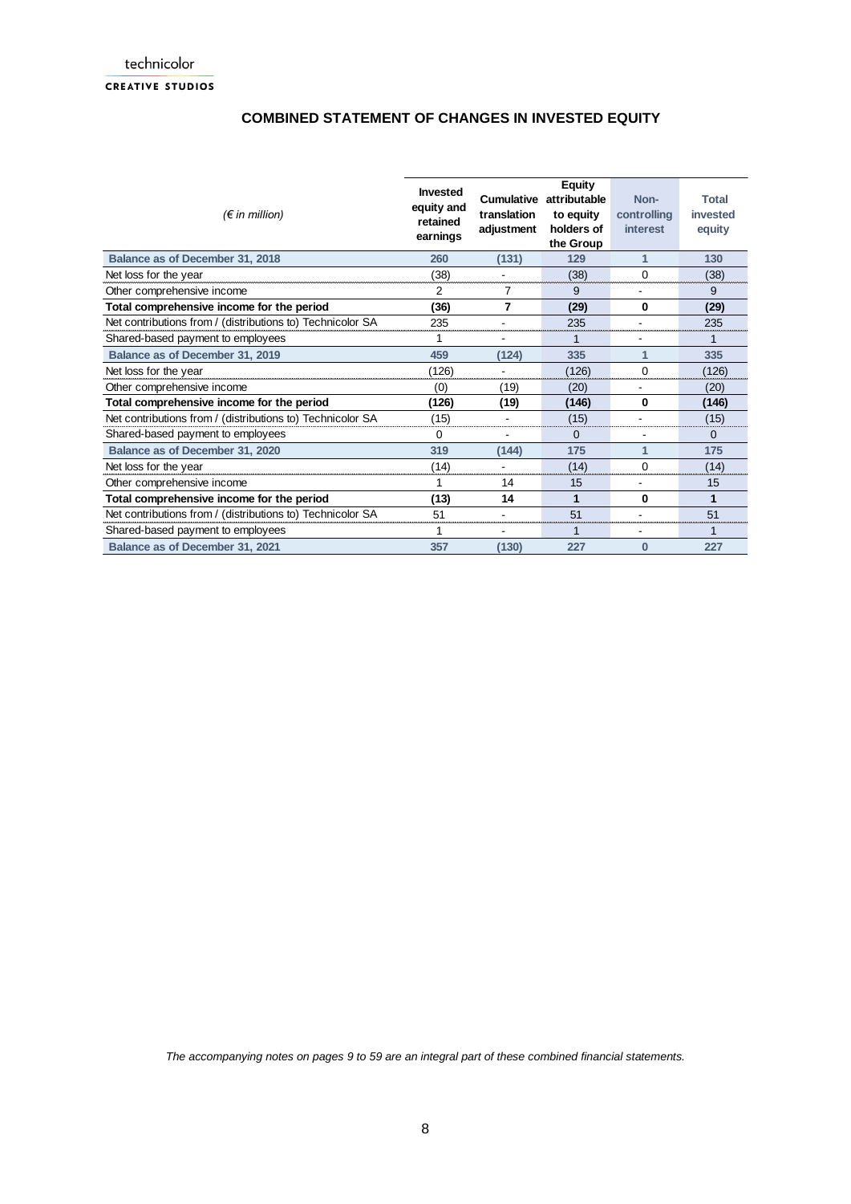## COMBINED STATEMENT OF CHANGES IN INVESTED EQUITY

| *(€ in million)* | Invested equity and retained earnings | Cumulative translation adjustment | Equity attributable to equity holders of the Group | Non-controlling interest | Total invested equity |
|---|---|---|---|---|---|
| **Balance as of December 31, 2018** | **260** | **(131)** | **129** | **1** | **130** |
| Net loss for the year | (38) | - | (38) | 0 | (38) |
| Other comprehensive income | 2 | 7 | 9 | - | 9 |
| **Total comprehensive income for the period** | **(36)** | **7** | **(29)** | **0** | **(29)** |
| Net contributions from / (distributions to) Technicolor SA | 235 | - | 235 | - | 235 |
| Shared-based payment to employees | 1 | - | 1 | - | 1 |
| **Balance as of December 31, 2019** | **459** | **(124)** | **335** | **1** | **335** |
| Net loss for the year | (126) | - | (126) | 0 | (126) |
| Other comprehensive income | (0) | (19) | (20) | - | (20) |
| **Total comprehensive income for the period** | **(126)** | **(19)** | **(146)** | **0** | **(146)** |
| Net contributions from / (distributions to) Technicolor SA | (15) | - | (15) | - | (15) |
| Shared-based payment to employees | 0 | - | 0 | - | 0 |
| **Balance as of December 31, 2020** | **319** | **(144)** | **175** | **1** | **175** |
| Net loss for the year | (14) | - | (14) | 0 | (14) |
| Other comprehensive income | 1 | 14 | 15 | - | 15 |
| **Total comprehensive income for the period** | **(13)** | **14** | **1** | **0** | **1** |
| Net contributions from / (distributions to) Technicolor SA | 51 | - | 51 | - | 51 |
| Shared-based payment to employees | 1 | - | 1 | - | 1 |
| **Balance as of December 31, 2021** | **357** | **(130)** | **227** | **0** | **227** |

*The accompanying notes on pages 9 to 59 are an integral part of these combined financial statements.*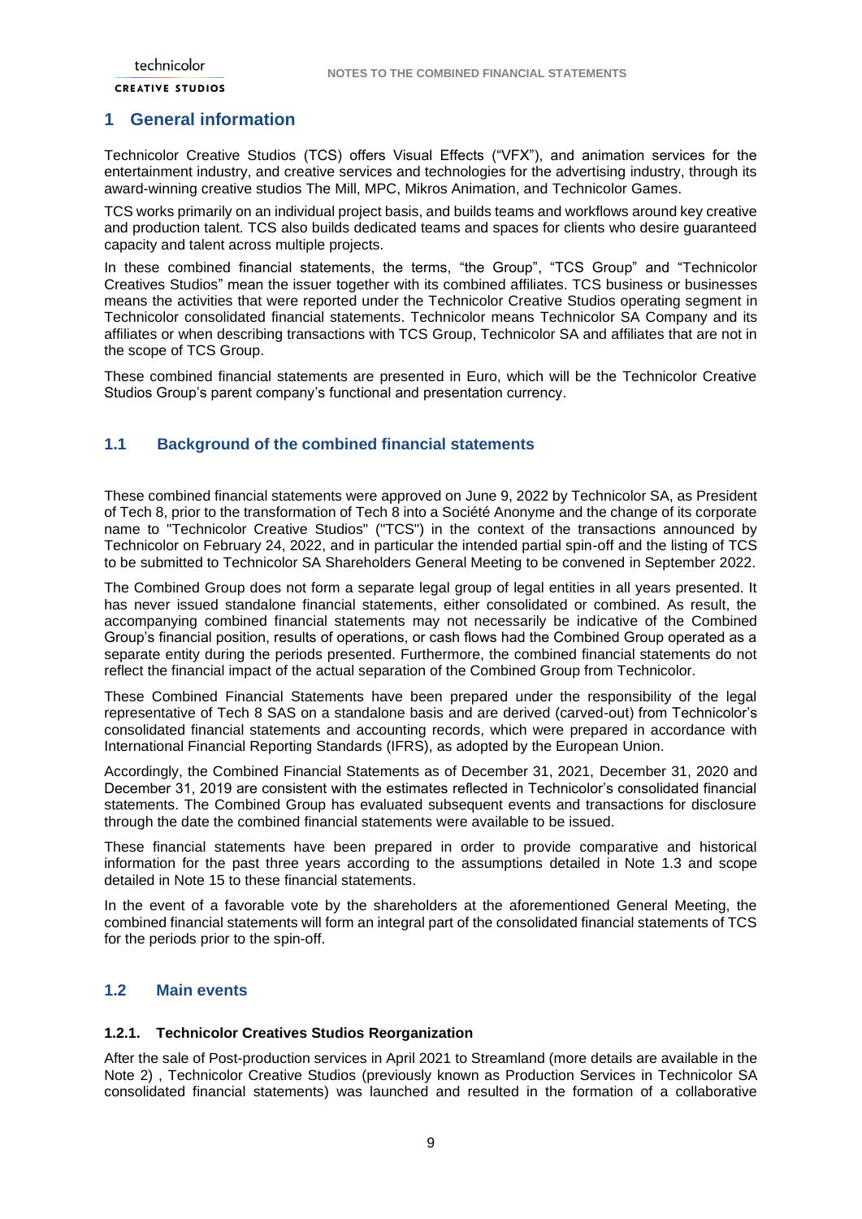# 1 General information

Technicolor Creative Studios (TCS) offers Visual Effects ("VFX"), and animation services for the entertainment industry, and creative services and technologies for the advertising industry, through its award-winning creative studios The Mill, MPC, Mikros Animation, and Technicolor Games.

TCS works primarily on an individual project basis, and builds teams and workflows around key creative and production talent. TCS also builds dedicated teams and spaces for clients who desire guaranteed capacity and talent across multiple projects.

In these combined financial statements, the terms, "the Group", "TCS Group" and "Technicolor Creatives Studios" mean the issuer together with its combined affiliates. TCS business or businesses means the activities that were reported under the Technicolor Creative Studios operating segment in Technicolor consolidated financial statements. Technicolor means Technicolor SA Company and its affiliates or when describing transactions with TCS Group, Technicolor SA and affiliates that are not in the scope of TCS Group.

These combined financial statements are presented in Euro, which will be the Technicolor Creative Studios Group's parent company's functional and presentation currency.

## 1.1 Background of the combined financial statements

These combined financial statements were approved on June 9, 2022 by Technicolor SA, as President of Tech 8, prior to the transformation of Tech 8 into a Société Anonyme and the change of its corporate name to "Technicolor Creative Studios" ("TCS") in the context of the transactions announced by Technicolor on February 24, 2022, and in particular the intended partial spin-off and the listing of TCS to be submitted to Technicolor SA Shareholders General Meeting to be convened in September 2022.

The Combined Group does not form a separate legal group of legal entities in all years presented. It has never issued standalone financial statements, either consolidated or combined. As result, the accompanying combined financial statements may not necessarily be indicative of the Combined Group's financial position, results of operations, or cash flows had the Combined Group operated as a separate entity during the periods presented. Furthermore, the combined financial statements do not reflect the financial impact of the actual separation of the Combined Group from Technicolor.

These Combined Financial Statements have been prepared under the responsibility of the legal representative of Tech 8 SAS on a standalone basis and are derived (carved-out) from Technicolor's consolidated financial statements and accounting records, which were prepared in accordance with International Financial Reporting Standards (IFRS), as adopted by the European Union.

Accordingly, the Combined Financial Statements as of December 31, 2021, December 31, 2020 and December 31, 2019 are consistent with the estimates reflected in Technicolor's consolidated financial statements. The Combined Group has evaluated subsequent events and transactions for disclosure through the date the combined financial statements were available to be issued.

These financial statements have been prepared in order to provide comparative and historical information for the past three years according to the assumptions detailed in Note 1.3 and scope detailed in Note 15 to these financial statements.

In the event of a favorable vote by the shareholders at the aforementioned General Meeting, the combined financial statements will form an integral part of the consolidated financial statements of TCS for the periods prior to the spin-off.

## 1.2 Main events

### 1.2.1. Technicolor Creatives Studios Reorganization

After the sale of Post-production services in April 2021 to Streamland (more details are available in the Note 2) , Technicolor Creative Studios (previously known as Production Services in Technicolor SA consolidated financial statements) was launched and resulted in the formation of a collaborative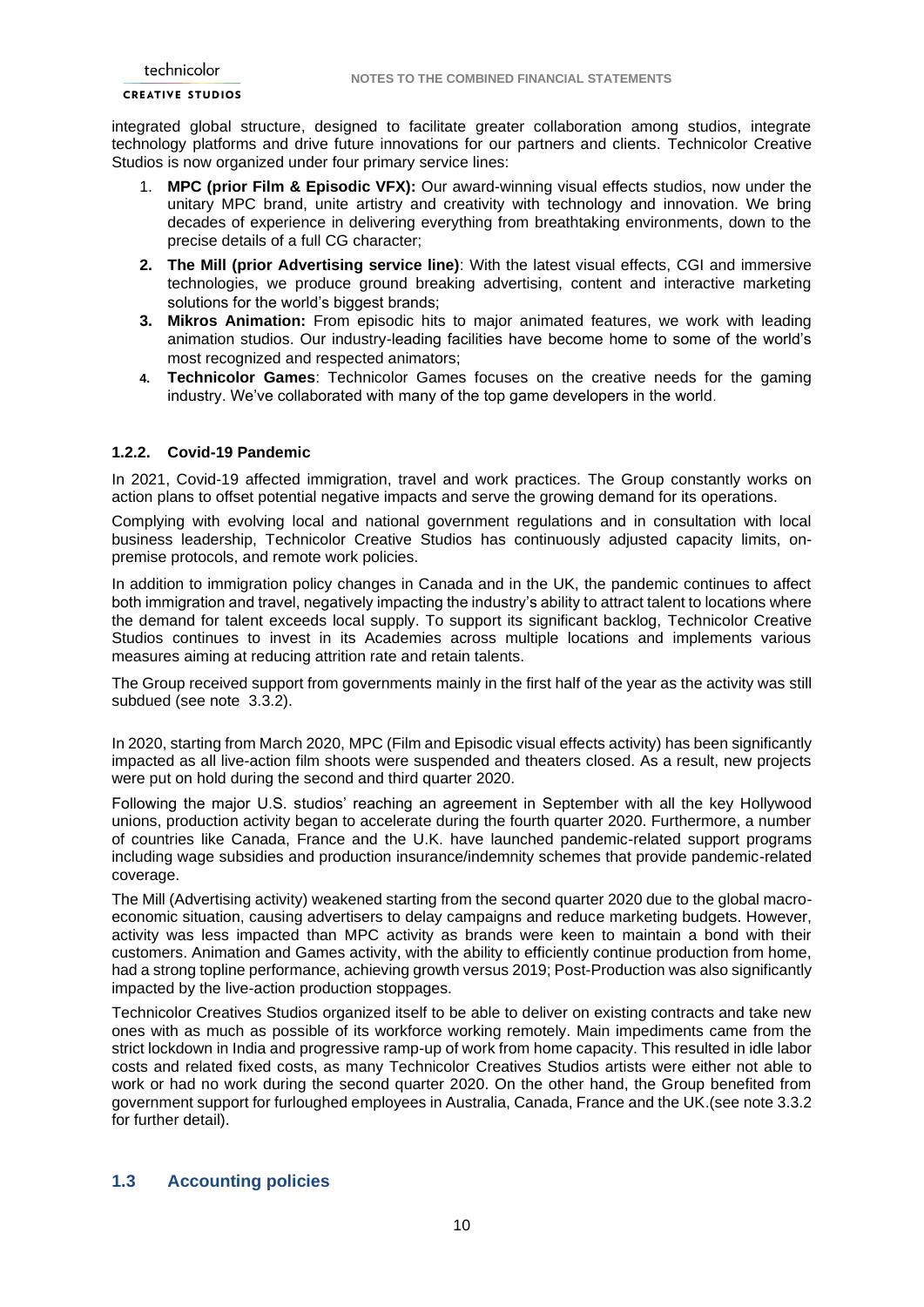integrated global structure, designed to facilitate greater collaboration among studios, integrate technology platforms and drive future innovations for our partners and clients. Technicolor Creative Studios is now organized under four primary service lines:

1. **MPC (prior Film & Episodic VFX):** Our award-winning visual effects studios, now under the unitary MPC brand, unite artistry and creativity with technology and innovation. We bring decades of experience in delivering everything from breathtaking environments, down to the precise details of a full CG character;
2. **The Mill (prior Advertising service line)**: With the latest visual effects, CGI and immersive technologies, we produce ground breaking advertising, content and interactive marketing solutions for the world's biggest brands;
3. **Mikros Animation:** From episodic hits to major animated features, we work with leading animation studios. Our industry-leading facilities have become home to some of the world's most recognized and respected animators;
4. **Technicolor Games**: Technicolor Games focuses on the creative needs for the gaming industry. We've collaborated with many of the top game developers in the world.

### 1.2.2. Covid-19 Pandemic

In 2021, Covid-19 affected immigration, travel and work practices. The Group constantly works on action plans to offset potential negative impacts and serve the growing demand for its operations.

Complying with evolving local and national government regulations and in consultation with local business leadership, Technicolor Creative Studios has continuously adjusted capacity limits, on-premise protocols, and remote work policies.

In addition to immigration policy changes in Canada and in the UK, the pandemic continues to affect both immigration and travel, negatively impacting the industry's ability to attract talent to locations where the demand for talent exceeds local supply. To support its significant backlog, Technicolor Creative Studios continues to invest in its Academies across multiple locations and implements various measures aiming at reducing attrition rate and retain talents.

The Group received support from governments mainly in the first half of the year as the activity was still subdued (see note 3.3.2).

In 2020, starting from March 2020, MPC (Film and Episodic visual effects activity) has been significantly impacted as all live-action film shoots were suspended and theaters closed. As a result, new projects were put on hold during the second and third quarter 2020.

Following the major U.S. studios' reaching an agreement in September with all the key Hollywood unions, production activity began to accelerate during the fourth quarter 2020. Furthermore, a number of countries like Canada, France and the U.K. have launched pandemic-related support programs including wage subsidies and production insurance/indemnity schemes that provide pandemic-related coverage.

The Mill (Advertising activity) weakened starting from the second quarter 2020 due to the global macro-economic situation, causing advertisers to delay campaigns and reduce marketing budgets. However, activity was less impacted than MPC activity as brands were keen to maintain a bond with their customers. Animation and Games activity, with the ability to efficiently continue production from home, had a strong topline performance, achieving growth versus 2019; Post-Production was also significantly impacted by the live-action production stoppages.

Technicolor Creatives Studios organized itself to be able to deliver on existing contracts and take new ones with as much as possible of its workforce working remotely. Main impediments came from the strict lockdown in India and progressive ramp-up of work from home capacity. This resulted in idle labor costs and related fixed costs, as many Technicolor Creatives Studios artists were either not able to work or had no work during the second quarter 2020. On the other hand, the Group benefited from government support for furloughed employees in Australia, Canada, France and the UK.(see note 3.3.2 for further detail).

## 1.3 Accounting policies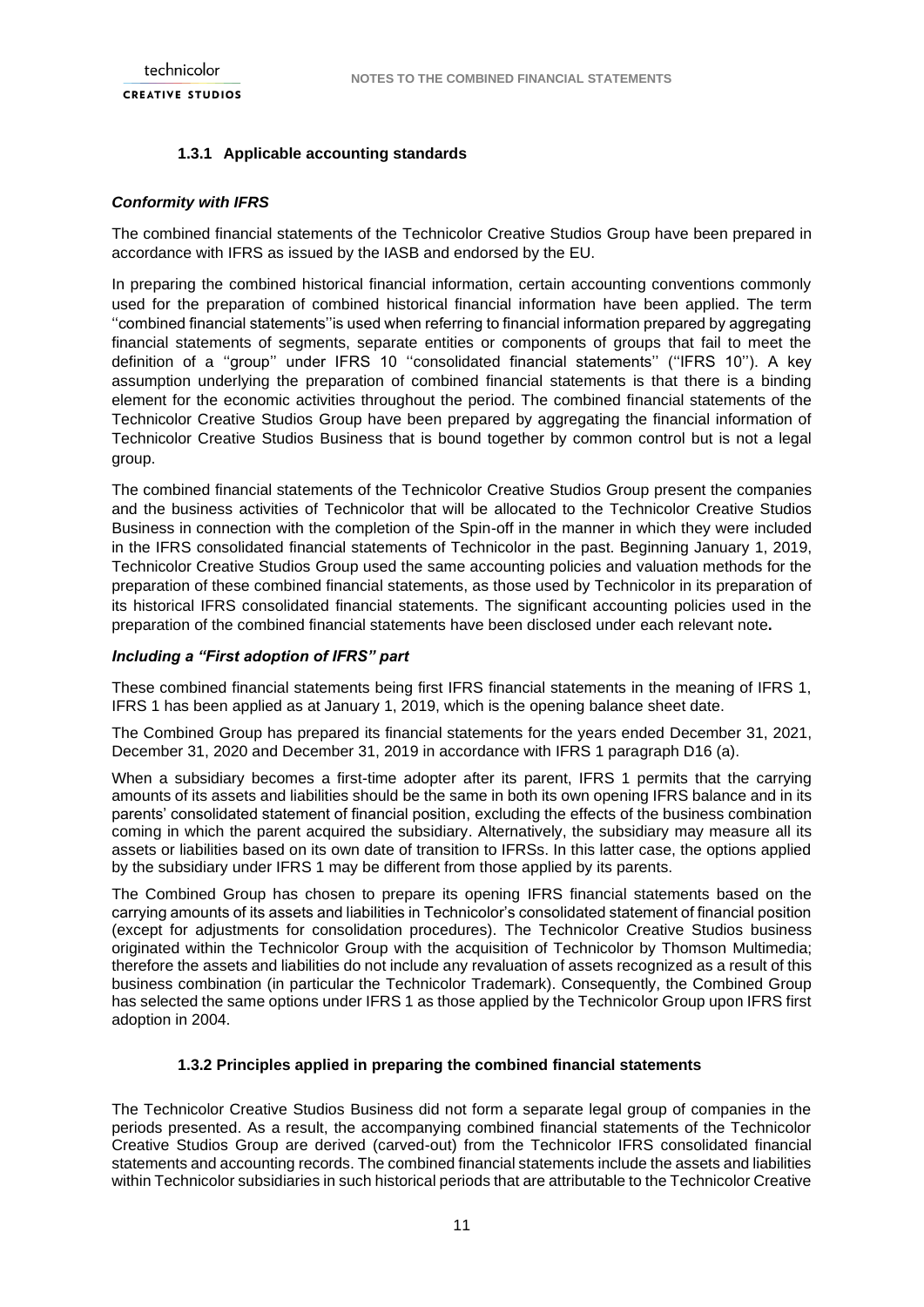### 1.3.1 Applicable accounting standards

***Conformity with IFRS***

The combined financial statements of the Technicolor Creative Studios Group have been prepared in accordance with IFRS as issued by the IASB and endorsed by the EU.

In preparing the combined historical financial information, certain accounting conventions commonly used for the preparation of combined historical financial information have been applied. The term ''combined financial statements''is used when referring to financial information prepared by aggregating financial statements of segments, separate entities or components of groups that fail to meet the definition of a ''group'' under IFRS 10 ''consolidated financial statements'' (''IFRS 10''). A key assumption underlying the preparation of combined financial statements is that there is a binding element for the economic activities throughout the period. The combined financial statements of the Technicolor Creative Studios Group have been prepared by aggregating the financial information of Technicolor Creative Studios Business that is bound together by common control but is not a legal group.

The combined financial statements of the Technicolor Creative Studios Group present the companies and the business activities of Technicolor that will be allocated to the Technicolor Creative Studios Business in connection with the completion of the Spin-off in the manner in which they were included in the IFRS consolidated financial statements of Technicolor in the past. Beginning January 1, 2019, Technicolor Creative Studios Group used the same accounting policies and valuation methods for the preparation of these combined financial statements, as those used by Technicolor in its preparation of its historical IFRS consolidated financial statements. The significant accounting policies used in the preparation of the combined financial statements have been disclosed under each relevant note**.**

***Including a "First adoption of IFRS" part***

These combined financial statements being first IFRS financial statements in the meaning of IFRS 1, IFRS 1 has been applied as at January 1, 2019, which is the opening balance sheet date.

The Combined Group has prepared its financial statements for the years ended December 31, 2021, December 31, 2020 and December 31, 2019 in accordance with IFRS 1 paragraph D16 (a).

When a subsidiary becomes a first-time adopter after its parent, IFRS 1 permits that the carrying amounts of its assets and liabilities should be the same in both its own opening IFRS balance and in its parents' consolidated statement of financial position, excluding the effects of the business combination coming in which the parent acquired the subsidiary. Alternatively, the subsidiary may measure all its assets or liabilities based on its own date of transition to IFRSs. In this latter case, the options applied by the subsidiary under IFRS 1 may be different from those applied by its parents.

The Combined Group has chosen to prepare its opening IFRS financial statements based on the carrying amounts of its assets and liabilities in Technicolor's consolidated statement of financial position (except for adjustments for consolidation procedures). The Technicolor Creative Studios business originated within the Technicolor Group with the acquisition of Technicolor by Thomson Multimedia; therefore the assets and liabilities do not include any revaluation of assets recognized as a result of this business combination (in particular the Technicolor Trademark). Consequently, the Combined Group has selected the same options under IFRS 1 as those applied by the Technicolor Group upon IFRS first adoption in 2004.

### 1.3.2 Principles applied in preparing the combined financial statements

The Technicolor Creative Studios Business did not form a separate legal group of companies in the periods presented. As a result, the accompanying combined financial statements of the Technicolor Creative Studios Group are derived (carved-out) from the Technicolor IFRS consolidated financial statements and accounting records. The combined financial statements include the assets and liabilities within Technicolor subsidiaries in such historical periods that are attributable to the Technicolor Creative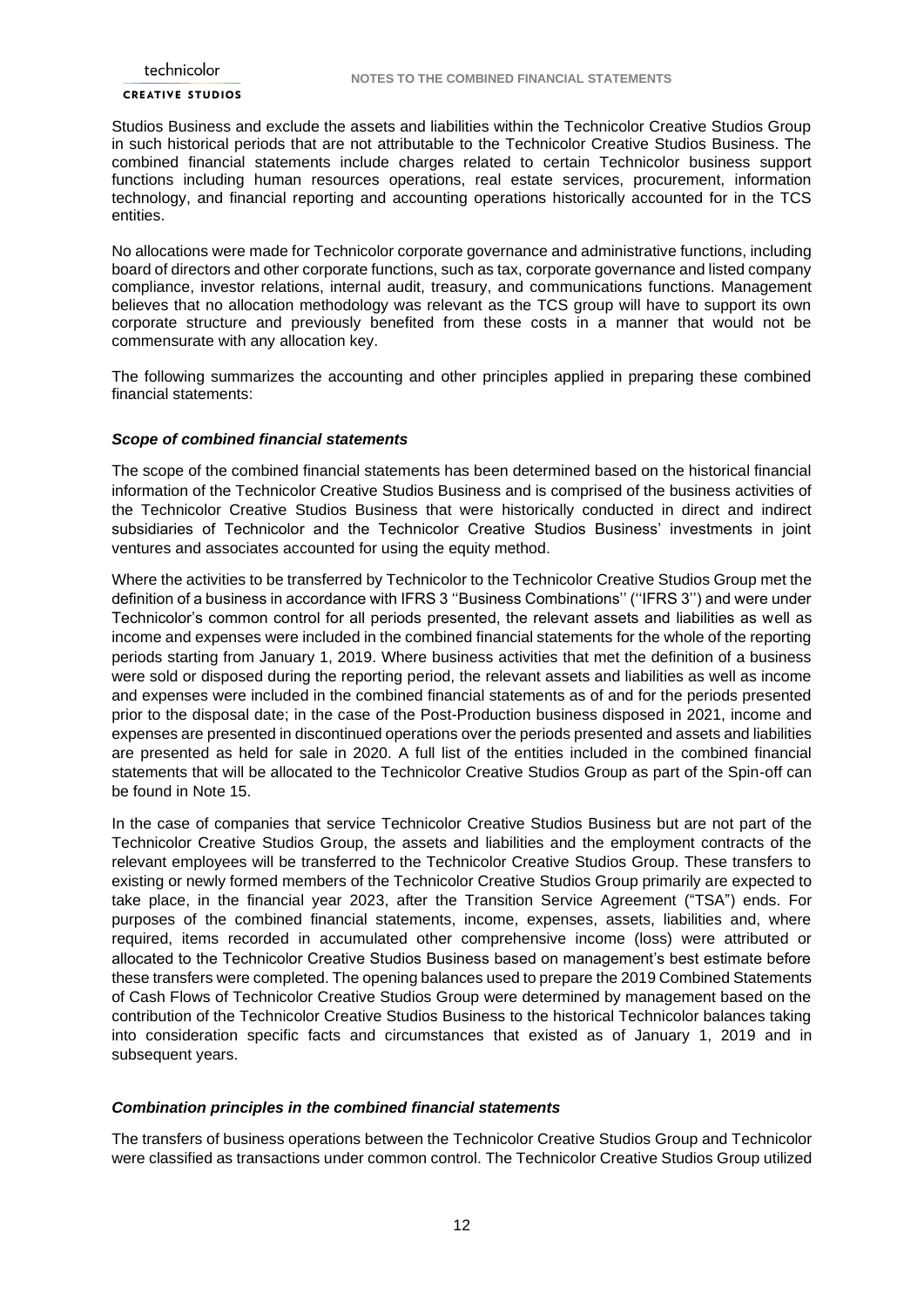Studios Business and exclude the assets and liabilities within the Technicolor Creative Studios Group in such historical periods that are not attributable to the Technicolor Creative Studios Business. The combined financial statements include charges related to certain Technicolor business support functions including human resources operations, real estate services, procurement, information technology, and financial reporting and accounting operations historically accounted for in the TCS entities.

No allocations were made for Technicolor corporate governance and administrative functions, including board of directors and other corporate functions, such as tax, corporate governance and listed company compliance, investor relations, internal audit, treasury, and communications functions. Management believes that no allocation methodology was relevant as the TCS group will have to support its own corporate structure and previously benefited from these costs in a manner that would not be commensurate with any allocation key.

The following summarizes the accounting and other principles applied in preparing these combined financial statements:

### *Scope of combined financial statements*

The scope of the combined financial statements has been determined based on the historical financial information of the Technicolor Creative Studios Business and is comprised of the business activities of the Technicolor Creative Studios Business that were historically conducted in direct and indirect subsidiaries of Technicolor and the Technicolor Creative Studios Business' investments in joint ventures and associates accounted for using the equity method.

Where the activities to be transferred by Technicolor to the Technicolor Creative Studios Group met the definition of a business in accordance with IFRS 3 ''Business Combinations'' (''IFRS 3'') and were under Technicolor's common control for all periods presented, the relevant assets and liabilities as well as income and expenses were included in the combined financial statements for the whole of the reporting periods starting from January 1, 2019. Where business activities that met the definition of a business were sold or disposed during the reporting period, the relevant assets and liabilities as well as income and expenses were included in the combined financial statements as of and for the periods presented prior to the disposal date; in the case of the Post-Production business disposed in 2021, income and expenses are presented in discontinued operations over the periods presented and assets and liabilities are presented as held for sale in 2020. A full list of the entities included in the combined financial statements that will be allocated to the Technicolor Creative Studios Group as part of the Spin-off can be found in Note 15.

In the case of companies that service Technicolor Creative Studios Business but are not part of the Technicolor Creative Studios Group, the assets and liabilities and the employment contracts of the relevant employees will be transferred to the Technicolor Creative Studios Group. These transfers to existing or newly formed members of the Technicolor Creative Studios Group primarily are expected to take place, in the financial year 2023, after the Transition Service Agreement ("TSA") ends. For purposes of the combined financial statements, income, expenses, assets, liabilities and, where required, items recorded in accumulated other comprehensive income (loss) were attributed or allocated to the Technicolor Creative Studios Business based on management's best estimate before these transfers were completed. The opening balances used to prepare the 2019 Combined Statements of Cash Flows of Technicolor Creative Studios Group were determined by management based on the contribution of the Technicolor Creative Studios Business to the historical Technicolor balances taking into consideration specific facts and circumstances that existed as of January 1, 2019 and in subsequent years.

### *Combination principles in the combined financial statements*

The transfers of business operations between the Technicolor Creative Studios Group and Technicolor were classified as transactions under common control. The Technicolor Creative Studios Group utilized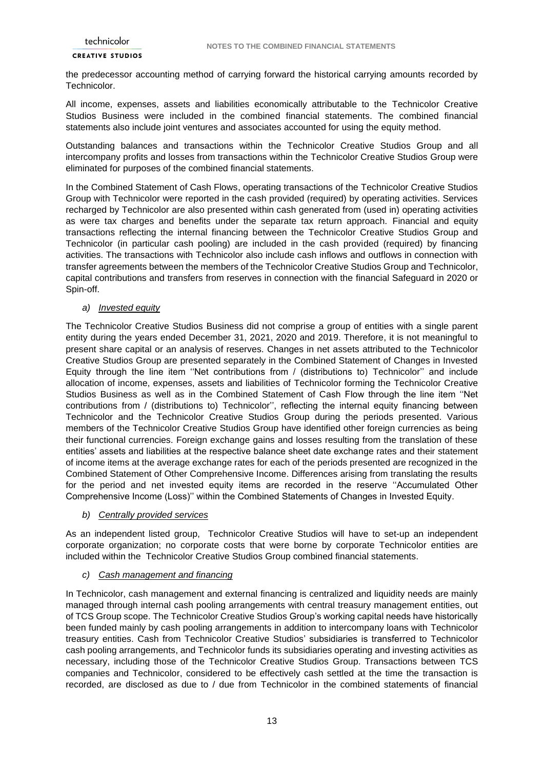the predecessor accounting method of carrying forward the historical carrying amounts recorded by Technicolor.

All income, expenses, assets and liabilities economically attributable to the Technicolor Creative Studios Business were included in the combined financial statements. The combined financial statements also include joint ventures and associates accounted for using the equity method.

Outstanding balances and transactions within the Technicolor Creative Studios Group and all intercompany profits and losses from transactions within the Technicolor Creative Studios Group were eliminated for purposes of the combined financial statements.

In the Combined Statement of Cash Flows, operating transactions of the Technicolor Creative Studios Group with Technicolor were reported in the cash provided (required) by operating activities. Services recharged by Technicolor are also presented within cash generated from (used in) operating activities as were tax charges and benefits under the separate tax return approach. Financial and equity transactions reflecting the internal financing between the Technicolor Creative Studios Group and Technicolor (in particular cash pooling) are included in the cash provided (required) by financing activities. The transactions with Technicolor also include cash inflows and outflows in connection with transfer agreements between the members of the Technicolor Creative Studios Group and Technicolor, capital contributions and transfers from reserves in connection with the financial Safeguard in 2020 or Spin-off.

*a) <u>Invested equity</u>*

The Technicolor Creative Studios Business did not comprise a group of entities with a single parent entity during the years ended December 31, 2021, 2020 and 2019. Therefore, it is not meaningful to present share capital or an analysis of reserves. Changes in net assets attributed to the Technicolor Creative Studios Group are presented separately in the Combined Statement of Changes in Invested Equity through the line item ''Net contributions from / (distributions to) Technicolor'' and include allocation of income, expenses, assets and liabilities of Technicolor forming the Technicolor Creative Studios Business as well as in the Combined Statement of Cash Flow through the line item ''Net contributions from / (distributions to) Technicolor'', reflecting the internal equity financing between Technicolor and the Technicolor Creative Studios Group during the periods presented. Various members of the Technicolor Creative Studios Group have identified other foreign currencies as being their functional currencies. Foreign exchange gains and losses resulting from the translation of these entities' assets and liabilities at the respective balance sheet date exchange rates and their statement of income items at the average exchange rates for each of the periods presented are recognized in the Combined Statement of Other Comprehensive Income. Differences arising from translating the results for the period and net invested equity items are recorded in the reserve ''Accumulated Other Comprehensive Income (Loss)'' within the Combined Statements of Changes in Invested Equity.

*b) <u>Centrally provided services</u>*

As an independent listed group, Technicolor Creative Studios will have to set-up an independent corporate organization; no corporate costs that were borne by corporate Technicolor entities are included within the Technicolor Creative Studios Group combined financial statements.

*c) <u>Cash management and financing</u>*

In Technicolor, cash management and external financing is centralized and liquidity needs are mainly managed through internal cash pooling arrangements with central treasury management entities, out of TCS Group scope. The Technicolor Creative Studios Group's working capital needs have historically been funded mainly by cash pooling arrangements in addition to intercompany loans with Technicolor treasury entities. Cash from Technicolor Creative Studios' subsidiaries is transferred to Technicolor cash pooling arrangements, and Technicolor funds its subsidiaries operating and investing activities as necessary, including those of the Technicolor Creative Studios Group. Transactions between TCS companies and Technicolor, considered to be effectively cash settled at the time the transaction is recorded, are disclosed as due to / due from Technicolor in the combined statements of financial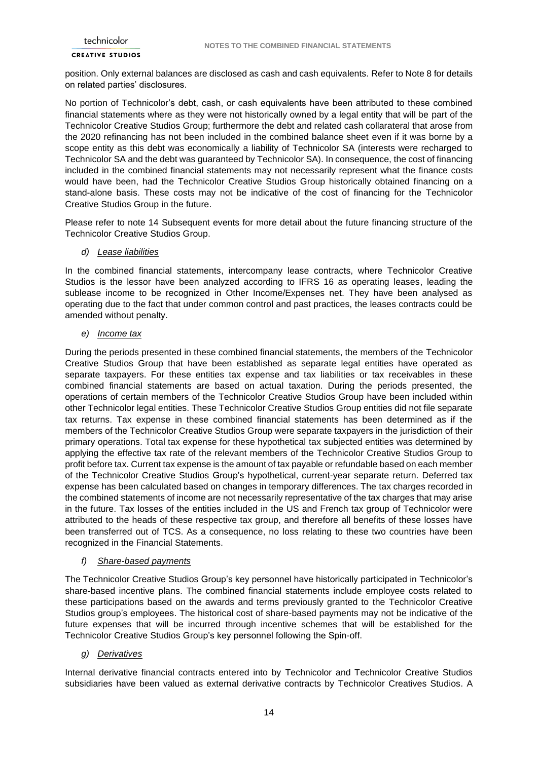position. Only external balances are disclosed as cash and cash equivalents. Refer to Note 8 for details on related parties' disclosures.

No portion of Technicolor's debt, cash, or cash equivalents have been attributed to these combined financial statements where as they were not historically owned by a legal entity that will be part of the Technicolor Creative Studios Group; furthermore the debt and related cash collarateral that arose from the 2020 refinancing has not been included in the combined balance sheet even if it was borne by a scope entity as this debt was economically a liability of Technicolor SA (interests were recharged to Technicolor SA and the debt was guaranteed by Technicolor SA). In consequence, the cost of financing included in the combined financial statements may not necessarily represent what the finance costs would have been, had the Technicolor Creative Studios Group historically obtained financing on a stand-alone basis. These costs may not be indicative of the cost of financing for the Technicolor Creative Studios Group in the future.

Please refer to note 14 Subsequent events for more detail about the future financing structure of the Technicolor Creative Studios Group.

*d) Lease liabilities*

In the combined financial statements, intercompany lease contracts, where Technicolor Creative Studios is the lessor have been analyzed according to IFRS 16 as operating leases, leading the sublease income to be recognized in Other Income/Expenses net. They have been analysed as operating due to the fact that under common control and past practices, the leases contracts could be amended without penalty.

*e) Income tax*

During the periods presented in these combined financial statements, the members of the Technicolor Creative Studios Group that have been established as separate legal entities have operated as separate taxpayers. For these entities tax expense and tax liabilities or tax receivables in these combined financial statements are based on actual taxation. During the periods presented, the operations of certain members of the Technicolor Creative Studios Group have been included within other Technicolor legal entities. These Technicolor Creative Studios Group entities did not file separate tax returns. Tax expense in these combined financial statements has been determined as if the members of the Technicolor Creative Studios Group were separate taxpayers in the jurisdiction of their primary operations. Total tax expense for these hypothetical tax subjected entities was determined by applying the effective tax rate of the relevant members of the Technicolor Creative Studios Group to profit before tax. Current tax expense is the amount of tax payable or refundable based on each member of the Technicolor Creative Studios Group's hypothetical, current-year separate return. Deferred tax expense has been calculated based on changes in temporary differences. The tax charges recorded in the combined statements of income are not necessarily representative of the tax charges that may arise in the future. Tax losses of the entities included in the US and French tax group of Technicolor were attributed to the heads of these respective tax group, and therefore all benefits of these losses have been transferred out of TCS. As a consequence, no loss relating to these two countries have been recognized in the Financial Statements.

*f) Share-based payments*

The Technicolor Creative Studios Group's key personnel have historically participated in Technicolor's share-based incentive plans. The combined financial statements include employee costs related to these participations based on the awards and terms previously granted to the Technicolor Creative Studios group's employees. The historical cost of share-based payments may not be indicative of the future expenses that will be incurred through incentive schemes that will be established for the Technicolor Creative Studios Group's key personnel following the Spin-off.

*g) Derivatives*

Internal derivative financial contracts entered into by Technicolor and Technicolor Creative Studios subsidiaries have been valued as external derivative contracts by Technicolor Creatives Studios. A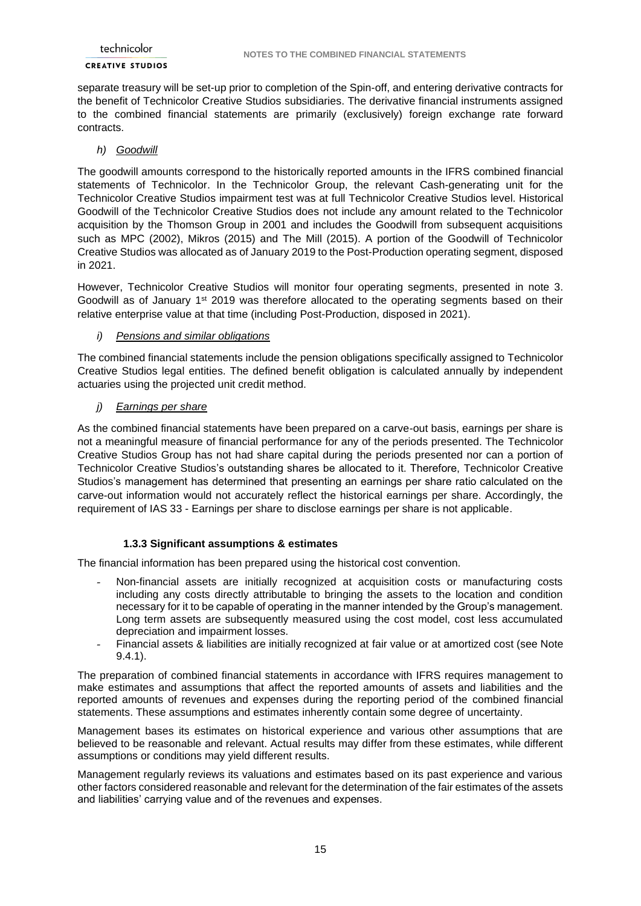separate treasury will be set-up prior to completion of the Spin-off, and entering derivative contracts for the benefit of Technicolor Creative Studios subsidiaries. The derivative financial instruments assigned to the combined financial statements are primarily (exclusively) foreign exchange rate forward contracts.

*h) Goodwill*

The goodwill amounts correspond to the historically reported amounts in the IFRS combined financial statements of Technicolor. In the Technicolor Group, the relevant Cash-generating unit for the Technicolor Creative Studios impairment test was at full Technicolor Creative Studios level. Historical Goodwill of the Technicolor Creative Studios does not include any amount related to the Technicolor acquisition by the Thomson Group in 2001 and includes the Goodwill from subsequent acquisitions such as MPC (2002), Mikros (2015) and The Mill (2015). A portion of the Goodwill of Technicolor Creative Studios was allocated as of January 2019 to the Post-Production operating segment, disposed in 2021.

However, Technicolor Creative Studios will monitor four operating segments, presented in note 3. Goodwill as of January 1st 2019 was therefore allocated to the operating segments based on their relative enterprise value at that time (including Post-Production, disposed in 2021).

*i) Pensions and similar obligations*

The combined financial statements include the pension obligations specifically assigned to Technicolor Creative Studios legal entities. The defined benefit obligation is calculated annually by independent actuaries using the projected unit credit method.

*j) Earnings per share*

As the combined financial statements have been prepared on a carve-out basis, earnings per share is not a meaningful measure of financial performance for any of the periods presented. The Technicolor Creative Studios Group has not had share capital during the periods presented nor can a portion of Technicolor Creative Studios's outstanding shares be allocated to it. Therefore, Technicolor Creative Studios's management has determined that presenting an earnings per share ratio calculated on the carve-out information would not accurately reflect the historical earnings per share. Accordingly, the requirement of IAS 33 - Earnings per share to disclose earnings per share is not applicable.

### 1.3.3 Significant assumptions & estimates

The financial information has been prepared using the historical cost convention.

- Non-financial assets are initially recognized at acquisition costs or manufacturing costs including any costs directly attributable to bringing the assets to the location and condition necessary for it to be capable of operating in the manner intended by the Group's management. Long term assets are subsequently measured using the cost model, cost less accumulated depreciation and impairment losses.
- Financial assets & liabilities are initially recognized at fair value or at amortized cost (see Note 9.4.1).

The preparation of combined financial statements in accordance with IFRS requires management to make estimates and assumptions that affect the reported amounts of assets and liabilities and the reported amounts of revenues and expenses during the reporting period of the combined financial statements. These assumptions and estimates inherently contain some degree of uncertainty.

Management bases its estimates on historical experience and various other assumptions that are believed to be reasonable and relevant. Actual results may differ from these estimates, while different assumptions or conditions may yield different results.

Management regularly reviews its valuations and estimates based on its past experience and various other factors considered reasonable and relevant for the determination of the fair estimates of the assets and liabilities' carrying value and of the revenues and expenses.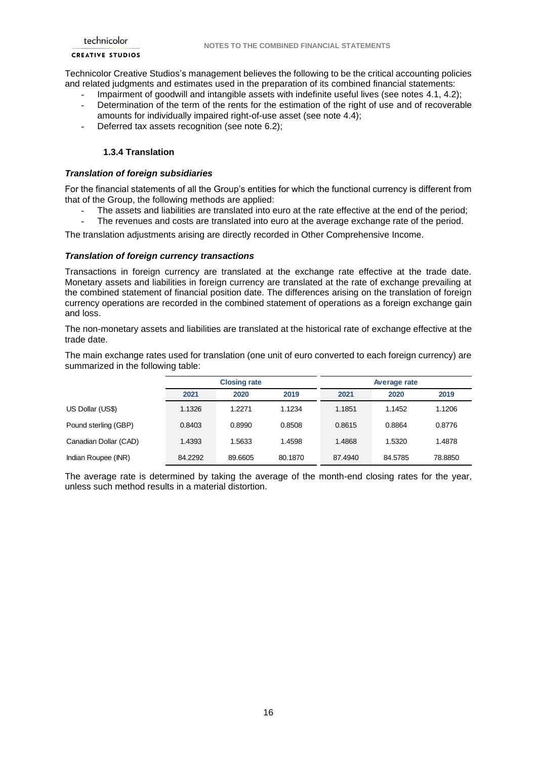Technicolor Creative Studios's management believes the following to be the critical accounting policies and related judgments and estimates used in the preparation of its combined financial statements:

- Impairment of goodwill and intangible assets with indefinite useful lives (see notes 4.1, 4.2);
- Determination of the term of the rents for the estimation of the right of use and of recoverable amounts for individually impaired right-of-use asset (see note 4.4);
- Deferred tax assets recognition (see note 6.2);

### 1.3.4 Translation

***Translation of foreign subsidiaries***

For the financial statements of all the Group's entities for which the functional currency is different from that of the Group, the following methods are applied:

- The assets and liabilities are translated into euro at the rate effective at the end of the period;
- The revenues and costs are translated into euro at the average exchange rate of the period.

The translation adjustments arising are directly recorded in Other Comprehensive Income.

***Translation of foreign currency transactions***

Transactions in foreign currency are translated at the exchange rate effective at the trade date. Monetary assets and liabilities in foreign currency are translated at the rate of exchange prevailing at the combined statement of financial position date. The differences arising on the translation of foreign currency operations are recorded in the combined statement of operations as a foreign exchange gain and loss.

The non-monetary assets and liabilities are translated at the historical rate of exchange effective at the trade date.

The main exchange rates used for translation (one unit of euro converted to each foreign currency) are summarized in the following table:

| | Closing rate | | | Average rate | | |
|---|---|---|---|---|---|---|
| | 2021 | 2020 | 2019 | 2021 | 2020 | 2019 |
| US Dollar (US$) | 1.1326 | 1.2271 | 1.1234 | 1.1851 | 1.1452 | 1.1206 |
| Pound sterling (GBP) | 0.8403 | 0.8990 | 0.8508 | 0.8615 | 0.8864 | 0.8776 |
| Canadian Dollar (CAD) | 1.4393 | 1.5633 | 1.4598 | 1.4868 | 1.5320 | 1.4878 |
| Indian Roupee (INR) | 84.2292 | 89.6605 | 80.1870 | 87.4940 | 84.5785 | 78.8850 |

The average rate is determined by taking the average of the month-end closing rates for the year, unless such method results in a material distortion.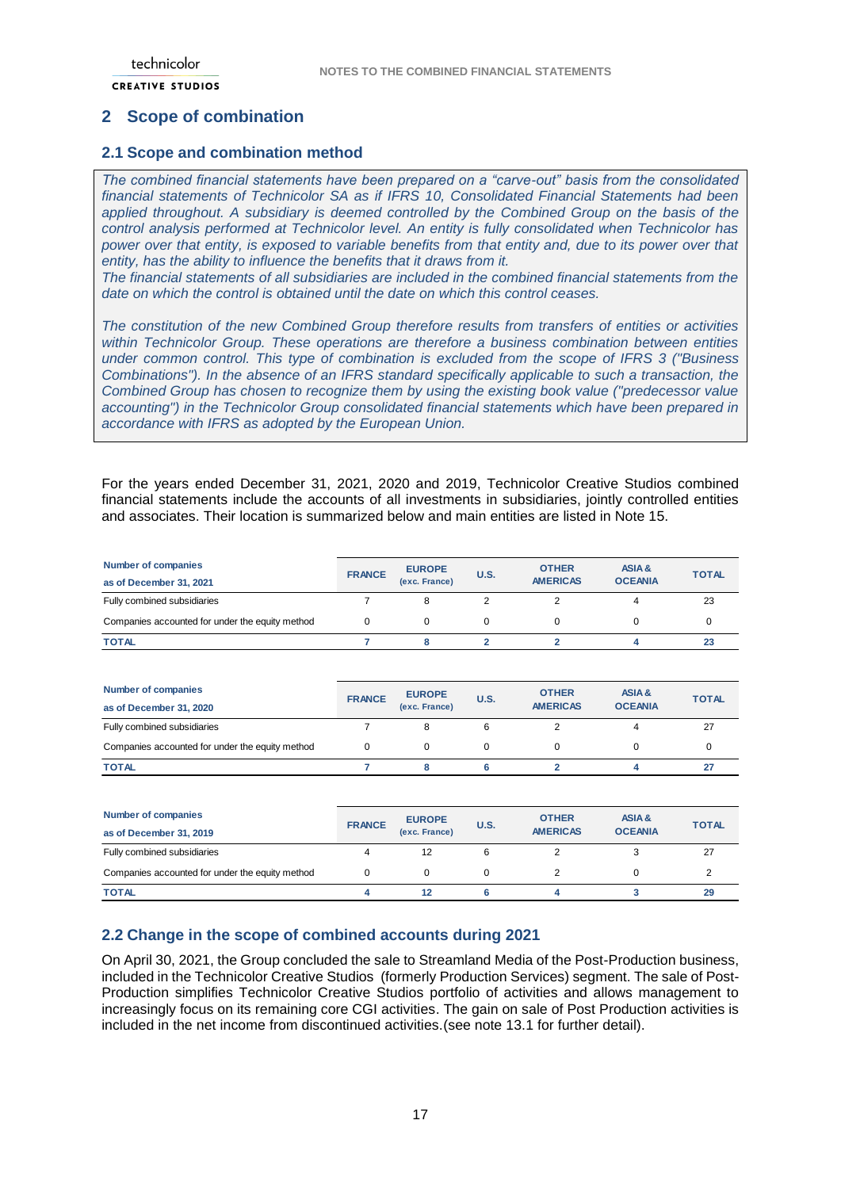## 2 Scope of combination

### 2.1 Scope and combination method

*The combined financial statements have been prepared on a "carve-out" basis from the consolidated financial statements of Technicolor SA as if IFRS 10, Consolidated Financial Statements had been applied throughout. A subsidiary is deemed controlled by the Combined Group on the basis of the control analysis performed at Technicolor level. An entity is fully consolidated when Technicolor has power over that entity, is exposed to variable benefits from that entity and, due to its power over that entity, has the ability to influence the benefits that it draws from it.*

*The financial statements of all subsidiaries are included in the combined financial statements from the date on which the control is obtained until the date on which this control ceases.*

*The constitution of the new Combined Group therefore results from transfers of entities or activities within Technicolor Group. These operations are therefore a business combination between entities under common control. This type of combination is excluded from the scope of IFRS 3 ("Business Combinations"). In the absence of an IFRS standard specifically applicable to such a transaction, the Combined Group has chosen to recognize them by using the existing book value ("predecessor value accounting") in the Technicolor Group consolidated financial statements which have been prepared in accordance with IFRS as adopted by the European Union.*

For the years ended December 31, 2021, 2020 and 2019, Technicolor Creative Studios combined financial statements include the accounts of all investments in subsidiaries, jointly controlled entities and associates. Their location is summarized below and main entities are listed in Note 15.

| Number of companies as of December 31, 2021 | FRANCE | EUROPE (exc. France) | U.S. | OTHER AMERICAS | ASIA & OCEANIA | TOTAL |
|---|---|---|---|---|---|---|
| Fully combined subsidiaries | 7 | 8 | 2 | 2 | 4 | 23 |
| Companies accounted for under the equity method | 0 | 0 | 0 | 0 | 0 | 0 |
| **TOTAL** | **7** | **8** | **2** | **2** | **4** | **23** |

| Number of companies as of December 31, 2020 | FRANCE | EUROPE (exc. France) | U.S. | OTHER AMERICAS | ASIA & OCEANIA | TOTAL |
|---|---|---|---|---|---|---|
| Fully combined subsidiaries | 7 | 8 | 6 | 2 | 4 | 27 |
| Companies accounted for under the equity method | 0 | 0 | 0 | 0 | 0 | 0 |
| **TOTAL** | **7** | **8** | **6** | **2** | **4** | **27** |

| Number of companies as of December 31, 2019 | FRANCE | EUROPE (exc. France) | U.S. | OTHER AMERICAS | ASIA & OCEANIA | TOTAL |
|---|---|---|---|---|---|---|
| Fully combined subsidiaries | 4 | 12 | 6 | 2 | 3 | 27 |
| Companies accounted for under the equity method | 0 | 0 | 0 | 2 | 0 | 2 |
| **TOTAL** | **4** | **12** | **6** | **4** | **3** | **29** |

### 2.2 Change in the scope of combined accounts during 2021

On April 30, 2021, the Group concluded the sale to Streamland Media of the Post-Production business, included in the Technicolor Creative Studios (formerly Production Services) segment. The sale of Post-Production simplifies Technicolor Creative Studios portfolio of activities and allows management to increasingly focus on its remaining core CGI activities. The gain on sale of Post Production activities is included in the net income from discontinued activities.(see note 13.1 for further detail).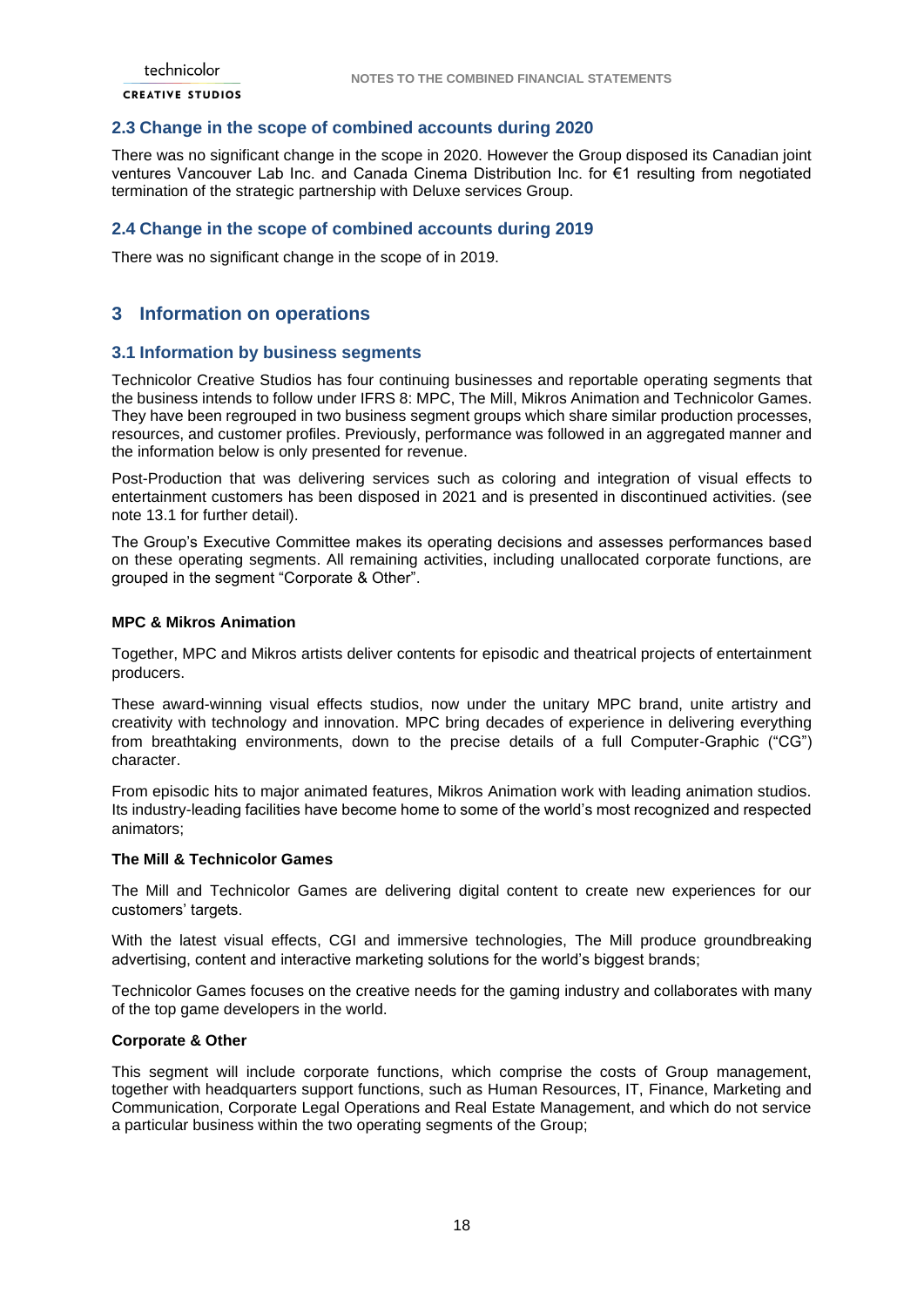## 2.3 Change in the scope of combined accounts during 2020

There was no significant change in the scope in 2020. However the Group disposed its Canadian joint ventures Vancouver Lab Inc. and Canada Cinema Distribution Inc. for €1 resulting from negotiated termination of the strategic partnership with Deluxe services Group.

## 2.4 Change in the scope of combined accounts during 2019

There was no significant change in the scope of in 2019.

# 3 Information on operations

## 3.1 Information by business segments

Technicolor Creative Studios has four continuing businesses and reportable operating segments that the business intends to follow under IFRS 8: MPC, The Mill, Mikros Animation and Technicolor Games. They have been regrouped in two business segment groups which share similar production processes, resources, and customer profiles. Previously, performance was followed in an aggregated manner and the information below is only presented for revenue.

Post-Production that was delivering services such as coloring and integration of visual effects to entertainment customers has been disposed in 2021 and is presented in discontinued activities. (see note 13.1 for further detail).

The Group's Executive Committee makes its operating decisions and assesses performances based on these operating segments. All remaining activities, including unallocated corporate functions, are grouped in the segment "Corporate & Other".

**MPC & Mikros Animation**

Together, MPC and Mikros artists deliver contents for episodic and theatrical projects of entertainment producers.

These award-winning visual effects studios, now under the unitary MPC brand, unite artistry and creativity with technology and innovation. MPC bring decades of experience in delivering everything from breathtaking environments, down to the precise details of a full Computer-Graphic ("CG") character.

From episodic hits to major animated features, Mikros Animation work with leading animation studios. Its industry-leading facilities have become home to some of the world's most recognized and respected animators;

**The Mill & Technicolor Games**

The Mill and Technicolor Games are delivering digital content to create new experiences for our customers' targets.

With the latest visual effects, CGI and immersive technologies, The Mill produce groundbreaking advertising, content and interactive marketing solutions for the world's biggest brands;

Technicolor Games focuses on the creative needs for the gaming industry and collaborates with many of the top game developers in the world.

**Corporate & Other**

This segment will include corporate functions, which comprise the costs of Group management, together with headquarters support functions, such as Human Resources, IT, Finance, Marketing and Communication, Corporate Legal Operations and Real Estate Management, and which do not service a particular business within the two operating segments of the Group;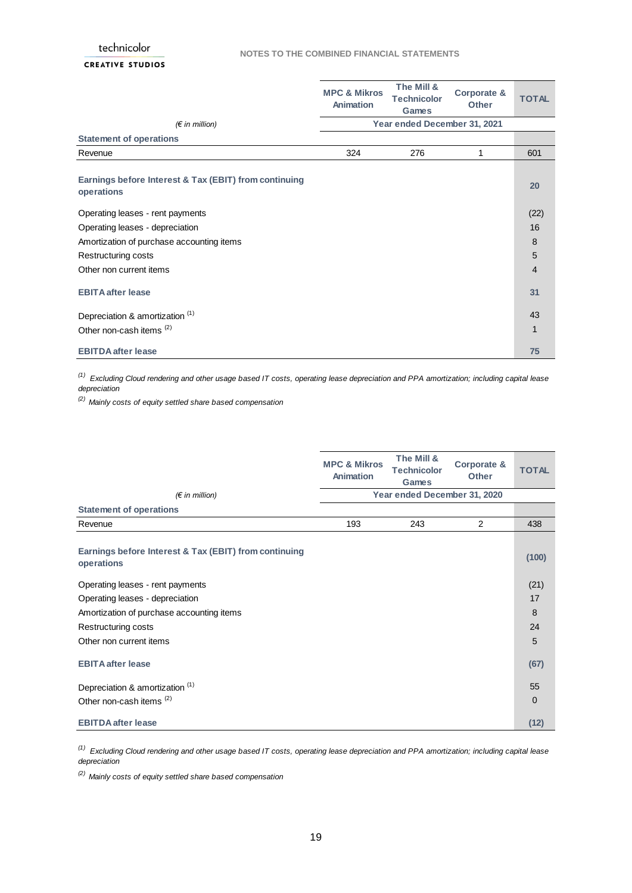| (€ in million) | MPC & Mikros Animation | The Mill & Technicolor Games | Corporate & Other | TOTAL |
|---|---|---|---|---|
| | Year ended December 31, 2021 | | | |
| **Statement of operations** | | | | |
| Revenue | 324 | 276 | 1 | 601 |
| **Earnings before Interest & Tax (EBIT) from continuing operations** | | | | **20** |
| Operating leases - rent payments | | | | (22) |
| Operating leases - depreciation | | | | 16 |
| Amortization of purchase accounting items | | | | 8 |
| Restructuring costs | | | | 5 |
| Other non current items | | | | 4 |
| **EBITA after lease** | | | | **31** |
| Depreciation & amortization [(1)] | | | | 43 |
| Other non-cash items [(2)] | | | | 1 |
| **EBITDA after lease** | | | | **75** |

*[(1)] Excluding Cloud rendering and other usage based IT costs, operating lease depreciation and PPA amortization; including capital lease depreciation*

*[(2)] Mainly costs of equity settled share based compensation*

| (€ in million) | MPC & Mikros Animation | The Mill & Technicolor Games | Corporate & Other | TOTAL |
|---|---|---|---|---|
| | Year ended December 31, 2020 | | | |
| **Statement of operations** | | | | |
| Revenue | 193 | 243 | 2 | 438 |
| **Earnings before Interest & Tax (EBIT) from continuing operations** | | | | **(100)** |
| Operating leases - rent payments | | | | (21) |
| Operating leases - depreciation | | | | 17 |
| Amortization of purchase accounting items | | | | 8 |
| Restructuring costs | | | | 24 |
| Other non current items | | | | 5 |
| **EBITA after lease** | | | | **(67)** |
| Depreciation & amortization [(1)] | | | | 55 |
| Other non-cash items [(2)] | | | | 0 |
| **EBITDA after lease** | | | | **(12)** |

*[(1)] Excluding Cloud rendering and other usage based IT costs, operating lease depreciation and PPA amortization; including capital lease depreciation*

*[(2)] Mainly costs of equity settled share based compensation*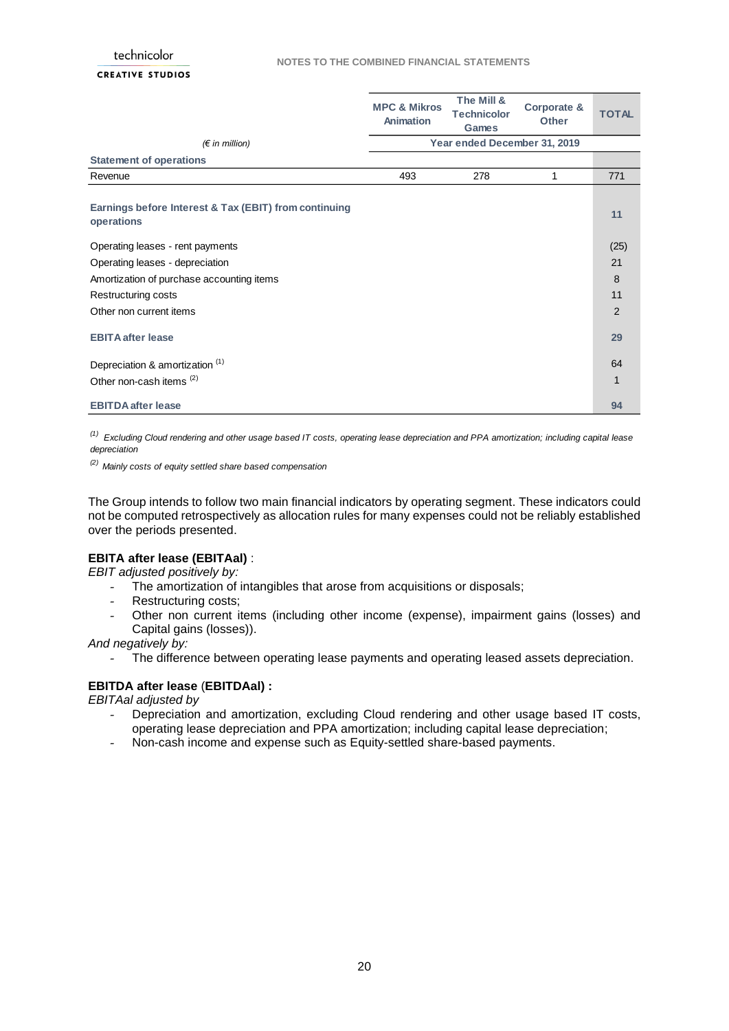| (€ in million) | MPC & Mikros Animation | The Mill & Technicolor Games | Corporate & Other | TOTAL |
|---|---|---|---|---|
| | Year ended December 31, 2019 | | | |
| **Statement of operations** | | | | |
| Revenue | 493 | 278 | 1 | 771 |
| **Earnings before Interest & Tax (EBIT) from continuing operations** | | | | **11** |
| Operating leases - rent payments | | | | (25) |
| Operating leases - depreciation | | | | 21 |
| Amortization of purchase accounting items | | | | 8 |
| Restructuring costs | | | | 11 |
| Other non current items | | | | 2 |
| **EBITA after lease** | | | | **29** |
| Depreciation & amortization [(1)] | | | | 64 |
| Other non-cash items [(2)] | | | | 1 |
| **EBITDA after lease** | | | | **94** |

[(1)] *Excluding Cloud rendering and other usage based IT costs, operating lease depreciation and PPA amortization; including capital lease depreciation*

[(2)] *Mainly costs of equity settled share based compensation*

The Group intends to follow two main financial indicators by operating segment. These indicators could not be computed retrospectively as allocation rules for many expenses could not be reliably established over the periods presented.

**EBITA after lease (EBITAal)** :

*EBIT adjusted positively by:*

- The amortization of intangibles that arose from acquisitions or disposals;
- Restructuring costs;
- Other non current items (including other income (expense), impairment gains (losses) and Capital gains (losses)).

*And negatively by:*

- The difference between operating lease payments and operating leased assets depreciation.

**EBITDA after lease** (**EBITDAal) :**

*EBITAal adjusted by*

- Depreciation and amortization, excluding Cloud rendering and other usage based IT costs, operating lease depreciation and PPA amortization; including capital lease depreciation;
- Non-cash income and expense such as Equity-settled share-based payments.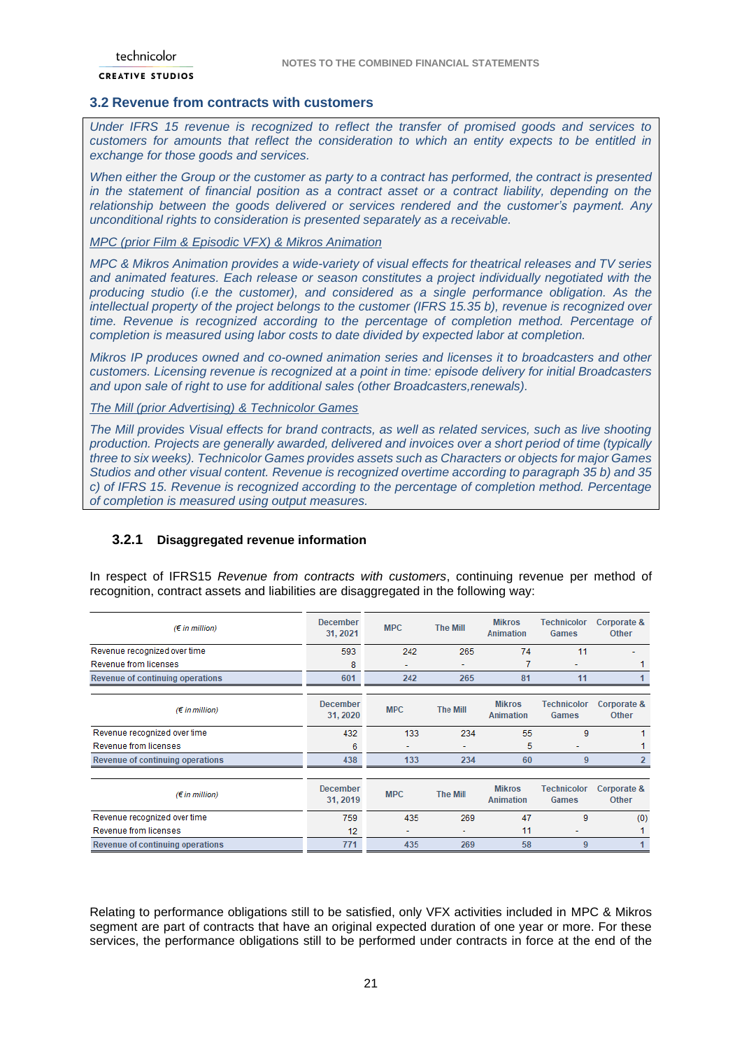## 3.2 Revenue from contracts with customers

*Under IFRS 15 revenue is recognized to reflect the transfer of promised goods and services to customers for amounts that reflect the consideration to which an entity expects to be entitled in exchange for those goods and services.*

*When either the Group or the customer as party to a contract has performed, the contract is presented in the statement of financial position as a contract asset or a contract liability, depending on the relationship between the goods delivered or services rendered and the customer's payment. Any unconditional rights to consideration is presented separately as a receivable.*

*MPC (prior Film & Episodic VFX) & Mikros Animation*

*MPC & Mikros Animation provides a wide-variety of visual effects for theatrical releases and TV series and animated features. Each release or season constitutes a project individually negotiated with the producing studio (i.e the customer), and considered as a single performance obligation. As the intellectual property of the project belongs to the customer (IFRS 15.35 b), revenue is recognized over time. Revenue is recognized according to the percentage of completion method. Percentage of completion is measured using labor costs to date divided by expected labor at completion.*

*Mikros IP produces owned and co-owned animation series and licenses it to broadcasters and other customers. Licensing revenue is recognized at a point in time: episode delivery for initial Broadcasters and upon sale of right to use for additional sales (other Broadcasters,renewals).*

*The Mill (prior Advertising) & Technicolor Games*

*The Mill provides Visual effects for brand contracts, as well as related services, such as live shooting production. Projects are generally awarded, delivered and invoices over a short period of time (typically three to six weeks). Technicolor Games provides assets such as Characters or objects for major Games Studios and other visual content. Revenue is recognized overtime according to paragraph 35 b) and 35 c) of IFRS 15. Revenue is recognized according to the percentage of completion method. Percentage of completion is measured using output measures.*

### 3.2.1 Disaggregated revenue information

In respect of IFRS15 *Revenue from contracts with customers*, continuing revenue per method of recognition, contract assets and liabilities are disaggregated in the following way:

| *(€ in million)* | December 31, 2021 | MPC | The Mill | Mikros Animation | Technicolor Games | Corporate & Other |
|---|---|---|---|---|---|---|
| Revenue recognized over time | 593 | 242 | 265 | 74 | 11 | - |
| Revenue from licenses | 8 | - | - | 7 | - | 1 |
| **Revenue of continuing operations** | **601** | **242** | **265** | **81** | **11** | **1** |

| *(€ in million)* | December 31, 2020 | MPC | The Mill | Mikros Animation | Technicolor Games | Corporate & Other |
|---|---|---|---|---|---|---|
| Revenue recognized over time | 432 | 133 | 234 | 55 | 9 | 1 |
| Revenue from licenses | 6 | - | - | 5 | - | 1 |
| **Revenue of continuing operations** | **438** | **133** | **234** | **60** | **9** | **2** |

| *(€ in million)* | December 31, 2019 | MPC | The Mill | Mikros Animation | Technicolor Games | Corporate & Other |
|---|---|---|---|---|---|---|
| Revenue recognized over time | 759 | 435 | 269 | 47 | 9 | (0) |
| Revenue from licenses | 12 | - | - | 11 | - | 1 |
| **Revenue of continuing operations** | **771** | **435** | **269** | **58** | **9** | **1** |

Relating to performance obligations still to be satisfied, only VFX activities included in MPC & Mikros segment are part of contracts that have an original expected duration of one year or more. For these services, the performance obligations still to be performed under contracts in force at the end of the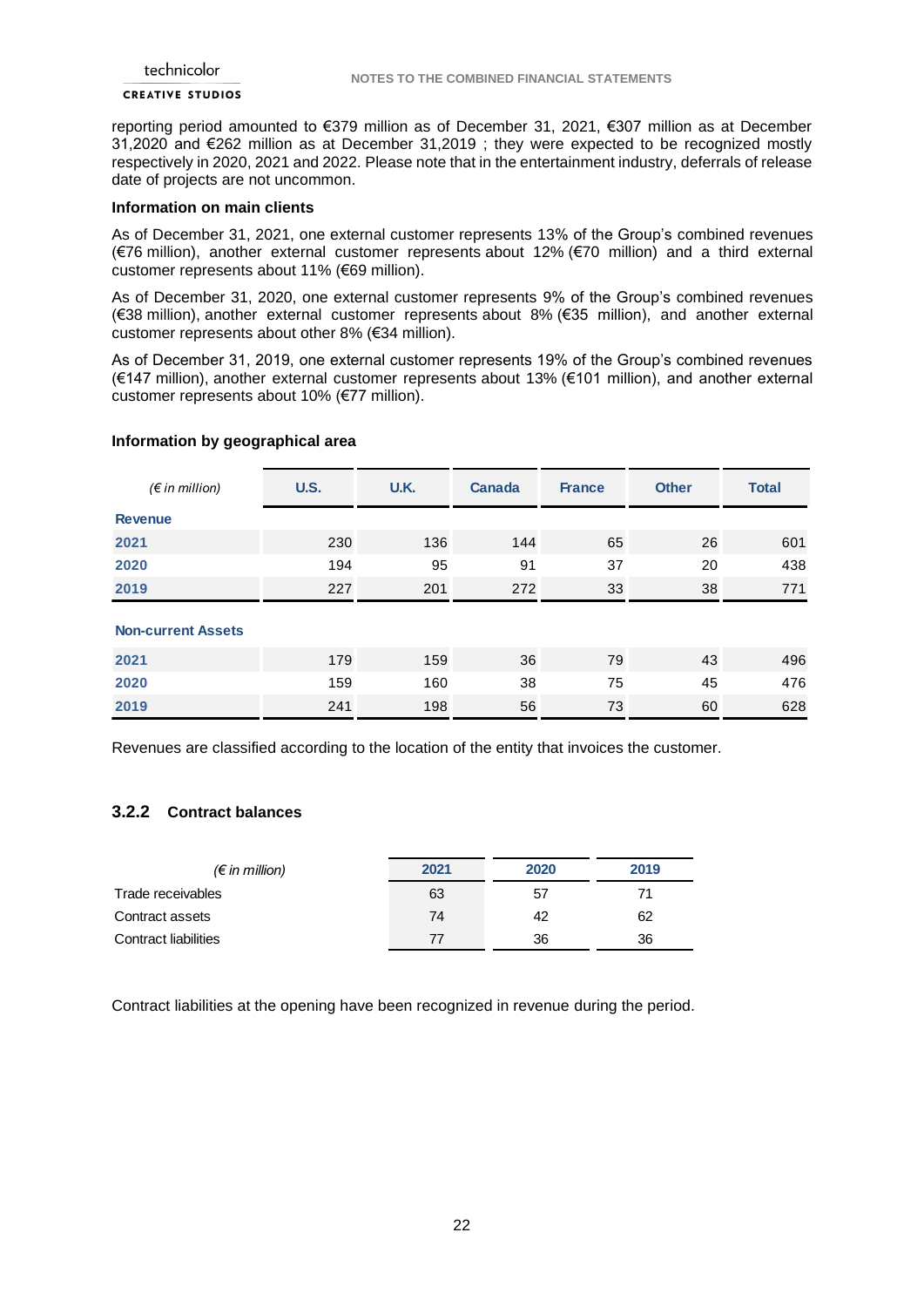reporting period amounted to €379 million as of December 31, 2021, €307 million as at December 31,2020 and €262 million as at December 31,2019 ; they were expected to be recognized mostly respectively in 2020, 2021 and 2022. Please note that in the entertainment industry, deferrals of release date of projects are not uncommon.

**Information on main clients**

As of December 31, 2021, one external customer represents 13% of the Group's combined revenues (€76 million), another external customer represents about 12% (€70 million) and a third external customer represents about 11% (€69 million).

As of December 31, 2020, one external customer represents 9% of the Group's combined revenues (€38 million), another external customer represents about 8% (€35 million), and another external customer represents about other 8% (€34 million).

As of December 31, 2019, one external customer represents 19% of the Group's combined revenues (€147 million), another external customer represents about 13% (€101 million), and another external customer represents about 10% (€77 million).

**Information by geographical area**

| *(€ in million)* | U.S. | U.K. | Canada | France | Other | Total |
|---|---|---|---|---|---|---|
| **Revenue** | | | | | | |
| 2021 | 230 | 136 | 144 | 65 | 26 | 601 |
| 2020 | 194 | 95 | 91 | 37 | 20 | 438 |
| 2019 | 227 | 201 | 272 | 33 | 38 | 771 |
| **Non-current Assets** | | | | | | |
| 2021 | 179 | 159 | 36 | 79 | 43 | 496 |
| 2020 | 159 | 160 | 38 | 75 | 45 | 476 |
| 2019 | 241 | 198 | 56 | 73 | 60 | 628 |

Revenues are classified according to the location of the entity that invoices the customer.

### 3.2.2 Contract balances

| *(€ in million)* | 2021 | 2020 | 2019 |
|---|---|---|---|
| Trade receivables | 63 | 57 | 71 |
| Contract assets | 74 | 42 | 62 |
| Contract liabilities | 77 | 36 | 36 |

Contract liabilities at the opening have been recognized in revenue during the period.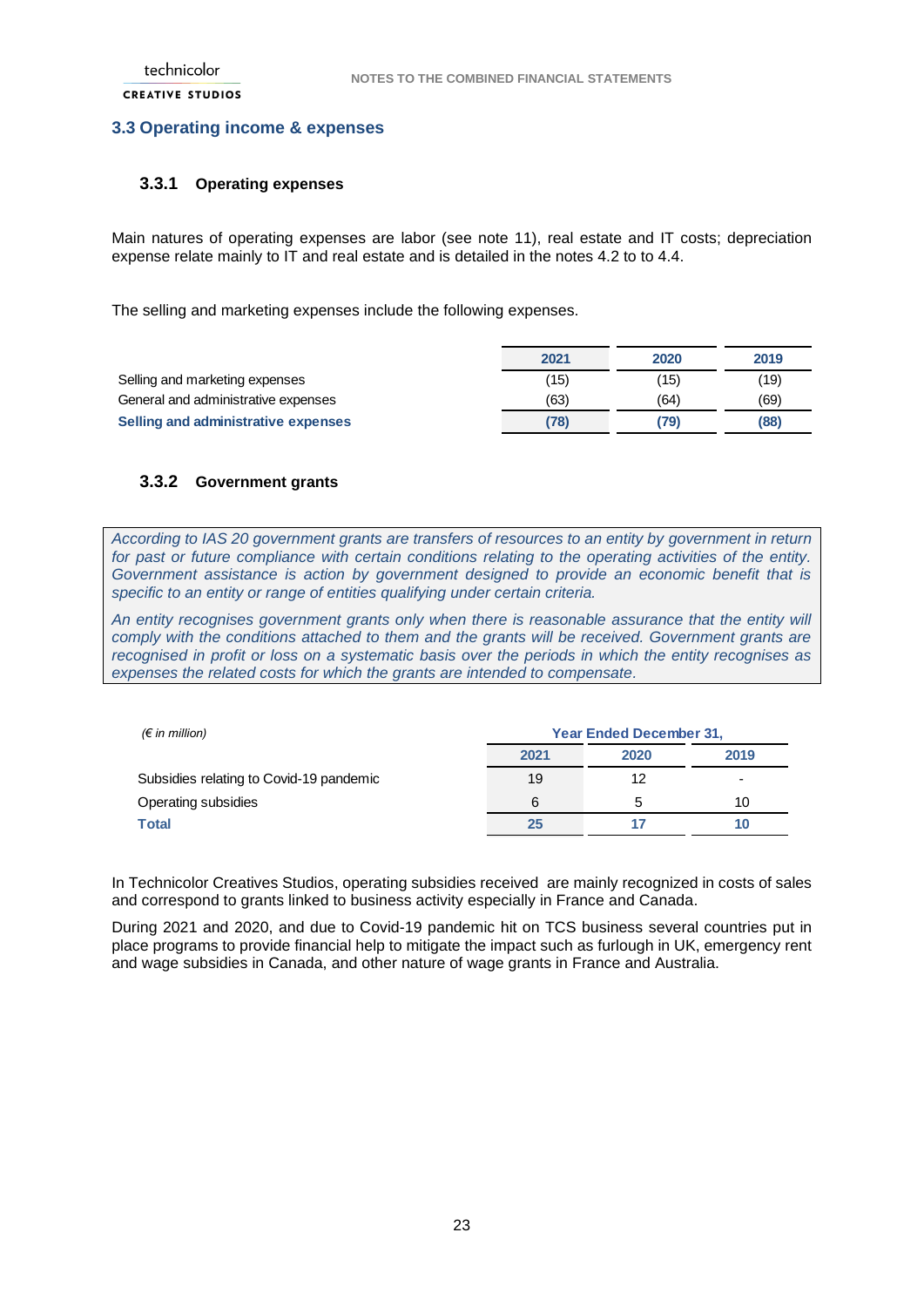## 3.3 Operating income & expenses

### 3.3.1 Operating expenses

Main natures of operating expenses are labor (see note 11), real estate and IT costs; depreciation expense relate mainly to IT and real estate and is detailed in the notes 4.2 to to 4.4.

The selling and marketing expenses include the following expenses.

| | 2021 | 2020 | 2019 |
|---|---|---|---|
| Selling and marketing expenses | (15) | (15) | (19) |
| General and administrative expenses | (63) | (64) | (69) |
| **Selling and administrative expenses** | **(78)** | **(79)** | **(88)** |

### 3.3.2 Government grants

*According to IAS 20 government grants are transfers of resources to an entity by government in return for past or future compliance with certain conditions relating to the operating activities of the entity. Government assistance is action by government designed to provide an economic benefit that is specific to an entity or range of entities qualifying under certain criteria.*

*An entity recognises government grants only when there is reasonable assurance that the entity will comply with the conditions attached to them and the grants will be received. Government grants are recognised in profit or loss on a systematic basis over the periods in which the entity recognises as expenses the related costs for which the grants are intended to compensate.*

| *(€ in million)* | Year Ended December 31, | | |
|---|---|---|---|
| | 2021 | 2020 | 2019 |
| Subsidies relating to Covid-19 pandemic | 19 | 12 | - |
| Operating subsidies | 6 | 5 | 10 |
| **Total** | **25** | **17** | **10** |

In Technicolor Creatives Studios, operating subsidies received are mainly recognized in costs of sales and correspond to grants linked to business activity especially in France and Canada.

During 2021 and 2020, and due to Covid-19 pandemic hit on TCS business several countries put in place programs to provide financial help to mitigate the impact such as furlough in UK, emergency rent and wage subsidies in Canada, and other nature of wage grants in France and Australia.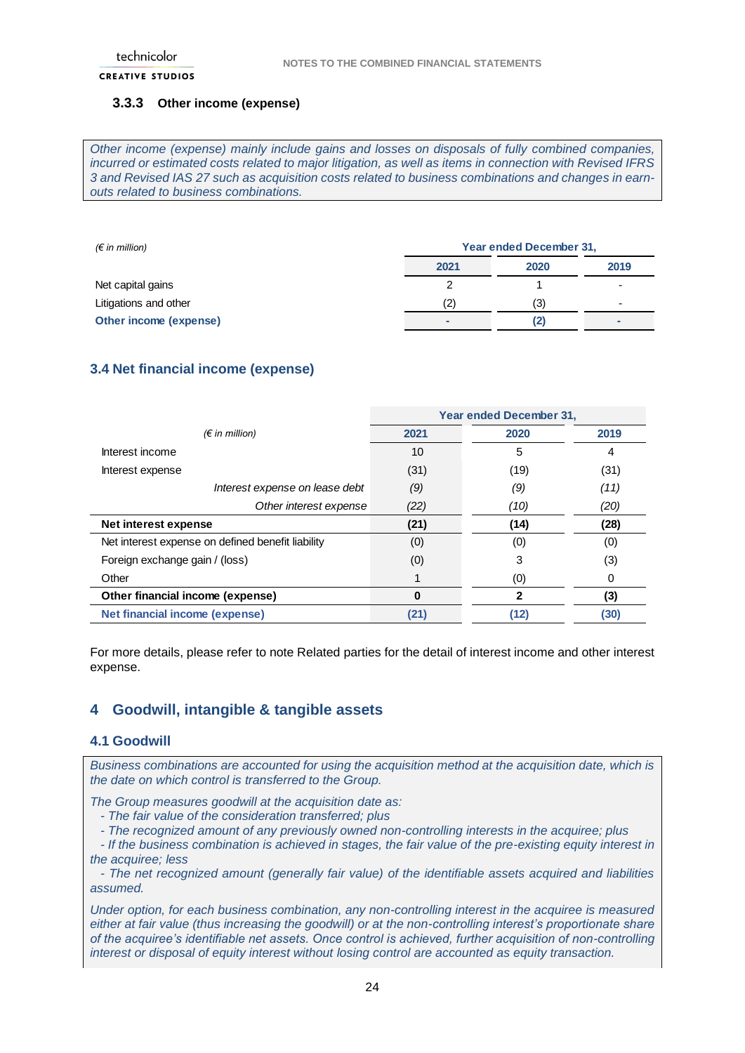### 3.3.3 Other income (expense)

*Other income (expense) mainly include gains and losses on disposals of fully combined companies, incurred or estimated costs related to major litigation, as well as items in connection with Revised IFRS 3 and Revised IAS 27 such as acquisition costs related to business combinations and changes in earn-outs related to business combinations.*

| *(€ in million)* | Year ended December 31, | | |
|---|---|---|---|
| | 2021 | 2020 | 2019 |
| Net capital gains | 2 | 1 | - |
| Litigations and other | (2) | (3) | - |
| **Other income (expense)** | **-** | **(2)** | **-** |

## 3.4 Net financial income (expense)

| *(€ in million)* | Year ended December 31, | | |
|---|---|---|---|
| | 2021 | 2020 | 2019 |
| Interest income | 10 | 5 | 4 |
| Interest expense | (31) | (19) | (31) |
| *Interest expense on lease debt* | *(9)* | *(9)* | *(11)* |
| *Other interest expense* | *(22)* | *(10)* | *(20)* |
| **Net interest expense** | **(21)** | **(14)** | **(28)** |
| Net interest expense on defined benefit liability | (0) | (0) | (0) |
| Foreign exchange gain / (loss) | (0) | 3 | (3) |
| Other | 1 | (0) | 0 |
| **Other financial income (expense)** | **0** | **2** | **(3)** |
| **Net financial income (expense)** | **(21)** | **(12)** | **(30)** |

For more details, please refer to note Related parties for the detail of interest income and other interest expense.

# 4 Goodwill, intangible & tangible assets

## 4.1 Goodwill

*Business combinations are accounted for using the acquisition method at the acquisition date, which is the date on which control is transferred to the Group.*

*The Group measures goodwill at the acquisition date as:*

*- The fair value of the consideration transferred; plus*
*- The recognized amount of any previously owned non-controlling interests in the acquiree; plus*
*- If the business combination is achieved in stages, the fair value of the pre-existing equity interest in the acquiree; less*
*- The net recognized amount (generally fair value) of the identifiable assets acquired and liabilities assumed.*

*Under option, for each business combination, any non-controlling interest in the acquiree is measured either at fair value (thus increasing the goodwill) or at the non-controlling interest's proportionate share of the acquiree's identifiable net assets. Once control is achieved, further acquisition of non-controlling interest or disposal of equity interest without losing control are accounted as equity transaction.*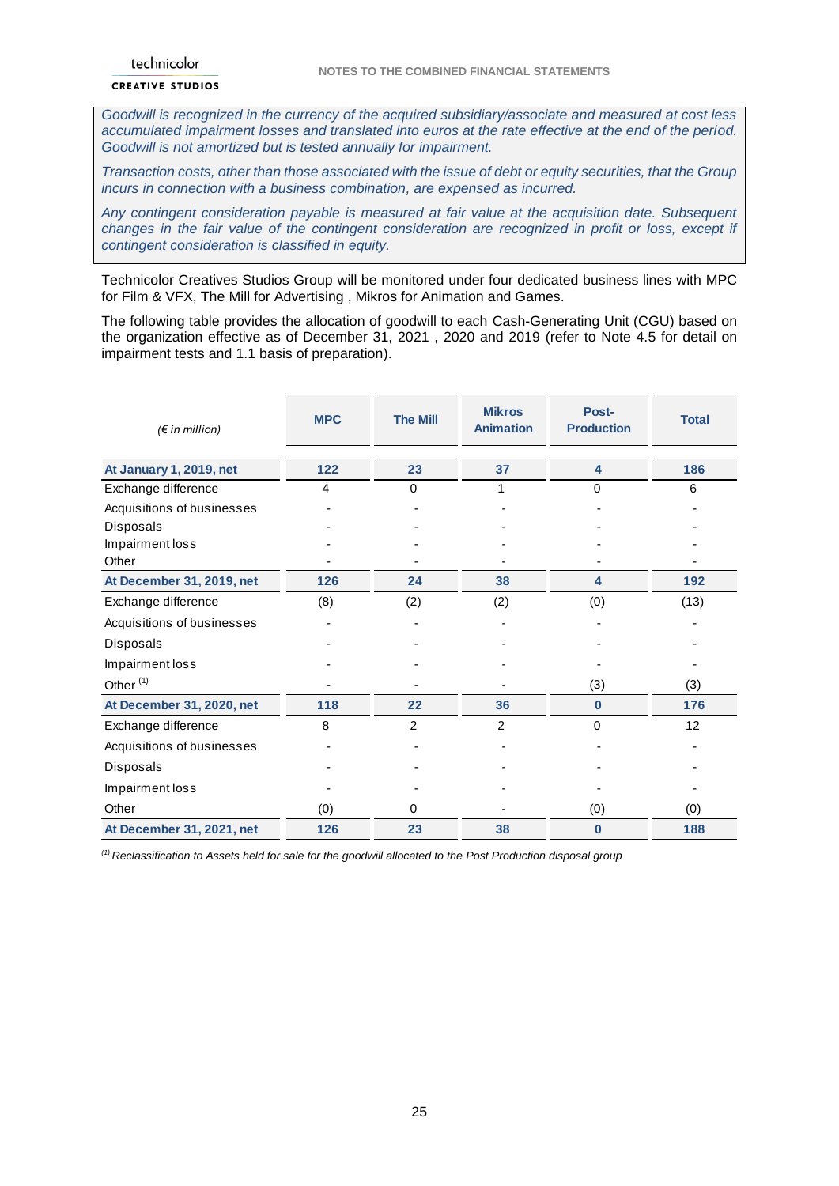*Goodwill is recognized in the currency of the acquired subsidiary/associate and measured at cost less accumulated impairment losses and translated into euros at the rate effective at the end of the period. Goodwill is not amortized but is tested annually for impairment.*

*Transaction costs, other than those associated with the issue of debt or equity securities, that the Group incurs in connection with a business combination, are expensed as incurred.*

*Any contingent consideration payable is measured at fair value at the acquisition date. Subsequent changes in the fair value of the contingent consideration are recognized in profit or loss, except if contingent consideration is classified in equity.*

Technicolor Creatives Studios Group will be monitored under four dedicated business lines with MPC for Film & VFX, The Mill for Advertising , Mikros for Animation and Games.

The following table provides the allocation of goodwill to each Cash-Generating Unit (CGU) based on the organization effective as of December 31, 2021 , 2020 and 2019 (refer to Note 4.5 for detail on impairment tests and 1.1 basis of preparation).

| *(€ in million)* | MPC | The Mill | Mikros Animation | Post-Production | Total |
|---|---|---|---|---|---|
| **At January 1, 2019, net** | **122** | **23** | **37** | **4** | **186** |
| Exchange difference | 4 | 0 | 1 | 0 | 6 |
| Acquisitions of businesses | - | - | - | - | - |
| Disposals | - | - | - | - | - |
| Impairment loss | - | - | - | - | - |
| Other | - | - | - | - | - |
| **At December 31, 2019, net** | **126** | **24** | **38** | **4** | **192** |
| Exchange difference | (8) | (2) | (2) | (0) | (13) |
| Acquisitions of businesses | - | - | - | - | - |
| Disposals | - | - | - | - | - |
| Impairment loss | - | - | - | - | - |
| Other [(1)] | - | - | - | (3) | (3) |
| **At December 31, 2020, net** | **118** | **22** | **36** | **0** | **176** |
| Exchange difference | 8 | 2 | 2 | 0 | 12 |
| Acquisitions of businesses | - | - | - | - | - |
| Disposals | - | - | - | - | - |
| Impairment loss | - | - | - | - | - |
| Other | (0) | 0 | - | (0) | (0) |
| **At December 31, 2021, net** | **126** | **23** | **38** | **0** | **188** |

*[(1)] Reclassification to Assets held for sale for the goodwill allocated to the Post Production disposal group*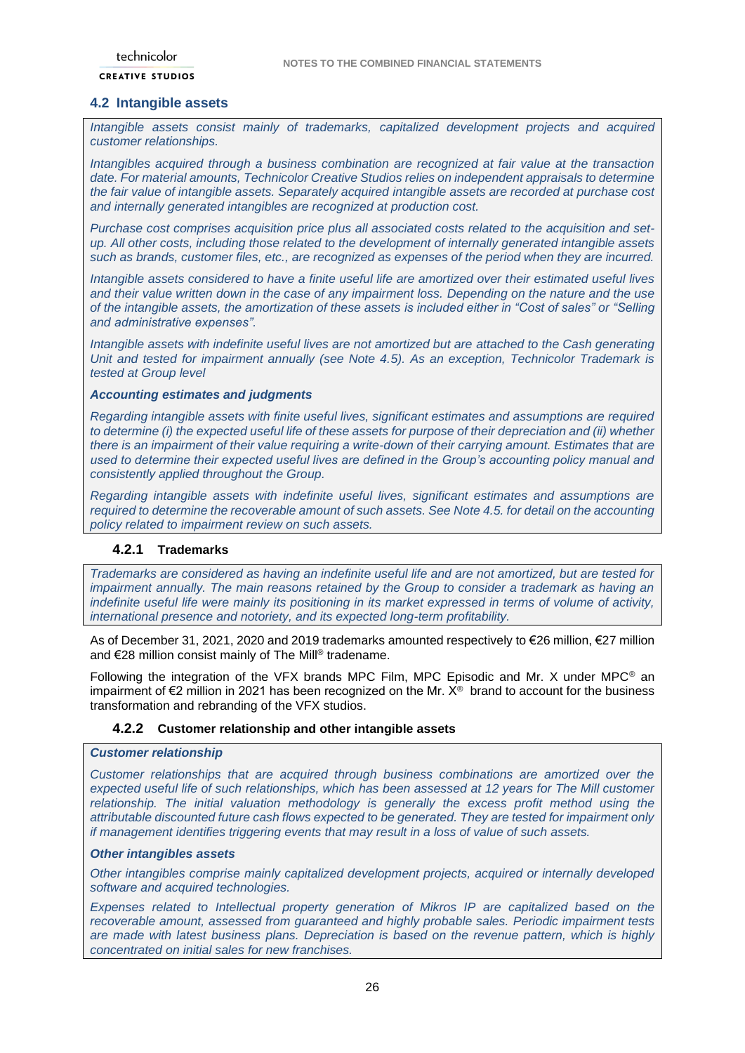## 4.2 Intangible assets

*Intangible assets consist mainly of trademarks, capitalized development projects and acquired customer relationships.*

*Intangibles acquired through a business combination are recognized at fair value at the transaction date. For material amounts, Technicolor Creative Studios relies on independent appraisals to determine the fair value of intangible assets. Separately acquired intangible assets are recorded at purchase cost and internally generated intangibles are recognized at production cost.*

*Purchase cost comprises acquisition price plus all associated costs related to the acquisition and set-up. All other costs, including those related to the development of internally generated intangible assets such as brands, customer files, etc., are recognized as expenses of the period when they are incurred.*

*Intangible assets considered to have a finite useful life are amortized over their estimated useful lives and their value written down in the case of any impairment loss. Depending on the nature and the use of the intangible assets, the amortization of these assets is included either in "Cost of sales" or "Selling and administrative expenses".*

*Intangible assets with indefinite useful lives are not amortized but are attached to the Cash generating Unit and tested for impairment annually (see Note 4.5). As an exception, Technicolor Trademark is tested at Group level*

***Accounting estimates and judgments***

*Regarding intangible assets with finite useful lives, significant estimates and assumptions are required to determine (i) the expected useful life of these assets for purpose of their depreciation and (ii) whether there is an impairment of their value requiring a write-down of their carrying amount. Estimates that are used to determine their expected useful lives are defined in the Group's accounting policy manual and consistently applied throughout the Group.*

*Regarding intangible assets with indefinite useful lives, significant estimates and assumptions are required to determine the recoverable amount of such assets. See Note 4.5. for detail on the accounting policy related to impairment review on such assets.*

### 4.2.1 Trademarks

*Trademarks are considered as having an indefinite useful life and are not amortized, but are tested for impairment annually. The main reasons retained by the Group to consider a trademark as having an indefinite useful life were mainly its positioning in its market expressed in terms of volume of activity, international presence and notoriety, and its expected long-term profitability.*

As of December 31, 2021, 2020 and 2019 trademarks amounted respectively to €26 million, €27 million and €28 million consist mainly of The Mill® tradename.

Following the integration of the VFX brands MPC Film, MPC Episodic and Mr. X under MPC® an impairment of €2 million in 2021 has been recognized on the Mr. X® brand to account for the business transformation and rebranding of the VFX studios.

### 4.2.2 Customer relationship and other intangible assets

***Customer relationship***

*Customer relationships that are acquired through business combinations are amortized over the expected useful life of such relationships, which has been assessed at 12 years for The Mill customer relationship. The initial valuation methodology is generally the excess profit method using the attributable discounted future cash flows expected to be generated. They are tested for impairment only if management identifies triggering events that may result in a loss of value of such assets.*

***Other intangibles assets***

*Other intangibles comprise mainly capitalized development projects, acquired or internally developed software and acquired technologies.*

*Expenses related to Intellectual property generation of Mikros IP are capitalized based on the recoverable amount, assessed from guaranteed and highly probable sales. Periodic impairment tests are made with latest business plans. Depreciation is based on the revenue pattern, which is highly concentrated on initial sales for new franchises.*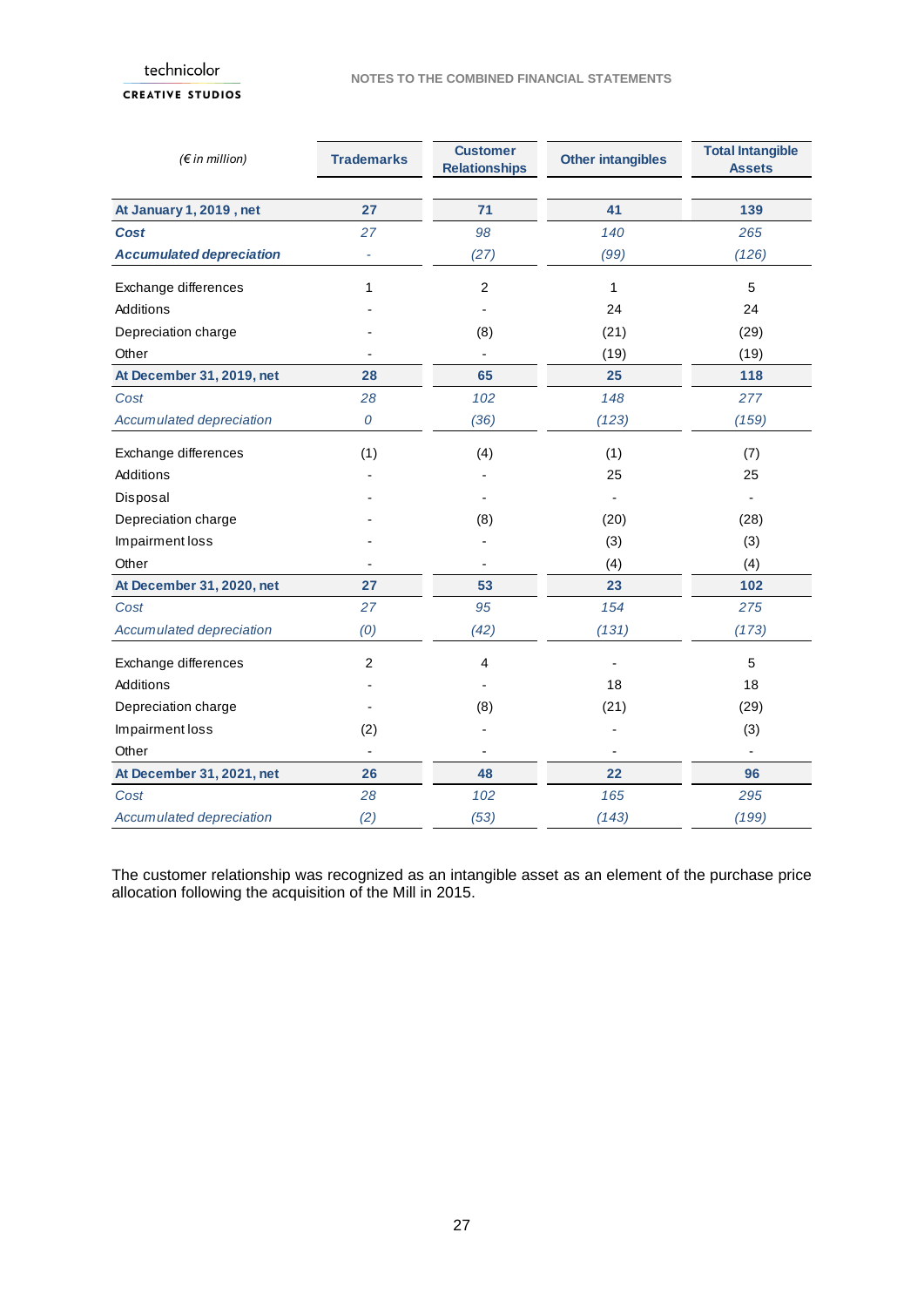| *(€ in million)* | Trademarks | Customer Relationships | Other intangibles | Total Intangible Assets |
|---|---|---|---|---|
| **At January 1, 2019 , net** | **27** | **71** | **41** | **139** |
| ***Cost*** | *27* | *98* | *140* | *265* |
| ***Accumulated depreciation*** | *-* | *(27)* | *(99)* | *(126)* |
| Exchange differences | 1 | 2 | 1 | 5 |
| Additions | - | - | 24 | 24 |
| Depreciation charge | - | (8) | (21) | (29) |
| Other | - | - | (19) | (19) |
| **At December 31, 2019, net** | **28** | **65** | **25** | **118** |
| *Cost* | *28* | *102* | *148* | *277* |
| *Accumulated depreciation* | *0* | *(36)* | *(123)* | *(159)* |
| Exchange differences | (1) | (4) | (1) | (7) |
| Additions | - | - | 25 | 25 |
| Disposal | - | - | - | - |
| Depreciation charge | - | (8) | (20) | (28) |
| Impairment loss | - | - | (3) | (3) |
| Other | - | - | (4) | (4) |
| **At December 31, 2020, net** | **27** | **53** | **23** | **102** |
| *Cost* | *27* | *95* | *154* | *275* |
| *Accumulated depreciation* | *(0)* | *(42)* | *(131)* | *(173)* |
| Exchange differences | 2 | 4 | - | 5 |
| Additions | - | - | 18 | 18 |
| Depreciation charge | - | (8) | (21) | (29) |
| Impairment loss | (2) | - | - | (3) |
| Other | - | - | - | - |
| **At December 31, 2021, net** | **26** | **48** | **22** | **96** |
| *Cost* | *28* | *102* | *165* | *295* |
| *Accumulated depreciation* | *(2)* | *(53)* | *(143)* | *(199)* |

The customer relationship was recognized as an intangible asset as an element of the purchase price allocation following the acquisition of the Mill in 2015.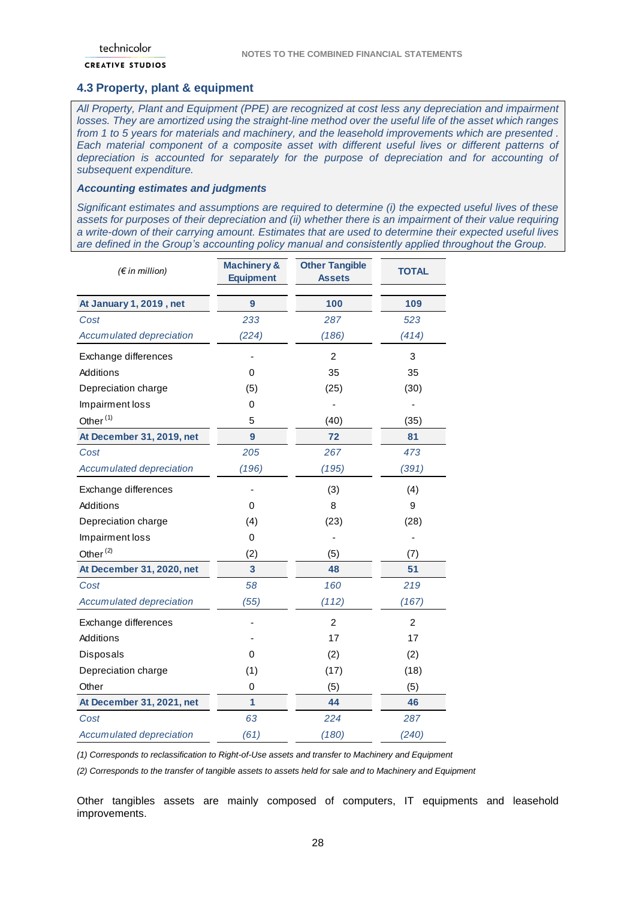## 4.3 Property, plant & equipment

*All Property, Plant and Equipment (PPE) are recognized at cost less any depreciation and impairment losses. They are amortized using the straight-line method over the useful life of the asset which ranges from 1 to 5 years for materials and machinery, and the leasehold improvements which are presented . Each material component of a composite asset with different useful lives or different patterns of depreciation is accounted for separately for the purpose of depreciation and for accounting of subsequent expenditure.*

***Accounting estimates and judgments***

*Significant estimates and assumptions are required to determine (i) the expected useful lives of these assets for purposes of their depreciation and (ii) whether there is an impairment of their value requiring a write-down of their carrying amount. Estimates that are used to determine their expected useful lives are defined in the Group's accounting policy manual and consistently applied throughout the Group.*

| *(€ in million)* | Machinery & Equipment | Other Tangible Assets | TOTAL |
|---|---|---|---|
| **At January 1, 2019 , net** | **9** | **100** | **109** |
| *Cost* | *233* | *287* | *523* |
| *Accumulated depreciation* | *(224)* | *(186)* | *(414)* |
| Exchange differences | - | 2 | 3 |
| Additions | 0 | 35 | 35 |
| Depreciation charge | (5) | (25) | (30) |
| Impairment loss | 0 | - | - |
| Other (1) | 5 | (40) | (35) |
| **At December 31, 2019, net** | **9** | **72** | **81** |
| *Cost* | *205* | *267* | *473* |
| *Accumulated depreciation* | *(196)* | *(195)* | *(391)* |
| Exchange differences | - | (3) | (4) |
| Additions | 0 | 8 | 9 |
| Depreciation charge | (4) | (23) | (28) |
| Impairment loss | 0 | - | - |
| Other (2) | (2) | (5) | (7) |
| **At December 31, 2020, net** | **3** | **48** | **51** |
| *Cost* | *58* | *160* | *219* |
| *Accumulated depreciation* | *(55)* | *(112)* | *(167)* |
| Exchange differences | - | 2 | 2 |
| Additions | - | 17 | 17 |
| Disposals | 0 | (2) | (2) |
| Depreciation charge | (1) | (17) | (18) |
| Other | 0 | (5) | (5) |
| **At December 31, 2021, net** | **1** | **44** | **46** |
| *Cost* | *63* | *224* | *287* |
| *Accumulated depreciation* | *(61)* | *(180)* | *(240)* |

*(1) Corresponds to reclassification to Right-of-Use assets and transfer to Machinery and Equipment*

*(2) Corresponds to the transfer of tangible assets to assets held for sale and to Machinery and Equipment*

Other tangibles assets are mainly composed of computers, IT equipments and leasehold improvements.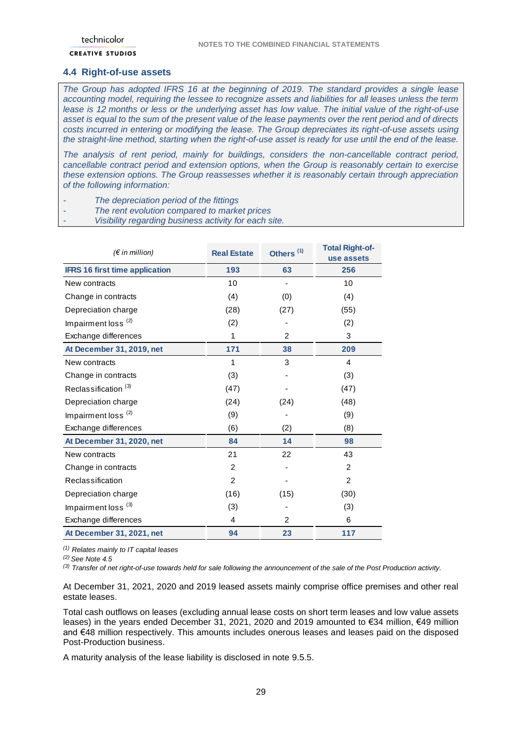## 4.4 Right-of-use assets

*The Group has adopted IFRS 16 at the beginning of 2019. The standard provides a single lease accounting model, requiring the lessee to recognize assets and liabilities for all leases unless the term lease is 12 months or less or the underlying asset has low value. The initial value of the right-of-use asset is equal to the sum of the present value of the lease payments over the rent period and of directs costs incurred in entering or modifying the lease. The Group depreciates its right-of-use assets using the straight-line method, starting when the right-of-use asset is ready for use until the end of the lease.*

*The analysis of rent period, mainly for buildings, considers the non-cancellable contract period, cancellable contract period and extension options, when the Group is reasonably certain to exercise these extension options. The Group reassesses whether it is reasonably certain through appreciation of the following information:*

- *The depreciation period of the fittings*
- *The rent evolution compared to market prices*
- *Visibility regarding business activity for each site.*

| *(€ in million)* | Real Estate | Others [(1)] | Total Right-of-use assets |
|---|---|---|---|
| **IFRS 16 first time application** | **193** | **63** | **256** |
| New contracts | 10 | - | 10 |
| Change in contracts | (4) | (0) | (4) |
| Depreciation charge | (28) | (27) | (55) |
| Impairment loss [(2)] | (2) | - | (2) |
| Exchange differences | 1 | 2 | 3 |
| **At December 31, 2019, net** | **171** | **38** | **209** |
| New contracts | 1 | 3 | 4 |
| Change in contracts | (3) | - | (3) |
| Reclassification [(3)] | (47) | - | (47) |
| Depreciation charge | (24) | (24) | (48) |
| Impairment loss [(2)] | (9) | - | (9) |
| Exchange differences | (6) | (2) | (8) |
| **At December 31, 2020, net** | **84** | **14** | **98** |
| New contracts | 21 | 22 | 43 |
| Change in contracts | 2 | - | 2 |
| Reclassification | 2 | - | 2 |
| Depreciation charge | (16) | (15) | (30) |
| Impairment loss [(3)] | (3) | - | (3) |
| Exchange differences | 4 | 2 | 6 |
| **At December 31, 2021, net** | **94** | **23** | **117** |

*[(1)] Relates mainly to IT capital leases*
*[(2)] See Note 4.5*
*[(3)] Transfer of net right-of-use towards held for sale following the announcement of the sale of the Post Production activity.*

At December 31, 2021, 2020 and 2019 leased assets mainly comprise office premises and other real estate leases.

Total cash outflows on leases (excluding annual lease costs on short term leases and low value assets leases) in the years ended December 31, 2021, 2020 and 2019 amounted to €34 million, €49 million and €48 million respectively. This amounts includes onerous leases and leases paid on the disposed Post-Production business.

A maturity analysis of the lease liability is disclosed in note 9.5.5.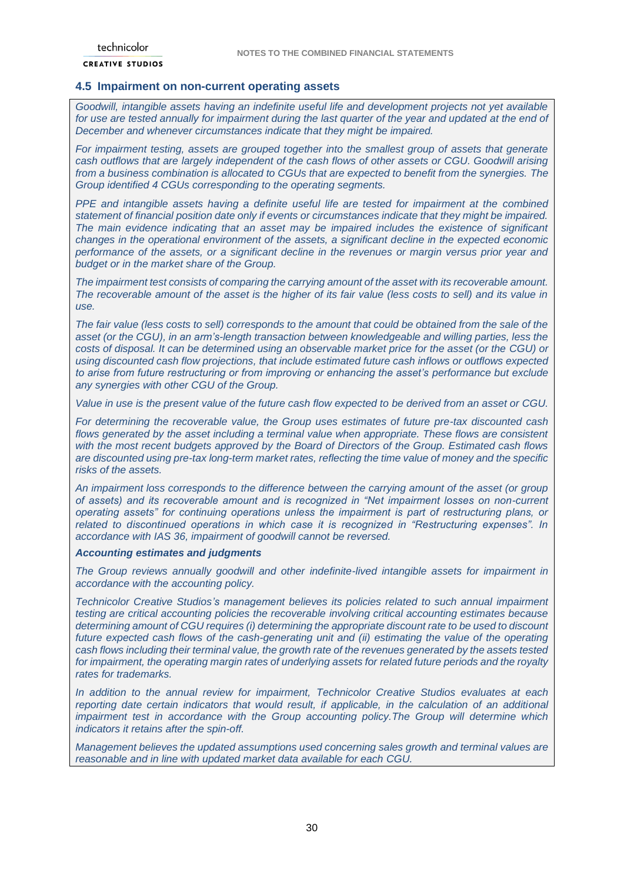## 4.5 Impairment on non-current operating assets

*Goodwill, intangible assets having an indefinite useful life and development projects not yet available for use are tested annually for impairment during the last quarter of the year and updated at the end of December and whenever circumstances indicate that they might be impaired.*

*For impairment testing, assets are grouped together into the smallest group of assets that generate cash outflows that are largely independent of the cash flows of other assets or CGU. Goodwill arising from a business combination is allocated to CGUs that are expected to benefit from the synergies. The Group identified 4 CGUs corresponding to the operating segments.*

*PPE and intangible assets having a definite useful life are tested for impairment at the combined statement of financial position date only if events or circumstances indicate that they might be impaired. The main evidence indicating that an asset may be impaired includes the existence of significant changes in the operational environment of the assets, a significant decline in the expected economic performance of the assets, or a significant decline in the revenues or margin versus prior year and budget or in the market share of the Group.*

*The impairment test consists of comparing the carrying amount of the asset with its recoverable amount. The recoverable amount of the asset is the higher of its fair value (less costs to sell) and its value in use.*

*The fair value (less costs to sell) corresponds to the amount that could be obtained from the sale of the asset (or the CGU), in an arm's-length transaction between knowledgeable and willing parties, less the costs of disposal. It can be determined using an observable market price for the asset (or the CGU) or using discounted cash flow projections, that include estimated future cash inflows or outflows expected to arise from future restructuring or from improving or enhancing the asset's performance but exclude any synergies with other CGU of the Group.*

*Value in use is the present value of the future cash flow expected to be derived from an asset or CGU.*

*For determining the recoverable value, the Group uses estimates of future pre-tax discounted cash flows generated by the asset including a terminal value when appropriate. These flows are consistent with the most recent budgets approved by the Board of Directors of the Group. Estimated cash flows are discounted using pre-tax long-term market rates, reflecting the time value of money and the specific risks of the assets.*

*An impairment loss corresponds to the difference between the carrying amount of the asset (or group of assets) and its recoverable amount and is recognized in "Net impairment losses on non-current operating assets" for continuing operations unless the impairment is part of restructuring plans, or related to discontinued operations in which case it is recognized in "Restructuring expenses". In accordance with IAS 36, impairment of goodwill cannot be reversed.*

***Accounting estimates and judgments***

*The Group reviews annually goodwill and other indefinite-lived intangible assets for impairment in accordance with the accounting policy.*

*Technicolor Creative Studios's management believes its policies related to such annual impairment testing are critical accounting policies the recoverable involving critical accounting estimates because determining amount of CGU requires (i) determining the appropriate discount rate to be used to discount future expected cash flows of the cash-generating unit and (ii) estimating the value of the operating cash flows including their terminal value, the growth rate of the revenues generated by the assets tested for impairment, the operating margin rates of underlying assets for related future periods and the royalty rates for trademarks.*

*In addition to the annual review for impairment, Technicolor Creative Studios evaluates at each reporting date certain indicators that would result, if applicable, in the calculation of an additional impairment test in accordance with the Group accounting policy.The Group will determine which indicators it retains after the spin-off.*

*Management believes the updated assumptions used concerning sales growth and terminal values are reasonable and in line with updated market data available for each CGU.*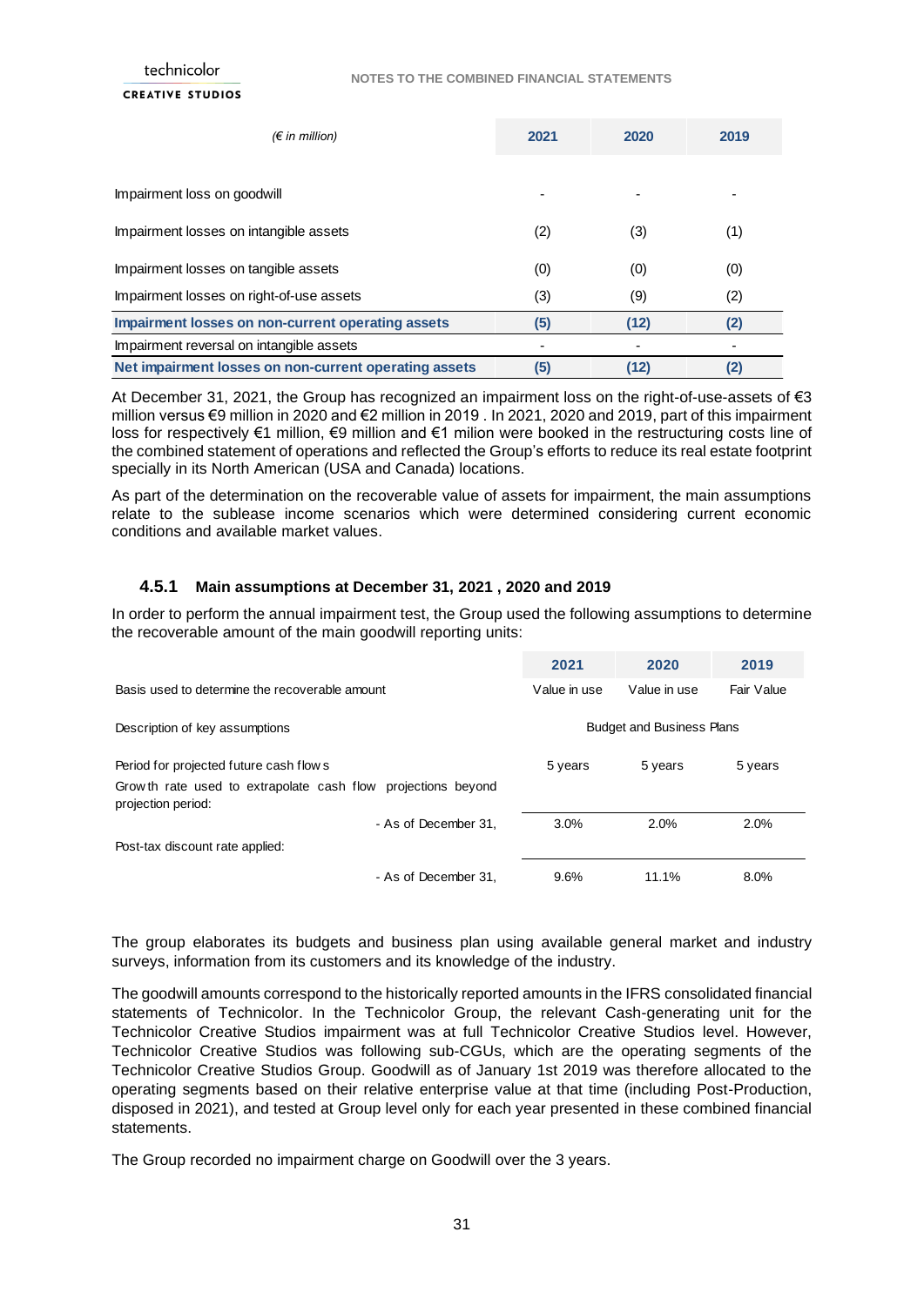| *(€ in million)* | 2021 | 2020 | 2019 |
|---|---|---|---|
| Impairment loss on goodwill | - | - | - |
| Impairment losses on intangible assets | (2) | (3) | (1) |
| Impairment losses on tangible assets | (0) | (0) | (0) |
| Impairment losses on right-of-use assets | (3) | (9) | (2) |
| **Impairment losses on non-current operating assets** | **(5)** | **(12)** | **(2)** |
| Impairment reversal on intangible assets | - | - | - |
| **Net impairment losses on non-current operating assets** | **(5)** | **(12)** | **(2)** |

At December 31, 2021, the Group has recognized an impairment loss on the right-of-use-assets of €3 million versus €9 million in 2020 and €2 million in 2019 . In 2021, 2020 and 2019, part of this impairment loss for respectively €1 million, €9 million and €1 milion were booked in the restructuring costs line of the combined statement of operations and reflected the Group's efforts to reduce its real estate footprint specially in its North American (USA and Canada) locations.

As part of the determination on the recoverable value of assets for impairment, the main assumptions relate to the sublease income scenarios which were determined considering current economic conditions and available market values.

### 4.5.1 Main assumptions at December 31, 2021 , 2020 and 2019

In order to perform the annual impairment test, the Group used the following assumptions to determine the recoverable amount of the main goodwill reporting units:

| | 2021 | 2020 | 2019 |
|---|---|---|---|
| Basis used to determine the recoverable amount | Value in use | Value in use | Fair Value |
| Description of key assumptions | Budget and Business Plans | | |
| Period for projected future cash flows | 5 years | 5 years | 5 years |
| Growth rate used to extrapolate cash flow projections beyond projection period: | | | |
| - As of December 31, | 3.0% | 2.0% | 2.0% |
| Post-tax discount rate applied: | | | |
| - As of December 31, | 9.6% | 11.1% | 8.0% |

The group elaborates its budgets and business plan using available general market and industry surveys, information from its customers and its knowledge of the industry.

The goodwill amounts correspond to the historically reported amounts in the IFRS consolidated financial statements of Technicolor. In the Technicolor Group, the relevant Cash-generating unit for the Technicolor Creative Studios impairment was at full Technicolor Creative Studios level. However, Technicolor Creative Studios was following sub-CGUs, which are the operating segments of the Technicolor Creative Studios Group. Goodwill as of January 1st 2019 was therefore allocated to the operating segments based on their relative enterprise value at that time (including Post-Production, disposed in 2021), and tested at Group level only for each year presented in these combined financial statements.

The Group recorded no impairment charge on Goodwill over the 3 years.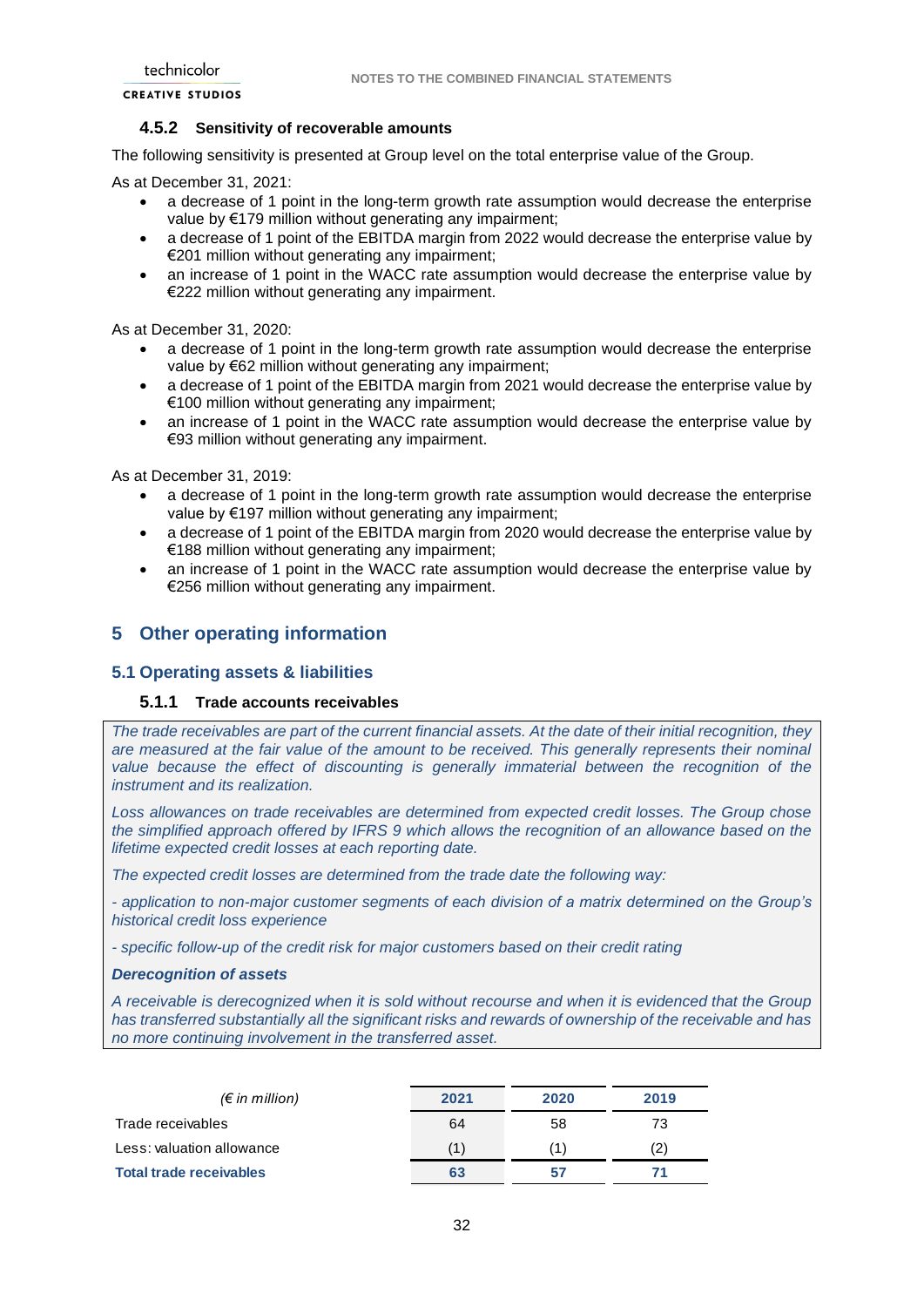#### 4.5.2 Sensitivity of recoverable amounts

The following sensitivity is presented at Group level on the total enterprise value of the Group.

As at December 31, 2021:

- a decrease of 1 point in the long-term growth rate assumption would decrease the enterprise value by €179 million without generating any impairment;
- a decrease of 1 point of the EBITDA margin from 2022 would decrease the enterprise value by €201 million without generating any impairment;
- an increase of 1 point in the WACC rate assumption would decrease the enterprise value by €222 million without generating any impairment.

As at December 31, 2020:

- a decrease of 1 point in the long-term growth rate assumption would decrease the enterprise value by €62 million without generating any impairment;
- a decrease of 1 point of the EBITDA margin from 2021 would decrease the enterprise value by €100 million without generating any impairment;
- an increase of 1 point in the WACC rate assumption would decrease the enterprise value by €93 million without generating any impairment.

As at December 31, 2019:

- a decrease of 1 point in the long-term growth rate assumption would decrease the enterprise value by €197 million without generating any impairment;
- a decrease of 1 point of the EBITDA margin from 2020 would decrease the enterprise value by €188 million without generating any impairment;
- an increase of 1 point in the WACC rate assumption would decrease the enterprise value by €256 million without generating any impairment.

## 5 Other operating information

### 5.1 Operating assets & liabilities

#### 5.1.1 Trade accounts receivables

*The trade receivables are part of the current financial assets. At the date of their initial recognition, they are measured at the fair value of the amount to be received. This generally represents their nominal value because the effect of discounting is generally immaterial between the recognition of the instrument and its realization.*

*Loss allowances on trade receivables are determined from expected credit losses. The Group chose the simplified approach offered by IFRS 9 which allows the recognition of an allowance based on the lifetime expected credit losses at each reporting date.*

*The expected credit losses are determined from the trade date the following way:*

*- application to non-major customer segments of each division of a matrix determined on the Group's historical credit loss experience*

*- specific follow-up of the credit risk for major customers based on their credit rating*

***Derecognition of assets***

*A receivable is derecognized when it is sold without recourse and when it is evidenced that the Group has transferred substantially all the significant risks and rewards of ownership of the receivable and has no more continuing involvement in the transferred asset.*

| *(€ in million)* | 2021 | 2020 | 2019 |
|---|---|---|---|
| Trade receivables | 64 | 58 | 73 |
| Less: valuation allowance | (1) | (1) | (2) |
| **Total trade receivables** | **63** | **57** | **71** |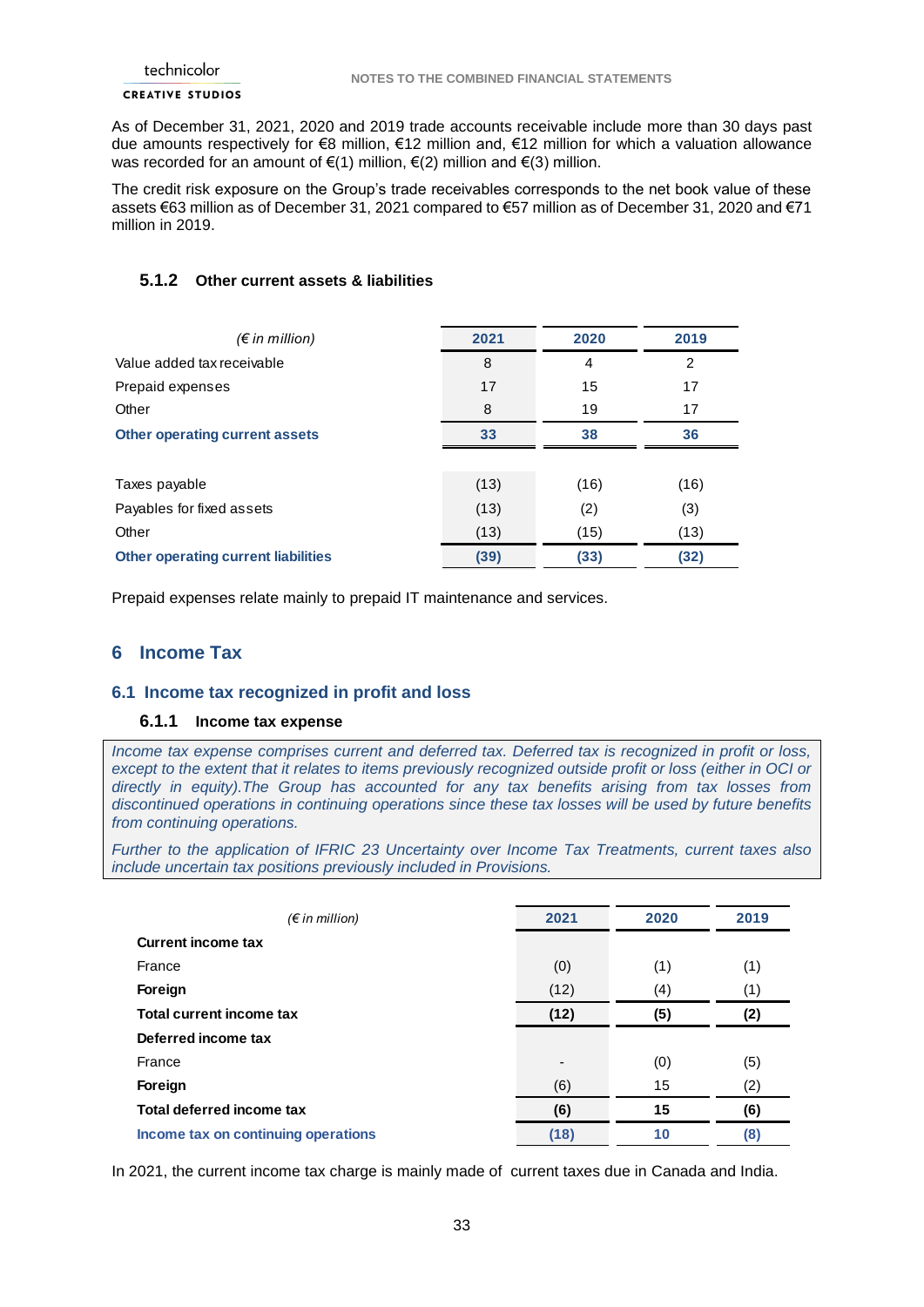As of December 31, 2021, 2020 and 2019 trade accounts receivable include more than 30 days past due amounts respectively for €8 million, €12 million and, €12 million for which a valuation allowance was recorded for an amount of €(1) million, €(2) million and €(3) million.

The credit risk exposure on the Group's trade receivables corresponds to the net book value of these assets €63 million as of December 31, 2021 compared to €57 million as of December 31, 2020 and €71 million in 2019.

#### 5.1.2 Other current assets & liabilities

| *(€ in million)* | 2021 | 2020 | 2019 |
|---|---|---|---|
| Value added tax receivable | 8 | 4 | 2 |
| Prepaid expenses | 17 | 15 | 17 |
| Other | 8 | 19 | 17 |
| **Other operating current assets** | **33** | **38** | **36** |
| | | | |
| Taxes payable | (13) | (16) | (16) |
| Payables for fixed assets | (13) | (2) | (3) |
| Other | (13) | (15) | (13) |
| **Other operating current liabilities** | **(39)** | **(33)** | **(32)** |

Prepaid expenses relate mainly to prepaid IT maintenance and services.

## 6 Income Tax

### 6.1 Income tax recognized in profit and loss

#### 6.1.1 Income tax expense

*Income tax expense comprises current and deferred tax. Deferred tax is recognized in profit or loss, except to the extent that it relates to items previously recognized outside profit or loss (either in OCI or directly in equity).The Group has accounted for any tax benefits arising from tax losses from discontinued operations in continuing operations since these tax losses will be used by future benefits from continuing operations.*

*Further to the application of IFRIC 23 Uncertainty over Income Tax Treatments, current taxes also include uncertain tax positions previously included in Provisions.*

| *(€ in million)* | 2021 | 2020 | 2019 |
|---|---|---|---|
| **Current income tax** | | | |
| France | (0) | (1) | (1) |
| **Foreign** | (12) | (4) | (1) |
| **Total current income tax** | **(12)** | **(5)** | **(2)** |
| **Deferred income tax** | | | |
| France | - | (0) | (5) |
| **Foreign** | (6) | 15 | (2) |
| **Total deferred income tax** | **(6)** | **15** | **(6)** |
| **Income tax on continuing operations** | **(18)** | **10** | **(8)** |

In 2021, the current income tax charge is mainly made of current taxes due in Canada and India.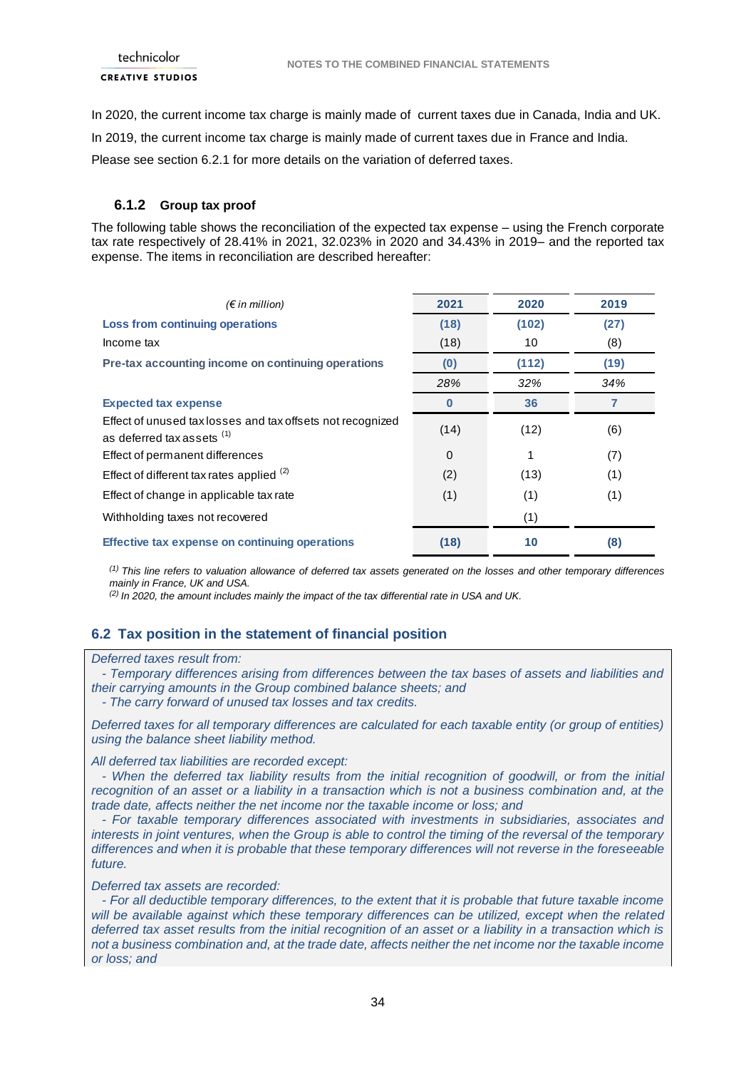In 2020, the current income tax charge is mainly made of current taxes due in Canada, India and UK.

In 2019, the current income tax charge is mainly made of current taxes due in France and India.

Please see section 6.2.1 for more details on the variation of deferred taxes.

### 6.1.2 Group tax proof

The following table shows the reconciliation of the expected tax expense – using the French corporate tax rate respectively of 28.41% in 2021, 32.023% in 2020 and 34.43% in 2019– and the reported tax expense. The items in reconciliation are described hereafter:

| *(€ in million)* | 2021 | 2020 | 2019 |
|---|---|---|---|
| **Loss from continuing operations** | **(18)** | **(102)** | **(27)** |
| Income tax | (18) | 10 | (8) |
| **Pre-tax accounting income on continuing operations** | **(0)** | **(112)** | **(19)** |
| | *28%* | *32%* | *34%* |
| **Expected tax expense** | **0** | **36** | **7** |
| Effect of unused tax losses and tax offsets not recognized as deferred tax assets [(1)] | (14) | (12) | (6) |
| Effect of permanent differences | 0 | 1 | (7) |
| Effect of different tax rates applied [(2)] | (2) | (13) | (1) |
| Effect of change in applicable tax rate | (1) | (1) | (1) |
| Withholding taxes not recovered | | (1) | |
| **Effective tax expense on continuing operations** | **(18)** | **10** | **(8)** |

*[(1)] This line refers to valuation allowance of deferred tax assets generated on the losses and other temporary differences mainly in France, UK and USA.*
*[(2)] In 2020, the amount includes mainly the impact of the tax differential rate in USA and UK.*

## 6.2 Tax position in the statement of financial position

*Deferred taxes result from:*

*- Temporary differences arising from differences between the tax bases of assets and liabilities and their carrying amounts in the Group combined balance sheets; and*

*- The carry forward of unused tax losses and tax credits.*

*Deferred taxes for all temporary differences are calculated for each taxable entity (or group of entities) using the balance sheet liability method.*

*All deferred tax liabilities are recorded except:*

*- When the deferred tax liability results from the initial recognition of goodwill, or from the initial recognition of an asset or a liability in a transaction which is not a business combination and, at the trade date, affects neither the net income nor the taxable income or loss; and*

*- For taxable temporary differences associated with investments in subsidiaries, associates and interests in joint ventures, when the Group is able to control the timing of the reversal of the temporary differences and when it is probable that these temporary differences will not reverse in the foreseeable future.*

*Deferred tax assets are recorded:*

*- For all deductible temporary differences, to the extent that it is probable that future taxable income will be available against which these temporary differences can be utilized, except when the related deferred tax asset results from the initial recognition of an asset or a liability in a transaction which is not a business combination and, at the trade date, affects neither the net income nor the taxable income or loss; and*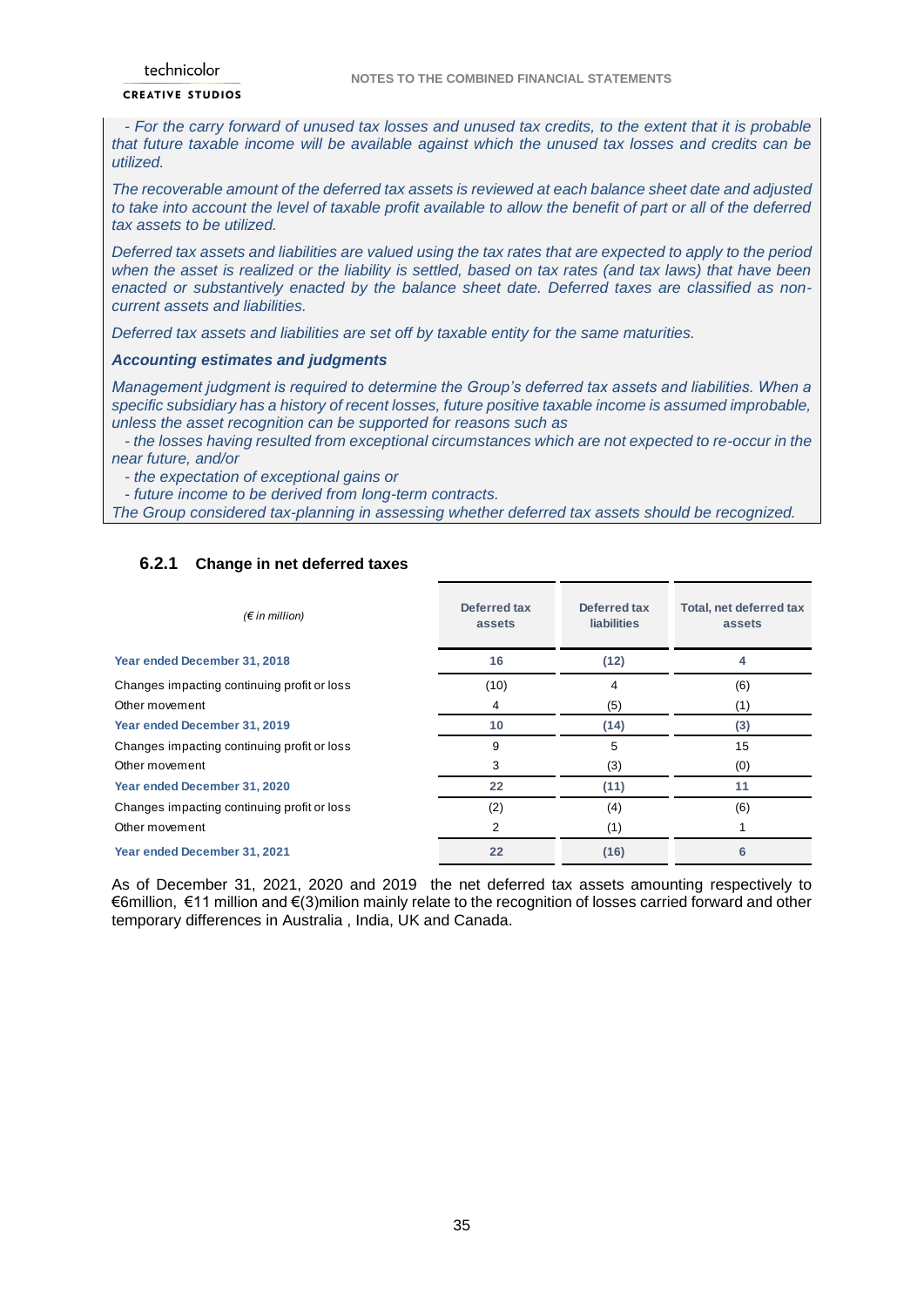*- For the carry forward of unused tax losses and unused tax credits, to the extent that it is probable that future taxable income will be available against which the unused tax losses and credits can be utilized.*

*The recoverable amount of the deferred tax assets is reviewed at each balance sheet date and adjusted to take into account the level of taxable profit available to allow the benefit of part or all of the deferred tax assets to be utilized.*

*Deferred tax assets and liabilities are valued using the tax rates that are expected to apply to the period when the asset is realized or the liability is settled, based on tax rates (and tax laws) that have been enacted or substantively enacted by the balance sheet date. Deferred taxes are classified as non-current assets and liabilities.*

*Deferred tax assets and liabilities are set off by taxable entity for the same maturities.*

***Accounting estimates and judgments***

*Management judgment is required to determine the Group's deferred tax assets and liabilities. When a specific subsidiary has a history of recent losses, future positive taxable income is assumed improbable, unless the asset recognition can be supported for reasons such as*

*- the losses having resulted from exceptional circumstances which are not expected to re-occur in the near future, and/or*

*- the expectation of exceptional gains or*

*- future income to be derived from long-term contracts.*

*The Group considered tax-planning in assessing whether deferred tax assets should be recognized.*

### 6.2.1 Change in net deferred taxes

| *(€ in million)* | Deferred tax assets | Deferred tax liabilities | Total, net deferred tax assets |
|---|---|---|---|
| **Year ended December 31, 2018** | **16** | **(12)** | **4** |
| Changes impacting continuing profit or loss | (10) | 4 | (6) |
| Other movement | 4 | (5) | (1) |
| **Year ended December 31, 2019** | **10** | **(14)** | **(3)** |
| Changes impacting continuing profit or loss | 9 | 5 | 15 |
| Other movement | 3 | (3) | (0) |
| **Year ended December 31, 2020** | **22** | **(11)** | **11** |
| Changes impacting continuing profit or loss | (2) | (4) | (6) |
| Other movement | 2 | (1) | 1 |
| **Year ended December 31, 2021** | **22** | **(16)** | **6** |

As of December 31, 2021, 2020 and 2019 the net deferred tax assets amounting respectively to €6million, €11 million and €(3)milion mainly relate to the recognition of losses carried forward and other temporary differences in Australia , India, UK and Canada.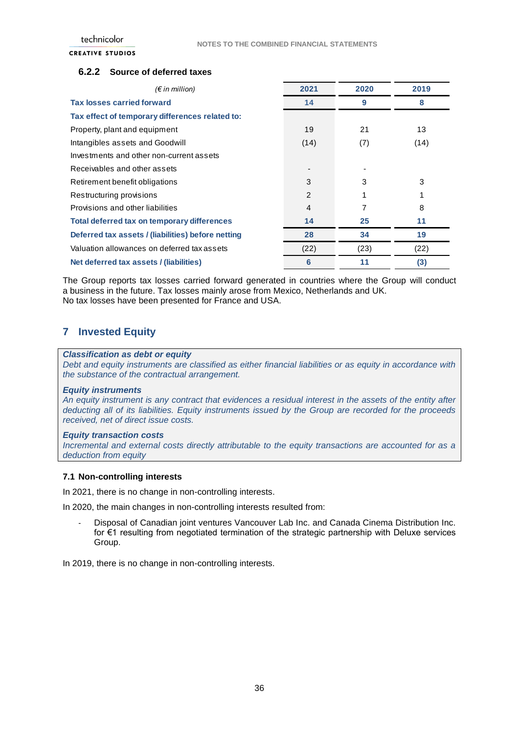### 6.2.2 Source of deferred taxes

| *(€ in million)* | 2021 | 2020 | 2019 |
|---|---|---|---|
| **Tax losses carried forward** | **14** | **9** | **8** |
| **Tax effect of temporary differences related to:** | | | |
| Property, plant and equipment | 19 | 21 | 13 |
| Intangibles assets and Goodwill | (14) | (7) | (14) |
| Investments and other non-current assets | | | |
| Receivables and other assets | - | - | |
| Retirement benefit obligations | 3 | 3 | 3 |
| Restructuring provisions | 2 | 1 | 1 |
| Provisions and other liabilities | 4 | 7 | 8 |
| **Total deferred tax on temporary differences** | **14** | **25** | **11** |
| **Deferred tax assets / (liabilities) before netting** | **28** | **34** | **19** |
| Valuation allowances on deferred tax assets | (22) | (23) | (22) |
| **Net deferred tax assets / (liabilities)** | **6** | **11** | **(3)** |

The Group reports tax losses carried forward generated in countries where the Group will conduct a business in the future. Tax losses mainly arose from Mexico, Netherlands and UK.
No tax losses have been presented for France and USA.

## 7 Invested Equity

***Classification as debt or equity***
*Debt and equity instruments are classified as either financial liabilities or as equity in accordance with the substance of the contractual arrangement.*

***Equity instruments***
*An equity instrument is any contract that evidences a residual interest in the assets of the entity after deducting all of its liabilities. Equity instruments issued by the Group are recorded for the proceeds received, net of direct issue costs.*

***Equity transaction costs***
*Incremental and external costs directly attributable to the equity transactions are accounted for as a deduction from equity*

### 7.1 Non-controlling interests

In 2021, there is no change in non-controlling interests.

In 2020, the main changes in non-controlling interests resulted from:

- Disposal of Canadian joint ventures Vancouver Lab Inc. and Canada Cinema Distribution Inc. for €1 resulting from negotiated termination of the strategic partnership with Deluxe services Group.

In 2019, there is no change in non-controlling interests.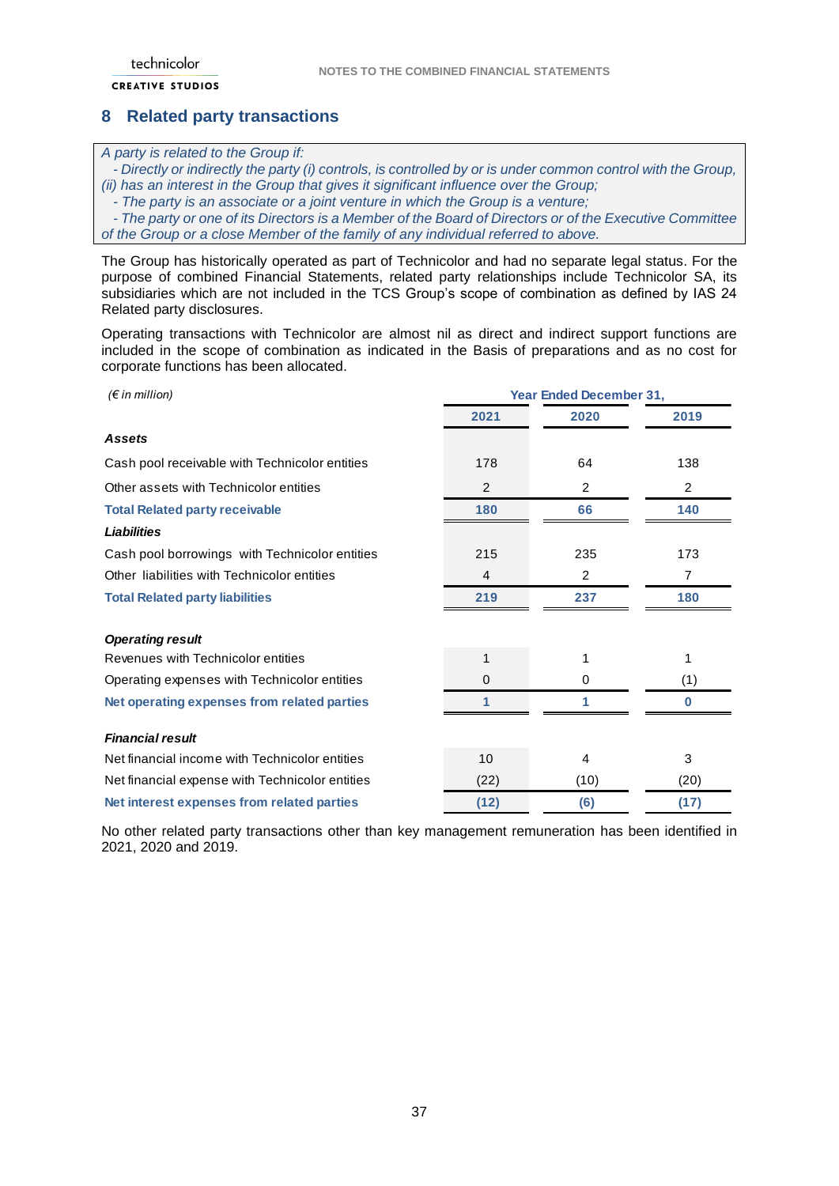## 8 Related party transactions

*A party is related to the Group if:*
*- Directly or indirectly the party (i) controls, is controlled by or is under common control with the Group, (ii) has an interest in the Group that gives it significant influence over the Group;*
*- The party is an associate or a joint venture in which the Group is a venture;*
*- The party or one of its Directors is a Member of the Board of Directors or of the Executive Committee of the Group or a close Member of the family of any individual referred to above.*

The Group has historically operated as part of Technicolor and had no separate legal status. For the purpose of combined Financial Statements, related party relationships include Technicolor SA, its subsidiaries which are not included in the TCS Group's scope of combination as defined by IAS 24 Related party disclosures.

Operating transactions with Technicolor are almost nil as direct and indirect support functions are included in the scope of combination as indicated in the Basis of preparations and as no cost for corporate functions has been allocated.

| *(€ in million)* | Year Ended December 31, | | |
|---|---|---|---|
| | 2021 | 2020 | 2019 |
| ***Assets*** | | | |
| Cash pool receivable with Technicolor entities | 178 | 64 | 138 |
| Other assets with Technicolor entities | 2 | 2 | 2 |
| **Total Related party receivable** | **180** | **66** | **140** |
| ***Liabilities*** | | | |
| Cash pool borrowings with Technicolor entities | 215 | 235 | 173 |
| Other liabilities with Technicolor entities | 4 | 2 | 7 |
| **Total Related party liabilities** | **219** | **237** | **180** |
| ***Operating result*** | | | |
| Revenues with Technicolor entities | 1 | 1 | 1 |
| Operating expenses with Technicolor entities | 0 | 0 | (1) |
| **Net operating expenses from related parties** | **1** | **1** | **0** |
| ***Financial result*** | | | |
| Net financial income with Technicolor entities | 10 | 4 | 3 |
| Net financial expense with Technicolor entities | (22) | (10) | (20) |
| **Net interest expenses from related parties** | **(12)** | **(6)** | **(17)** |

No other related party transactions other than key management remuneration has been identified in 2021, 2020 and 2019.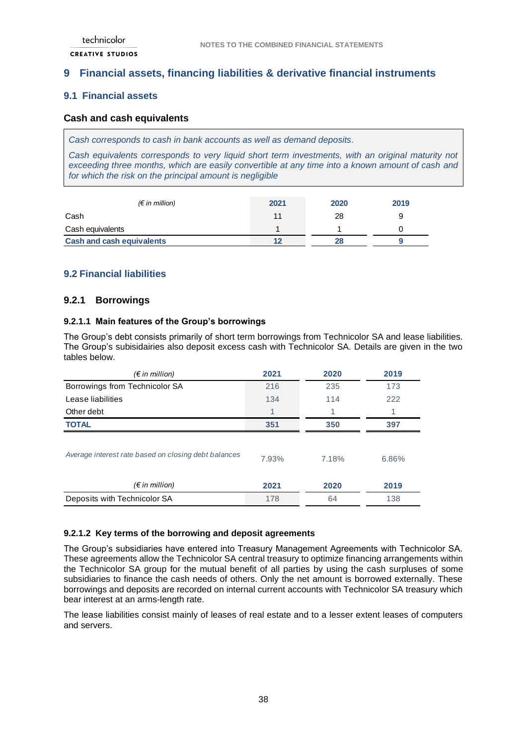# 9 Financial assets, financing liabilities & derivative financial instruments

## 9.1 Financial assets

### Cash and cash equivalents

*Cash corresponds to cash in bank accounts as well as demand deposits.*

*Cash equivalents corresponds to very liquid short term investments, with an original maturity not exceeding three months, which are easily convertible at any time into a known amount of cash and for which the risk on the principal amount is negligible*

| *(€ in million)* | 2021 | 2020 | 2019 |
|---|---|---|---|
| Cash | 11 | 28 | 9 |
| Cash equivalents | 1 | 1 | 0 |
| **Cash and cash equivalents** | **12** | **28** | **9** |

## 9.2 Financial liabilities

### 9.2.1 Borrowings

#### 9.2.1.1 Main features of the Group's borrowings

The Group's debt consists primarily of short term borrowings from Technicolor SA and lease liabilities. The Group's subisidairies also deposit excess cash with Technicolor SA. Details are given in the two tables below.

| *(€ in million)* | 2021 | 2020 | 2019 |
|---|---|---|---|
| Borrowings from Technicolor SA | 216 | 235 | 173 |
| Lease liabilities | 134 | 114 | 222 |
| Other debt | 1 | 1 | 1 |
| **TOTAL** | **351** | **350** | **397** |
| *Average interest rate based on closing debt balances* | 7.93% | 7.18% | 6.86% |

| *(€ in million)* | 2021 | 2020 | 2019 |
|---|---|---|---|
| Deposits with Technicolor SA | 178 | 64 | 138 |

#### 9.2.1.2 Key terms of the borrowing and deposit agreements

The Group's subsidiaries have entered into Treasury Management Agreements with Technicolor SA. These agreements allow the Technicolor SA central treasury to optimize financing arrangements within the Technicolor SA group for the mutual benefit of all parties by using the cash surpluses of some subsidiaries to finance the cash needs of others. Only the net amount is borrowed externally. These borrowings and deposits are recorded on internal current accounts with Technicolor SA treasury which bear interest at an arms-length rate.

The lease liabilities consist mainly of leases of real estate and to a lesser extent leases of computers and servers.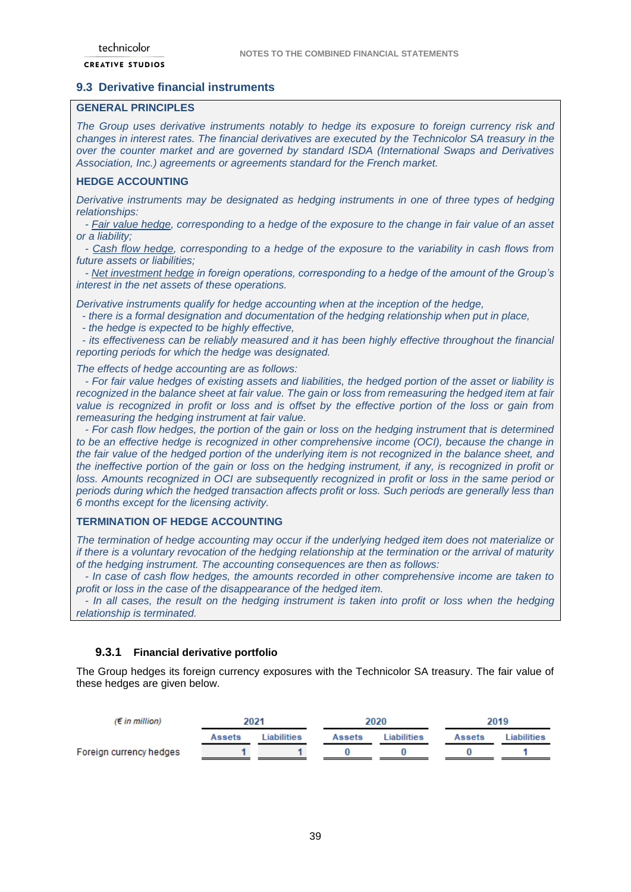## 9.3 Derivative financial instruments

**GENERAL PRINCIPLES**

*The Group uses derivative instruments notably to hedge its exposure to foreign currency risk and changes in interest rates. The financial derivatives are executed by the Technicolor SA treasury in the over the counter market and are governed by standard ISDA (International Swaps and Derivatives Association, Inc.) agreements or agreements standard for the French market.*

**HEDGE ACCOUNTING**

*Derivative instruments may be designated as hedging instruments in one of three types of hedging relationships:*

*- Fair value hedge, corresponding to a hedge of the exposure to the change in fair value of an asset or a liability;*

*- Cash flow hedge, corresponding to a hedge of the exposure to the variability in cash flows from future assets or liabilities;*

*- Net investment hedge in foreign operations, corresponding to a hedge of the amount of the Group's interest in the net assets of these operations.*

*Derivative instruments qualify for hedge accounting when at the inception of the hedge,*

*- there is a formal designation and documentation of the hedging relationship when put in place,*

*- the hedge is expected to be highly effective,*

*- its effectiveness can be reliably measured and it has been highly effective throughout the financial reporting periods for which the hedge was designated.*

*The effects of hedge accounting are as follows:*

*- For fair value hedges of existing assets and liabilities, the hedged portion of the asset or liability is recognized in the balance sheet at fair value. The gain or loss from remeasuring the hedged item at fair value is recognized in profit or loss and is offset by the effective portion of the loss or gain from remeasuring the hedging instrument at fair value.*

*- For cash flow hedges, the portion of the gain or loss on the hedging instrument that is determined to be an effective hedge is recognized in other comprehensive income (OCI), because the change in the fair value of the hedged portion of the underlying item is not recognized in the balance sheet, and the ineffective portion of the gain or loss on the hedging instrument, if any, is recognized in profit or loss. Amounts recognized in OCI are subsequently recognized in profit or loss in the same period or periods during which the hedged transaction affects profit or loss. Such periods are generally less than 6 months except for the licensing activity.*

**TERMINATION OF HEDGE ACCOUNTING**

*The termination of hedge accounting may occur if the underlying hedged item does not materialize or if there is a voluntary revocation of the hedging relationship at the termination or the arrival of maturity of the hedging instrument. The accounting consequences are then as follows:*

*- In case of cash flow hedges, the amounts recorded in other comprehensive income are taken to profit or loss in the case of the disappearance of the hedged item.*

*- In all cases, the result on the hedging instrument is taken into profit or loss when the hedging relationship is terminated.*

### 9.3.1 Financial derivative portfolio

The Group hedges its foreign currency exposures with the Technicolor SA treasury. The fair value of these hedges are given below.

| *(€ in million)* | 2021 | | 2020 | | 2019 | |
|---|---|---|---|---|---|---|
| | Assets | Liabilities | Assets | Liabilities | Assets | Liabilities |
| Foreign currency hedges | 1 | 1 | 0 | 0 | 0 | 1 |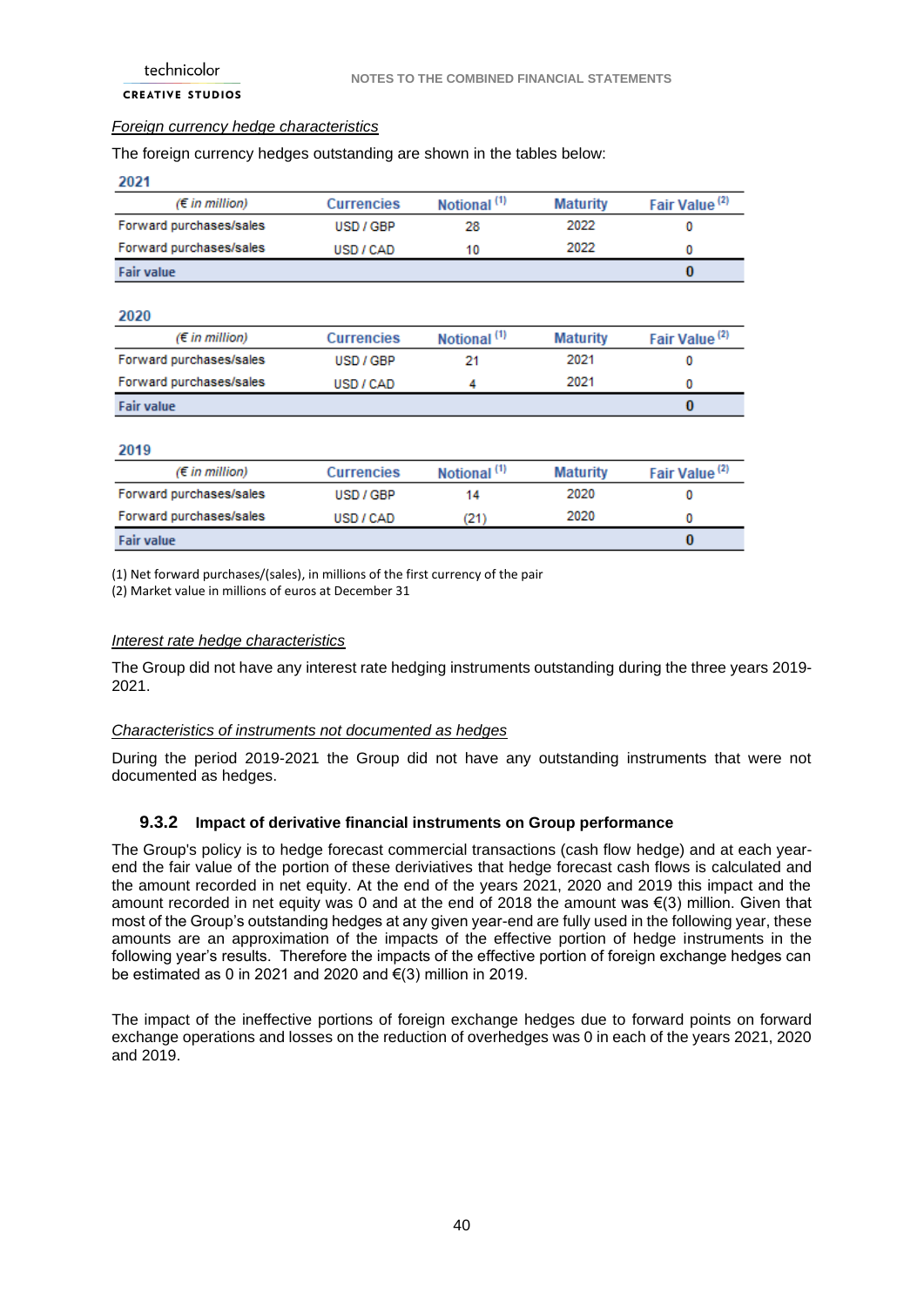*Foreign currency hedge characteristics*

The foreign currency hedges outstanding are shown in the tables below:

**2021**

| (€ in million) | Currencies | Notional [(1)] | Maturity | Fair Value [(2)] |
|---|---|---|---|---|
| Forward purchases/sales | USD / GBP | 28 | 2022 | 0 |
| Forward purchases/sales | USD / CAD | 10 | 2022 | 0 |
| **Fair value** | | | | **0** |

**2020**

| (€ in million) | Currencies | Notional [(1)] | Maturity | Fair Value [(2)] |
|---|---|---|---|---|
| Forward purchases/sales | USD / GBP | 21 | 2021 | 0 |
| Forward purchases/sales | USD / CAD | 4 | 2021 | 0 |
| **Fair value** | | | | **0** |

**2019**

| (€ in million) | Currencies | Notional [(1)] | Maturity | Fair Value [(2)] |
|---|---|---|---|---|
| Forward purchases/sales | USD / GBP | 14 | 2020 | 0 |
| Forward purchases/sales | USD / CAD | (21) | 2020 | 0 |
| **Fair value** | | | | **0** |

(1) Net forward purchases/(sales), in millions of the first currency of the pair
(2) Market value in millions of euros at December 31

*Interest rate hedge characteristics*

The Group did not have any interest rate hedging instruments outstanding during the three years 2019-2021.

*Characteristics of instruments not documented as hedges*

During the period 2019-2021 the Group did not have any outstanding instruments that were not documented as hedges.

### 9.3.2 Impact of derivative financial instruments on Group performance

The Group's policy is to hedge forecast commercial transactions (cash flow hedge) and at each year-end the fair value of the portion of these deriviatives that hedge forecast cash flows is calculated and the amount recorded in net equity. At the end of the years 2021, 2020 and 2019 this impact and the amount recorded in net equity was 0 and at the end of 2018 the amount was €(3) million. Given that most of the Group's outstanding hedges at any given year-end are fully used in the following year, these amounts are an approximation of the impacts of the effective portion of hedge instruments in the following year's results. Therefore the impacts of the effective portion of foreign exchange hedges can be estimated as 0 in 2021 and 2020 and €(3) million in 2019.

The impact of the ineffective portions of foreign exchange hedges due to forward points on forward exchange operations and losses on the reduction of overhedges was 0 in each of the years 2021, 2020 and 2019.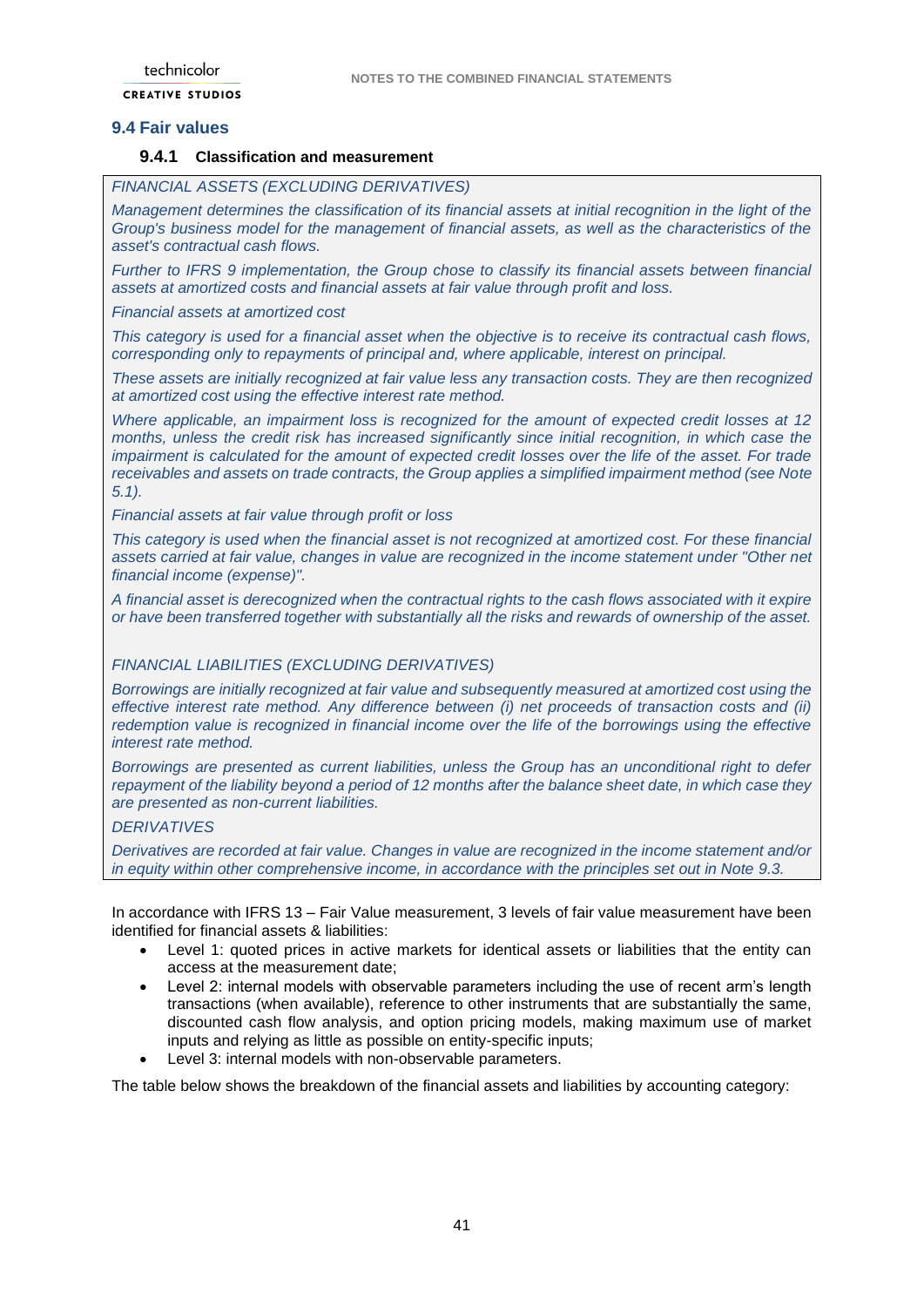## 9.4 Fair values

### 9.4.1 Classification and measurement

*FINANCIAL ASSETS (EXCLUDING DERIVATIVES)*

*Management determines the classification of its financial assets at initial recognition in the light of the Group's business model for the management of financial assets, as well as the characteristics of the asset's contractual cash flows.*

*Further to IFRS 9 implementation, the Group chose to classify its financial assets between financial assets at amortized costs and financial assets at fair value through profit and loss.*

*Financial assets at amortized cost*

*This category is used for a financial asset when the objective is to receive its contractual cash flows, corresponding only to repayments of principal and, where applicable, interest on principal.*

*These assets are initially recognized at fair value less any transaction costs. They are then recognized at amortized cost using the effective interest rate method.*

*Where applicable, an impairment loss is recognized for the amount of expected credit losses at 12 months, unless the credit risk has increased significantly since initial recognition, in which case the impairment is calculated for the amount of expected credit losses over the life of the asset. For trade receivables and assets on trade contracts, the Group applies a simplified impairment method (see Note 5.1).*

*Financial assets at fair value through profit or loss*

*This category is used when the financial asset is not recognized at amortized cost. For these financial assets carried at fair value, changes in value are recognized in the income statement under "Other net financial income (expense)".*

*A financial asset is derecognized when the contractual rights to the cash flows associated with it expire or have been transferred together with substantially all the risks and rewards of ownership of the asset.*

*FINANCIAL LIABILITIES (EXCLUDING DERIVATIVES)*

*Borrowings are initially recognized at fair value and subsequently measured at amortized cost using the effective interest rate method. Any difference between (i) net proceeds of transaction costs and (ii) redemption value is recognized in financial income over the life of the borrowings using the effective interest rate method.*

*Borrowings are presented as current liabilities, unless the Group has an unconditional right to defer repayment of the liability beyond a period of 12 months after the balance sheet date, in which case they are presented as non-current liabilities.*

*DERIVATIVES*

*Derivatives are recorded at fair value. Changes in value are recognized in the income statement and/or in equity within other comprehensive income, in accordance with the principles set out in Note 9.3.*

In accordance with IFRS 13 – Fair Value measurement, 3 levels of fair value measurement have been identified for financial assets & liabilities:

- Level 1: quoted prices in active markets for identical assets or liabilities that the entity can access at the measurement date;
- Level 2: internal models with observable parameters including the use of recent arm's length transactions (when available), reference to other instruments that are substantially the same, discounted cash flow analysis, and option pricing models, making maximum use of market inputs and relying as little as possible on entity-specific inputs;
- Level 3: internal models with non-observable parameters.

The table below shows the breakdown of the financial assets and liabilities by accounting category: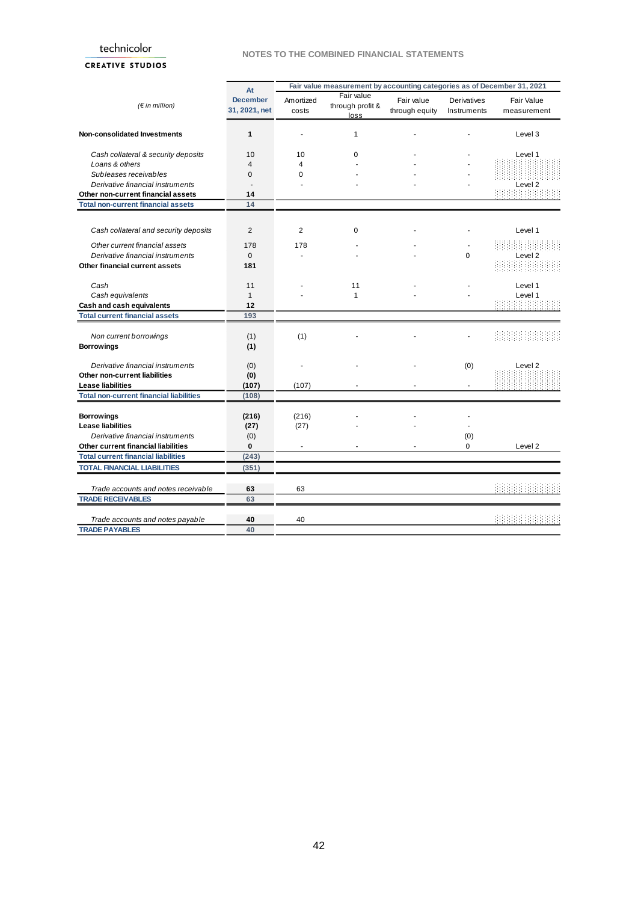| (€ in million) | At December 31, 2021, net | Fair value measurement by accounting categories as of December 31, 2021 | | | | |
|---|---|---|---|---|---|---|
| | | Amortized costs | Fair value through profit & loss | Fair value through equity | Derivatives Instruments | Fair Value measurement |
| **Non-consolidated Investments** | **1** | - | 1 | - | - | Level 3 |
| *Cash collateral & security deposits* | 10 | 10 | 0 | - | - | Level 1 |
| *Loans & others* | 4 | 4 | - | - | - | |
| *Subleases receivables* | 0 | 0 | - | - | - | |
| *Derivative financial instruments* | - | - | - | - | - | Level 2 |
| **Other non-current financial assets** | **14** | | | | | |
| **Total non-current financial assets** | **14** | | | | | |
| *Cash collateral and security deposits* | 2 | 2 | 0 | - | - | Level 1 |
| *Other current financial assets* | 178 | 178 | - | - | - | |
| *Derivative financial instruments* | 0 | - | - | - | 0 | Level 2 |
| **Other financial current assets** | **181** | | | | | |
| *Cash* | 11 | - | 11 | - | - | Level 1 |
| *Cash equivalents* | 1 | - | 1 | - | - | Level 1 |
| **Cash and cash equivalents** | **12** | | | | | |
| **Total current financial assets** | **193** | | | | | |
| *Non current borrowings* | (1) | (1) | - | - | - | |
| **Borrowings** | **(1)** | | | | | |
| *Derivative financial instruments* | (0) | - | - | - | (0) | Level 2 |
| **Other non-current liabilities** | **(0)** | | | | | |
| **Lease liabilities** | **(107)** | (107) | - | - | - | |
| **Total non-current financial liabilities** | **(108)** | | | | | |
| **Borrowings** | **(216)** | (216) | - | - | - | |
| **Lease liabilities** | **(27)** | (27) | - | - | - | |
| *Derivative financial instruments* | (0) | | | | (0) | |
| **Other current financial liabilities** | **0** | - | - | - | 0 | Level 2 |
| **Total current financial liabilities** | **(243)** | | | | | |
| **TOTAL FINANCIAL LIABILITIES** | **(351)** | | | | | |
| *Trade accounts and notes receivable* | **63** | 63 | | | | |
| **TRADE RECEIVABLES** | **63** | | | | | |
| *Trade accounts and notes payable* | **40** | 40 | | | | |
| **TRADE PAYABLES** | **40** | | | | | |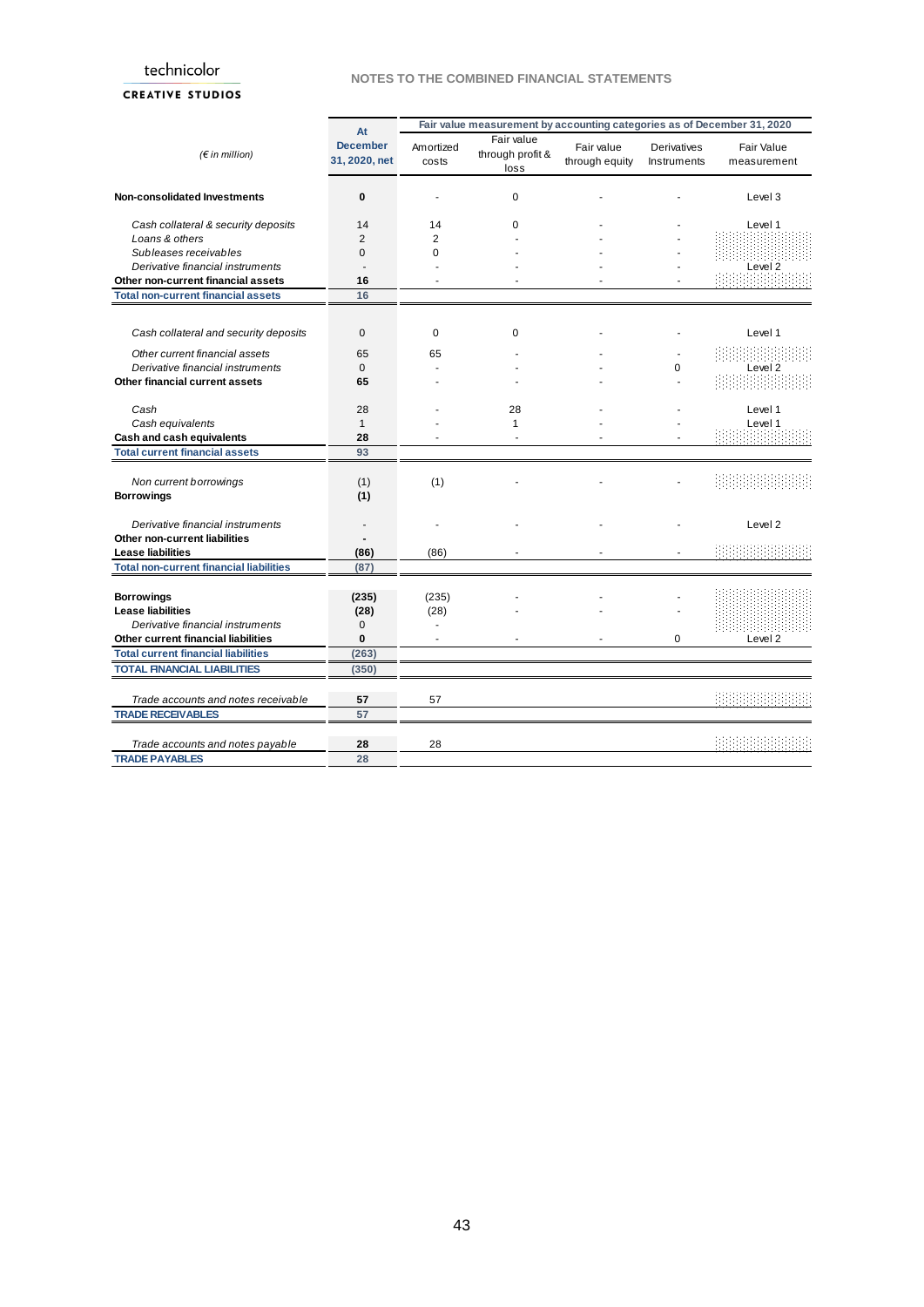| (€ in million) | At December 31, 2020, net | Fair value measurement by accounting categories as of December 31, 2020 | | | | |
|---|---|---|---|---|---|---|
| | | Amortized costs | Fair value through profit & loss | Fair value through equity | Derivatives Instruments | Fair Value measurement |
| **Non-consolidated Investments** | **0** | - | 0 | - | - | Level 3 |
| *Cash collateral & security deposits* | 14 | 14 | 0 | - | - | Level 1 |
| *Loans & others* | 2 | 2 | - | - | - | |
| *Subleases receivables* | 0 | 0 | - | - | - | |
| *Derivative financial instruments* | - | - | - | - | - | Level 2 |
| **Other non-current financial assets** | **16** | - | - | - | - | |
| **Total non-current financial assets** | **16** | | | | | |
| *Cash collateral and security deposits* | 0 | 0 | 0 | - | - | Level 1 |
| *Other current financial assets* | 65 | 65 | - | - | - | |
| *Derivative financial instruments* | 0 | - | - | - | 0 | Level 2 |
| **Other financial current assets** | **65** | - | - | - | - | |
| *Cash* | 28 | - | 28 | - | - | Level 1 |
| *Cash equivalents* | 1 | - | 1 | - | - | Level 1 |
| **Cash and cash equivalents** | **28** | - | - | - | - | |
| **Total current financial assets** | **93** | | | | | |
| *Non current borrowings* | (1) | (1) | - | - | - | |
| **Borrowings** | **(1)** | | | | | |
| *Derivative financial instruments* | - | - | - | - | - | Level 2 |
| **Other non-current liabilities** | **-** | | | | | |
| **Lease liabilities** | **(86)** | (86) | - | - | - | |
| **Total non-current financial liabilities** | **(87)** | | | | | |
| **Borrowings** | **(235)** | (235) | - | - | - | |
| **Lease liabilities** | **(28)** | (28) | - | - | - | |
| *Derivative financial instruments* | 0 | - | | | | |
| **Other current financial liabilities** | **0** | - | - | - | 0 | Level 2 |
| **Total current financial liabilities** | **(263)** | | | | | |
| **TOTAL FINANCIAL LIABILITIES** | **(350)** | | | | | |
| *Trade accounts and notes receivable* | **57** | 57 | | | | |
| **TRADE RECEIVABLES** | **57** | | | | | |
| *Trade accounts and notes payable* | **28** | 28 | | | | |
| **TRADE PAYABLES** | **28** | | | | | |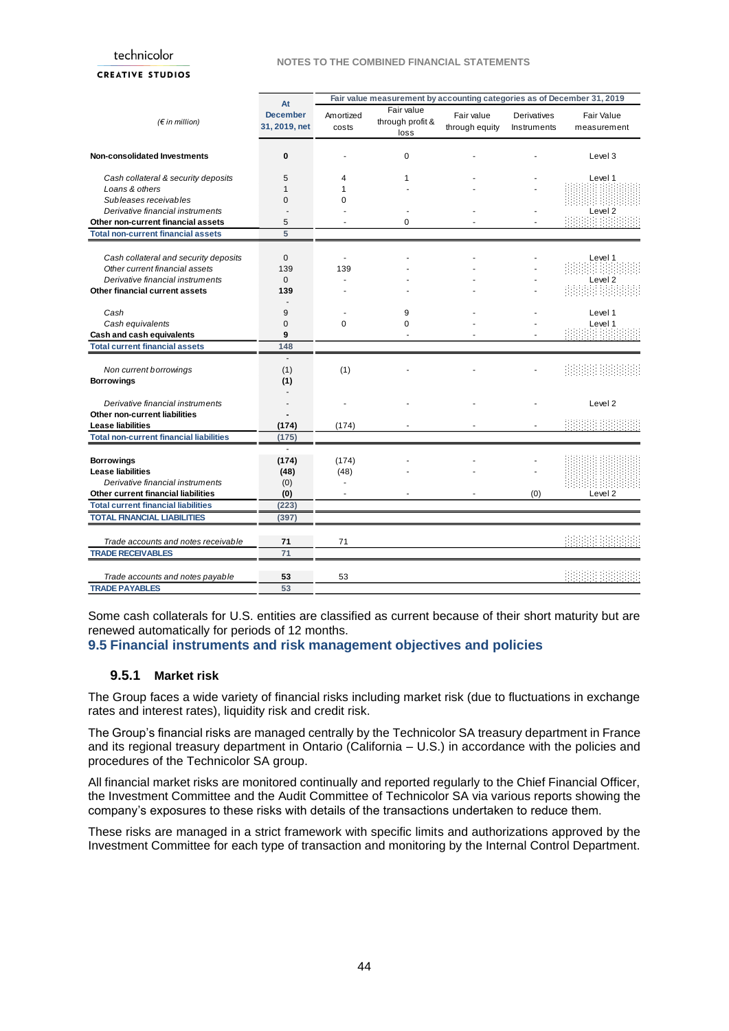| (€ in million) | At December 31, 2019, net | Fair value measurement by accounting categories as of December 31, 2019 | | | | |
|---|---|---|---|---|---|---|
| | | Amortized costs | Fair value through profit & loss | Fair value through equity | Derivatives Instruments | Fair Value measurement |
| **Non-consolidated Investments** | **0** | - | 0 | - | - | Level 3 |
| *Cash collateral & security deposits* | 5 | 4 | 1 | - | - | Level 1 |
| *Loans & others* | 1 | 1 | - | - | - | |
| *Subleases receivables* | 0 | 0 | | | | |
| *Derivative financial instruments* | - | - | - | - | - | Level 2 |
| **Other non-current financial assets** | 5 | - | 0 | - | - | |
| **Total non-current financial assets** | **5** | | | | | |
| *Cash collateral and security deposits* | 0 | - | - | - | - | Level 1 |
| *Other current financial assets* | 139 | 139 | - | - | - | |
| *Derivative financial instruments* | 0 | - | - | - | - | Level 2 |
| **Other financial current assets** | **139** | - | - | - | - | |
| | - | | | | | |
| *Cash* | 9 | - | 9 | - | - | Level 1 |
| *Cash equivalents* | 0 | 0 | 0 | - | - | Level 1 |
| **Cash and cash equivalents** | **9** | | - | - | - | |
| **Total current financial assets** | **148** | | | | | |
| | - | | | | | |
| *Non current borrowings* | (1) | (1) | - | - | - | |
| **Borrowings** | **(1)** | | | | | |
| | - | | | | | |
| *Derivative financial instruments* | - | - | - | - | - | Level 2 |
| **Other non-current liabilities** | **-** | | | | | |
| **Lease liabilities** | **(174)** | (174) | - | - | - | |
| **Total non-current financial liabilities** | **(175)** | | | | | |
| | - | | | | | |
| **Borrowings** | **(174)** | (174) | - | - | - | |
| **Lease liabilities** | **(48)** | (48) | - | - | - | |
| *Derivative financial instruments* | (0) | - | | | | |
| **Other current financial liabilities** | **(0)** | - | - | - | (0) | Level 2 |
| **Total current financial liabilities** | **(223)** | | | | | |
| **TOTAL FINANCIAL LIABILITIES** | **(397)** | | | | | |
| *Trade accounts and notes receivable* | **71** | 71 | | | | |
| **TRADE RECEIVABLES** | **71** | | | | | |
| *Trade accounts and notes payable* | **53** | 53 | | | | |
| **TRADE PAYABLES** | **53** | | | | | |

Some cash collaterals for U.S. entities are classified as current because of their short maturity but are renewed automatically for periods of 12 months.

## 9.5 Financial instruments and risk management objectives and policies

### 9.5.1 Market risk

The Group faces a wide variety of financial risks including market risk (due to fluctuations in exchange rates and interest rates), liquidity risk and credit risk.

The Group's financial risks are managed centrally by the Technicolor SA treasury department in France and its regional treasury department in Ontario (California – U.S.) in accordance with the policies and procedures of the Technicolor SA group.

All financial market risks are monitored continually and reported regularly to the Chief Financial Officer, the Investment Committee and the Audit Committee of Technicolor SA via various reports showing the company's exposures to these risks with details of the transactions undertaken to reduce them.

These risks are managed in a strict framework with specific limits and authorizations approved by the Investment Committee for each type of transaction and monitoring by the Internal Control Department.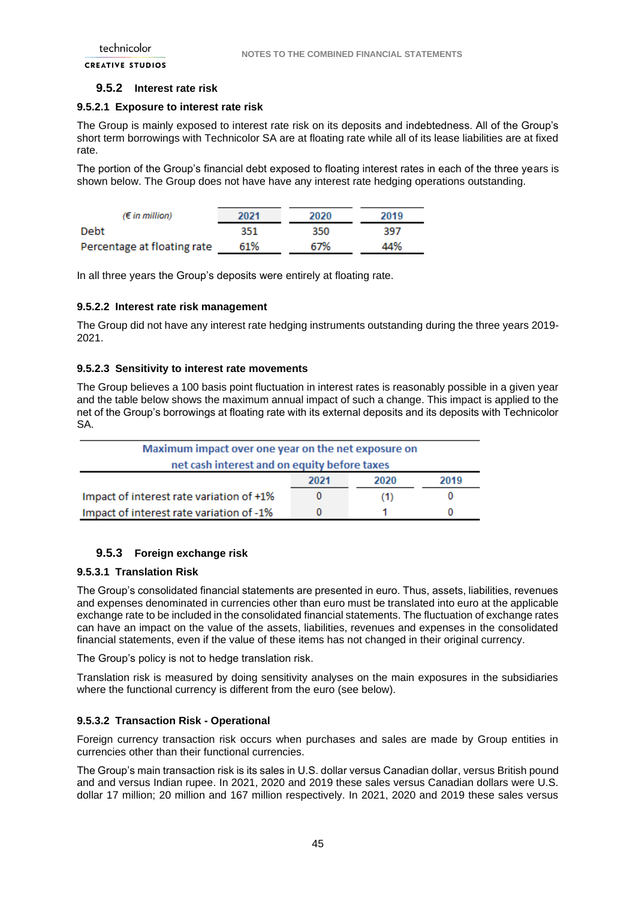### 9.5.2 Interest rate risk

#### 9.5.2.1 Exposure to interest rate risk

The Group is mainly exposed to interest rate risk on its deposits and indebtedness. All of the Group's short term borrowings with Technicolor SA are at floating rate while all of its lease liabilities are at fixed rate.

The portion of the Group's financial debt exposed to floating interest rates in each of the three years is shown below. The Group does not have have any interest rate hedging operations outstanding.

| *(€ in million)* | 2021 | 2020 | 2019 |
|---|---|---|---|
| Debt | 351 | 350 | 397 |
| Percentage at floating rate | 61% | 67% | 44% |

In all three years the Group's deposits were entirely at floating rate.

#### 9.5.2.2 Interest rate risk management

The Group did not have any interest rate hedging instruments outstanding during the three years 2019-2021.

#### 9.5.2.3 Sensitivity to interest rate movements

The Group believes a 100 basis point fluctuation in interest rates is reasonably possible in a given year and the table below shows the maximum annual impact of such a change. This impact is applied to the net of the Group's borrowings at floating rate with its external deposits and its deposits with Technicolor SA.

| Maximum impact over one year on the net exposure on net cash interest and on equity before taxes | | | |
|---|---|---|---|
| | 2021 | 2020 | 2019 |
| Impact of interest rate variation of +1% | 0 | (1) | 0 |
| Impact of interest rate variation of -1% | 0 | 1 | 0 |

### 9.5.3 Foreign exchange risk

#### 9.5.3.1 Translation Risk

The Group's consolidated financial statements are presented in euro. Thus, assets, liabilities, revenues and expenses denominated in currencies other than euro must be translated into euro at the applicable exchange rate to be included in the consolidated financial statements. The fluctuation of exchange rates can have an impact on the value of the assets, liabilities, revenues and expenses in the consolidated financial statements, even if the value of these items has not changed in their original currency.

The Group's policy is not to hedge translation risk.

Translation risk is measured by doing sensitivity analyses on the main exposures in the subsidiaries where the functional currency is different from the euro (see below).

#### 9.5.3.2 Transaction Risk - Operational

Foreign currency transaction risk occurs when purchases and sales are made by Group entities in currencies other than their functional currencies.

The Group's main transaction risk is its sales in U.S. dollar versus Canadian dollar, versus British pound and and versus Indian rupee. In 2021, 2020 and 2019 these sales versus Canadian dollars were U.S. dollar 17 million; 20 million and 167 million respectively. In 2021, 2020 and 2019 these sales versus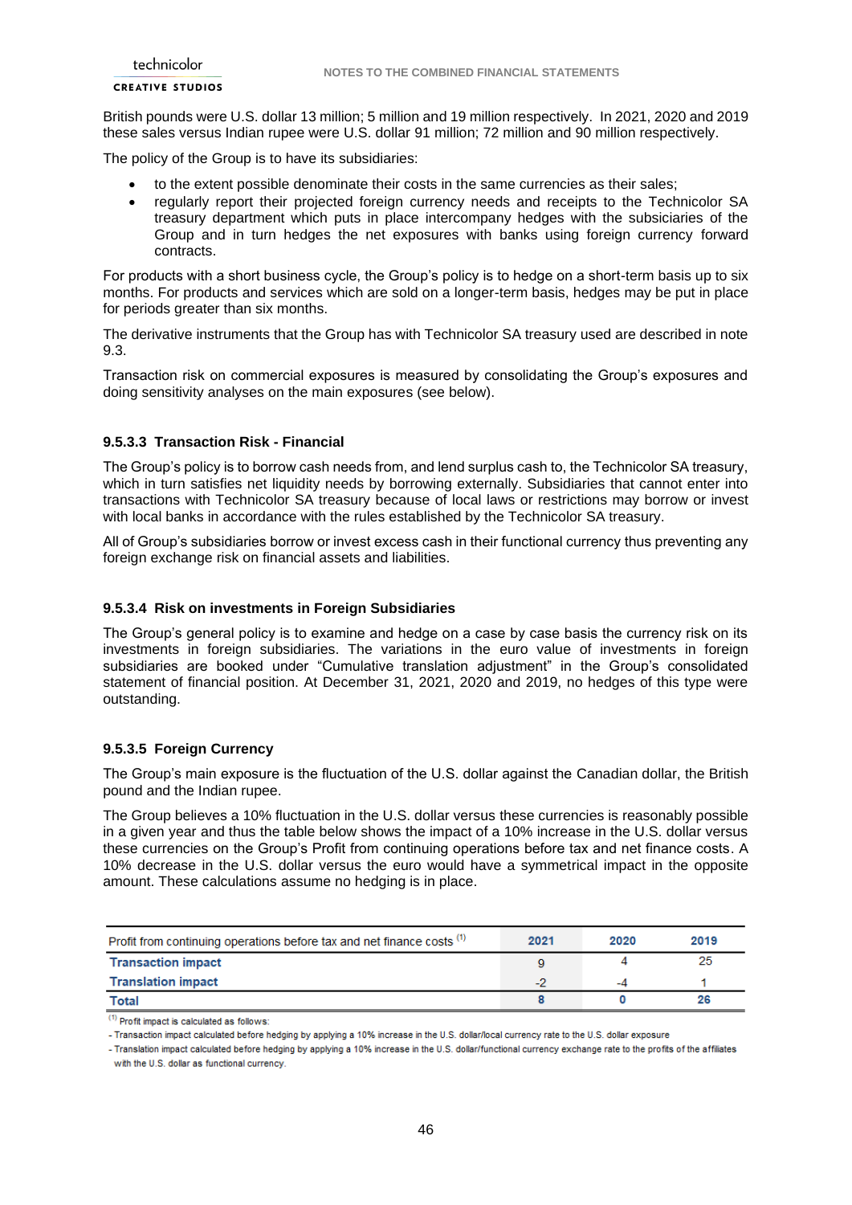British pounds were U.S. dollar 13 million; 5 million and 19 million respectively. In 2021, 2020 and 2019 these sales versus Indian rupee were U.S. dollar 91 million; 72 million and 90 million respectively.

The policy of the Group is to have its subsidiaries:

- to the extent possible denominate their costs in the same currencies as their sales;
- regularly report their projected foreign currency needs and receipts to the Technicolor SA treasury department which puts in place intercompany hedges with the subsiciaries of the Group and in turn hedges the net exposures with banks using foreign currency forward contracts.

For products with a short business cycle, the Group's policy is to hedge on a short-term basis up to six months. For products and services which are sold on a longer-term basis, hedges may be put in place for periods greater than six months.

The derivative instruments that the Group has with Technicolor SA treasury used are described in note 9.3.

Transaction risk on commercial exposures is measured by consolidating the Group's exposures and doing sensitivity analyses on the main exposures (see below).

#### 9.5.3.3 Transaction Risk - Financial

The Group's policy is to borrow cash needs from, and lend surplus cash to, the Technicolor SA treasury, which in turn satisfies net liquidity needs by borrowing externally. Subsidiaries that cannot enter into transactions with Technicolor SA treasury because of local laws or restrictions may borrow or invest with local banks in accordance with the rules established by the Technicolor SA treasury.

All of Group's subsidiaries borrow or invest excess cash in their functional currency thus preventing any foreign exchange risk on financial assets and liabilities.

#### 9.5.3.4 Risk on investments in Foreign Subsidiaries

The Group's general policy is to examine and hedge on a case by case basis the currency risk on its investments in foreign subsidiaries. The variations in the euro value of investments in foreign subsidiaries are booked under "Cumulative translation adjustment" in the Group's consolidated statement of financial position. At December 31, 2021, 2020 and 2019, no hedges of this type were outstanding.

#### 9.5.3.5 Foreign Currency

The Group's main exposure is the fluctuation of the U.S. dollar against the Canadian dollar, the British pound and the Indian rupee.

The Group believes a 10% fluctuation in the U.S. dollar versus these currencies is reasonably possible in a given year and thus the table below shows the impact of a 10% increase in the U.S. dollar versus these currencies on the Group's Profit from continuing operations before tax and net finance costs. A 10% decrease in the U.S. dollar versus the euro would have a symmetrical impact in the opposite amount. These calculations assume no hedging is in place.

| Profit from continuing operations before tax and net finance costs [1] | 2021 | 2020 | 2019 |
|---|---|---|---|
| **Transaction impact** | 9 | 4 | 25 |
| **Translation impact** | -2 | -4 | 1 |
| **Total** | **8** | **0** | **26** |

[1] Profit impact is calculated as follows:

- Transaction impact calculated before hedging by applying a 10% increase in the U.S. dollar/local currency rate to the U.S. dollar exposure
- Translation impact calculated before hedging by applying a 10% increase in the U.S. dollar/functional currency exchange rate to the profits of the affiliates with the U.S. dollar as functional currency.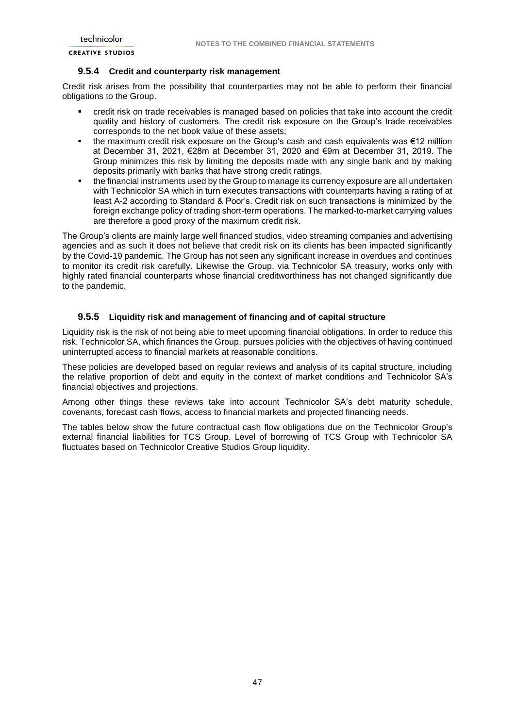### 9.5.4 Credit and counterparty risk management

Credit risk arises from the possibility that counterparties may not be able to perform their financial obligations to the Group.

- credit risk on trade receivables is managed based on policies that take into account the credit quality and history of customers. The credit risk exposure on the Group's trade receivables corresponds to the net book value of these assets;
- the maximum credit risk exposure on the Group's cash and cash equivalents was €12 million at December 31, 2021, €28m at December 31, 2020 and €9m at December 31, 2019. The Group minimizes this risk by limiting the deposits made with any single bank and by making deposits primarily with banks that have strong credit ratings.
- the financial instruments used by the Group to manage its currency exposure are all undertaken with Technicolor SA which in turn executes transactions with counterparts having a rating of at least A-2 according to Standard & Poor's. Credit risk on such transactions is minimized by the foreign exchange policy of trading short-term operations. The marked-to-market carrying values are therefore a good proxy of the maximum credit risk.

The Group's clients are mainly large well financed studios, video streaming companies and advertising agencies and as such it does not believe that credit risk on its clients has been impacted significantly by the Covid-19 pandemic. The Group has not seen any significant increase in overdues and continues to monitor its credit risk carefully. Likewise the Group, via Technicolor SA treasury, works only with highly rated financial counterparts whose financial creditworthiness has not changed significantly due to the pandemic.

### 9.5.5 Liquidity risk and management of financing and of capital structure

Liquidity risk is the risk of not being able to meet upcoming financial obligations. In order to reduce this risk, Technicolor SA, which finances the Group, pursues policies with the objectives of having continued uninterrupted access to financial markets at reasonable conditions.

These policies are developed based on regular reviews and analysis of its capital structure, including the relative proportion of debt and equity in the context of market conditions and Technicolor SA's financial objectives and projections.

Among other things these reviews take into account Technicolor SA's debt maturity schedule, covenants, forecast cash flows, access to financial markets and projected financing needs.

The tables below show the future contractual cash flow obligations due on the Technicolor Group's external financial liabilities for TCS Group. Level of borrowing of TCS Group with Technicolor SA fluctuates based on Technicolor Creative Studios Group liquidity.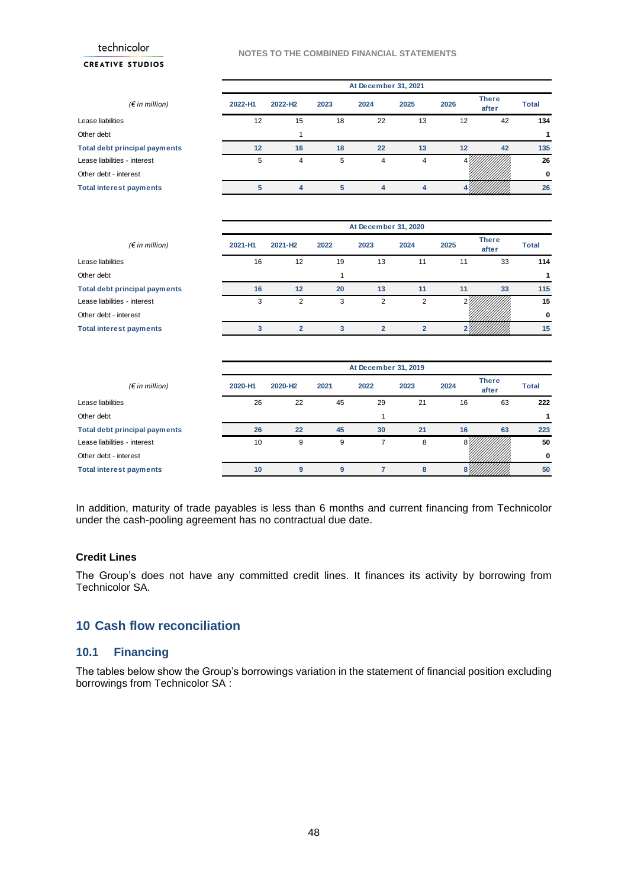| (€ in million) | At December 31, 2021 | | | | | | | |
|---|---|---|---|---|---|---|---|---|
| | 2022-H1 | 2022-H2 | 2023 | 2024 | 2025 | 2026 | There after | Total |
| Lease liabilities | 12 | 15 | 18 | 22 | 13 | 12 | 42 | 134 |
| Other debt | | 1 | | | | | | 1 |
| **Total debt principal payments** | **12** | **16** | **18** | **22** | **13** | **12** | **42** | **135** |
| Lease liabilities - interest | 5 | 4 | 5 | 4 | 4 | 4 | | 26 |
| Other debt - interest | | | | | | | | 0 |
| **Total interest payments** | **5** | **4** | **5** | **4** | **4** | **4** | | **26** |

| (€ in million) | At December 31, 2020 | | | | | | | |
|---|---|---|---|---|---|---|---|---|
| | 2021-H1 | 2021-H2 | 2022 | 2023 | 2024 | 2025 | There after | Total |
| Lease liabilities | 16 | 12 | 19 | 13 | 11 | 11 | 33 | 114 |
| Other debt | | | 1 | | | | | 1 |
| **Total debt principal payments** | **16** | **12** | **20** | **13** | **11** | **11** | **33** | **115** |
| Lease liabilities - interest | 3 | 2 | 3 | 2 | 2 | 2 | | 15 |
| Other debt - interest | | | | | | | | 0 |
| **Total interest payments** | **3** | **2** | **3** | **2** | **2** | **2** | | **15** |

| (€ in million) | At December 31, 2019 | | | | | | | |
|---|---|---|---|---|---|---|---|---|
| | 2020-H1 | 2020-H2 | 2021 | 2022 | 2023 | 2024 | There after | Total |
| Lease liabilities | 26 | 22 | 45 | 29 | 21 | 16 | 63 | 222 |
| Other debt | | | | 1 | | | | 1 |
| **Total debt principal payments** | **26** | **22** | **45** | **30** | **21** | **16** | **63** | **223** |
| Lease liabilities - interest | 10 | 9 | 9 | 7 | 8 | 8 | | 50 |
| Other debt - interest | | | | | | | | 0 |
| **Total interest payments** | **10** | **9** | **9** | **7** | **8** | **8** | | **50** |

In addition, maturity of trade payables is less than 6 months and current financing from Technicolor under the cash-pooling agreement has no contractual due date.

### Credit Lines

The Group's does not have any committed credit lines. It finances its activity by borrowing from Technicolor SA.

## 10 Cash flow reconciliation

### 10.1 Financing

The tables below show the Group's borrowings variation in the statement of financial position excluding borrowings from Technicolor SA :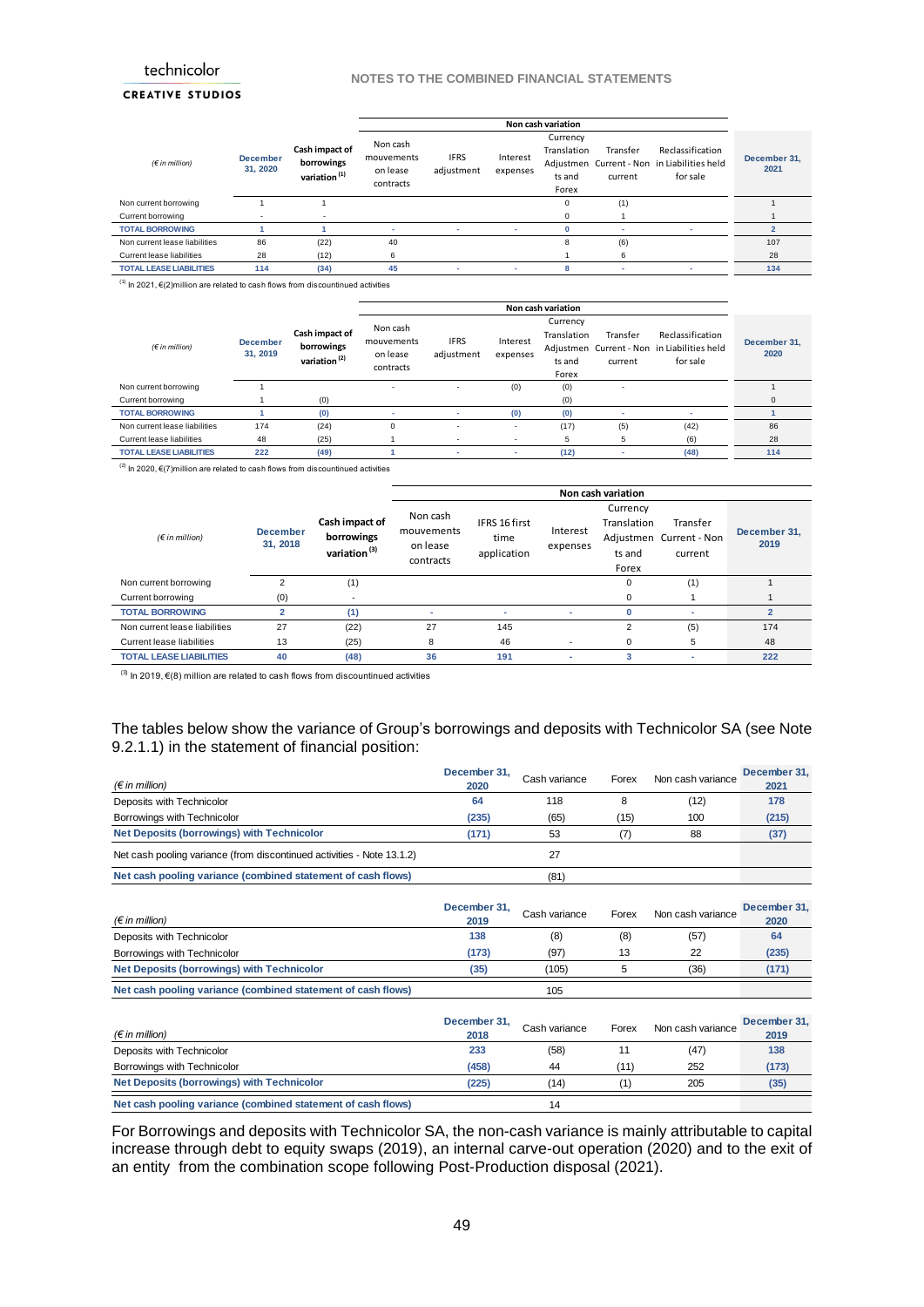| *(€ in million)* | December 31, 2020 | Cash impact of borrowings variation [1] | Non cash variation | | | | | | December 31, 2021 |
|---|---|---|---|---|---|---|---|---|---|
| | | | Non cash mouvements on lease contracts | IFRS adjustment | Interest expenses | Currency Translation Adjustments and Forex | Transfer Current - Non current | Reclassification in Liabilities held for sale | |
| Non current borrowing | 1 | 1 | | | | 0 | (1) | | 1 |
| Current borrowing | - | - | | | | 0 | 1 | | 1 |
| **TOTAL BORROWING** | **1** | **1** | **-** | **-** | **-** | **0** | **-** | **-** | **2** |
| Non current lease liabilities | 86 | (22) | 40 | | | 8 | (6) | | 107 |
| Current lease liabilities | 28 | (12) | 6 | | | 1 | 6 | | 28 |
| **TOTAL LEASE LIABILITIES** | **114** | **(34)** | **45** | **-** | **-** | **8** | **-** | **-** | **134** |

[1] In 2021, €(2)million are related to cash flows from discountinued activities

| *(€ in million)* | December 31, 2019 | Cash impact of borrowings variation [2] | Non cash variation | | | | | | December 31, 2020 |
|---|---|---|---|---|---|---|---|---|---|
| | | | Non cash mouvements on lease contracts | IFRS adjustment | Interest expenses | Currency Translation Adjustments and Forex | Transfer Current - Non current | Reclassification in Liabilities held for sale | |
| Non current borrowing | 1 | | - | - | (0) | (0) | - | | 1 |
| Current borrowing | 1 | (0) | | | | (0) | | | 0 |
| **TOTAL BORROWING** | **1** | **(0)** | **-** | **-** | **(0)** | **(0)** | **-** | **-** | **1** |
| Non current lease liabilities | 174 | (24) | 0 | - | - | (17) | (5) | (42) | 86 |
| Current lease liabilities | 48 | (25) | 1 | - | - | 5 | 5 | (6) | 28 |
| **TOTAL LEASE LIABILITIES** | **222** | **(49)** | **1** | **-** | **-** | **(12)** | **-** | **(48)** | **114** |

[2] In 2020, €(7)million are related to cash flows from discountinued activities

| *(€ in million)* | December 31, 2018 | Cash impact of borrowings variation [3] | Non cash variation | | | | | December 31, 2019 |
|---|---|---|---|---|---|---|---|---|
| | | | Non cash mouvements on lease contracts | IFRS 16 first time application | Interest expenses | Currency Translation Adjustments and Forex | Transfer Current - Non current | |
| Non current borrowing | 2 | (1) | | | | 0 | (1) | 1 |
| Current borrowing | (0) | - | | | | 0 | 1 | 1 |
| **TOTAL BORROWING** | **2** | **(1)** | **-** | **-** | **-** | **0** | **-** | **2** |
| Non current lease liabilities | 27 | (22) | 27 | 145 | | 2 | (5) | 174 |
| Current lease liabilities | 13 | (25) | 8 | 46 | - | 0 | 5 | 48 |
| **TOTAL LEASE LIABILITIES** | **40** | **(48)** | **36** | **191** | **-** | **3** | **-** | **222** |

[3] In 2019, €(8) million are related to cash flows from discountinued activities

The tables below show the variance of Group's borrowings and deposits with Technicolor SA (see Note 9.2.1.1) in the statement of financial position:

| *(€ in million)* | December 31, 2020 | Cash variance | Forex | Non cash variance | December 31, 2021 |
|---|---|---|---|---|---|
| Deposits with Technicolor | 64 | 118 | 8 | (12) | 178 |
| Borrowings with Technicolor | (235) | (65) | (15) | 100 | (215) |
| **Net Deposits (borrowings) with Technicolor** | **(171)** | 53 | (7) | 88 | **(37)** |
| Net cash pooling variance (from discontinued activities - Note 13.1.2) | | 27 | | | |
| **Net cash pooling variance (combined statement of cash flows)** | | (81) | | | |

| *(€ in million)* | December 31, 2019 | Cash variance | Forex | Non cash variance | December 31, 2020 |
|---|---|---|---|---|---|
| Deposits with Technicolor | 138 | (8) | (8) | (57) | 64 |
| Borrowings with Technicolor | (173) | (97) | 13 | 22 | (235) |
| **Net Deposits (borrowings) with Technicolor** | **(35)** | (105) | 5 | (36) | **(171)** |
| **Net cash pooling variance (combined statement of cash flows)** | | 105 | | | |

| *(€ in million)* | December 31, 2018 | Cash variance | Forex | Non cash variance | December 31, 2019 |
|---|---|---|---|---|---|
| Deposits with Technicolor | 233 | (58) | 11 | (47) | 138 |
| Borrowings with Technicolor | (458) | 44 | (11) | 252 | (173) |
| **Net Deposits (borrowings) with Technicolor** | **(225)** | (14) | (1) | 205 | **(35)** |
| **Net cash pooling variance (combined statement of cash flows)** | | 14 | | | |

For Borrowings and deposits with Technicolor SA, the non-cash variance is mainly attributable to capital increase through debt to equity swaps (2019), an internal carve-out operation (2020) and to the exit of an entity from the combination scope following Post-Production disposal (2021).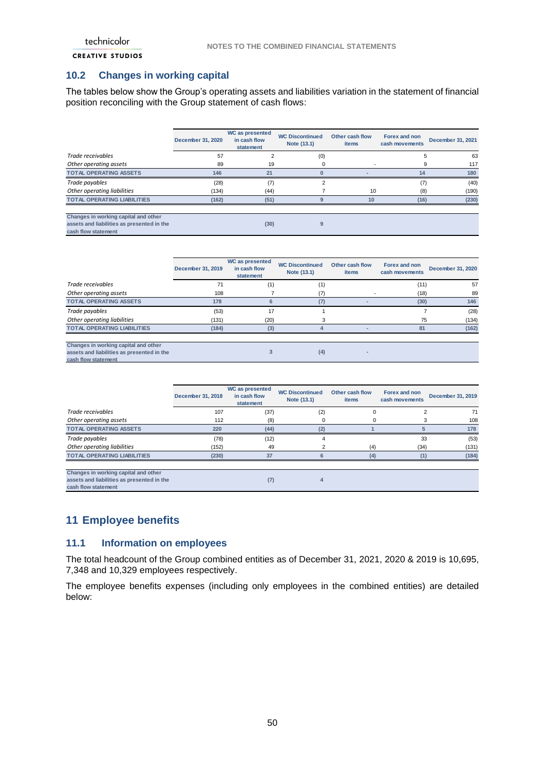## 10.2 Changes in working capital

The tables below show the Group's operating assets and liabilities variation in the statement of financial position reconciling with the Group statement of cash flows:

| | December 31, 2020 | WC as presented in cash flow statement | WC Discontinued Note (13.1) | Other cash flow items | Forex and non cash movements | December 31, 2021 |
|---|---|---|---|---|---|---|
| *Trade receivables* | 57 | 2 | (0) | | 5 | 63 |
| *Other operating assets* | 89 | 19 | 0 | - | 9 | 117 |
| **TOTAL OPERATING ASSETS** | **146** | **21** | **0** | **-** | **14** | **180** |
| *Trade payables* | (28) | (7) | 2 | | (7) | (40) |
| *Other operating liabilities* | (134) | (44) | 7 | 10 | (8) | (190) |
| **TOTAL OPERATING LIABILITIES** | **(162)** | **(51)** | **9** | **10** | **(16)** | **(230)** |
| **Changes in working capital and other assets and liabilities as presented in the cash flow statement** | | **(30)** | **9** | | | |

| | December 31, 2019 | WC as presented in cash flow statement | WC Discontinued Note (13.1) | Other cash flow items | Forex and non cash movements | December 31, 2020 |
|---|---|---|---|---|---|---|
| *Trade receivables* | 71 | (1) | (1) | | (11) | 57 |
| *Other operating assets* | 108 | 7 | (7) | - | (18) | 89 |
| **TOTAL OPERATING ASSETS** | **178** | **6** | **(7)** | **-** | **(30)** | **146** |
| *Trade payables* | (53) | 17 | 1 | | 7 | (28) |
| *Other operating liabilities* | (131) | (20) | 3 | | 75 | (134) |
| **TOTAL OPERATING LIABILITIES** | **(184)** | **(3)** | **4** | **-** | **81** | **(162)** |
| **Changes in working capital and other assets and liabilities as presented in the cash flow statement** | | **3** | **(4)** | **-** | | |

| | December 31, 2018 | WC as presented in cash flow statement | WC Discontinued Note (13.1) | Other cash flow items | Forex and non cash movements | December 31, 2019 |
|---|---|---|---|---|---|---|
| *Trade receivables* | 107 | (37) | (2) | 0 | 2 | 71 |
| *Other operating assets* | 112 | (8) | 0 | 0 | 3 | 108 |
| **TOTAL OPERATING ASSETS** | **220** | **(44)** | **(2)** | **1** | **5** | **178** |
| *Trade payables* | (78) | (12) | 4 | | 33 | (53) |
| *Other operating liabilities* | (152) | 49 | 2 | (4) | (34) | (131) |
| **TOTAL OPERATING LIABILITIES** | **(230)** | **37** | **6** | **(4)** | **(1)** | **(184)** |
| **Changes in working capital and other assets and liabilities as presented in the cash flow statement** | | **(7)** | **4** | | | |

# 11 Employee benefits

## 11.1 Information on employees

The total headcount of the Group combined entities as of December 31, 2021, 2020 & 2019 is 10,695, 7,348 and 10,329 employees respectively.

The employee benefits expenses (including only employees in the combined entities) are detailed below: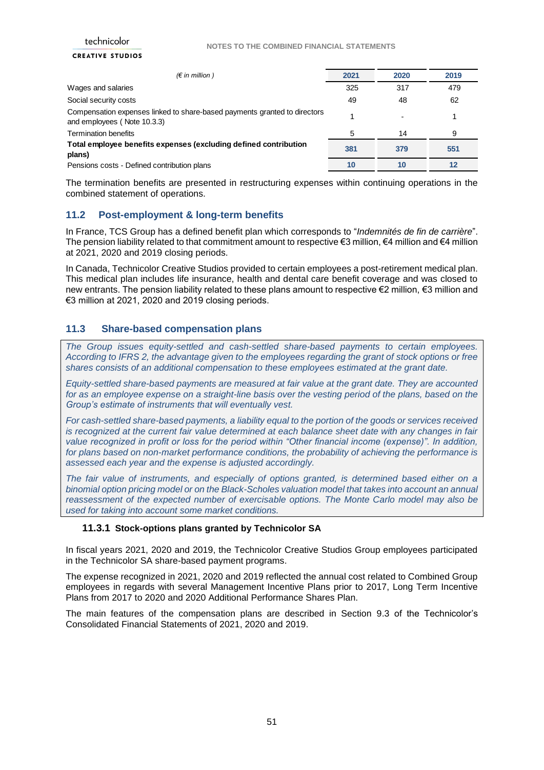| *(€ in million )* | 2021 | 2020 | 2019 |
|---|---|---|---|
| Wages and salaries | 325 | 317 | 479 |
| Social security costs | 49 | 48 | 62 |
| Compensation expenses linked to share-based payments granted to directors and employees ( Note 10.3.3) | 1 | - | 1 |
| Termination benefits | 5 | 14 | 9 |
| **Total employee benefits expenses (excluding defined contribution plans)** | **381** | **379** | **551** |
| Pensions costs - Defined contribution plans | **10** | **10** | **12** |

The termination benefits are presented in restructuring expenses within continuing operations in the combined statement of operations.

## 11.2 Post-employment & long-term benefits

In France, TCS Group has a defined benefit plan which corresponds to "*Indemnités de fin de carrière*". The pension liability related to that commitment amount to respective €3 million, €4 million and €4 million at 2021, 2020 and 2019 closing periods.

In Canada, Technicolor Creative Studios provided to certain employees a post-retirement medical plan. This medical plan includes life insurance, health and dental care benefit coverage and was closed to new entrants. The pension liability related to these plans amount to respective €2 million, €3 million and €3 million at 2021, 2020 and 2019 closing periods.

## 11.3 Share-based compensation plans

*The Group issues equity-settled and cash-settled share-based payments to certain employees. According to IFRS 2, the advantage given to the employees regarding the grant of stock options or free shares consists of an additional compensation to these employees estimated at the grant date.*

*Equity-settled share-based payments are measured at fair value at the grant date. They are accounted for as an employee expense on a straight-line basis over the vesting period of the plans, based on the Group's estimate of instruments that will eventually vest.*

*For cash-settled share-based payments, a liability equal to the portion of the goods or services received is recognized at the current fair value determined at each balance sheet date with any changes in fair value recognized in profit or loss for the period within "Other financial income (expense)". In addition, for plans based on non-market performance conditions, the probability of achieving the performance is assessed each year and the expense is adjusted accordingly.*

*The fair value of instruments, and especially of options granted, is determined based either on a binomial option pricing model or on the Black-Scholes valuation model that takes into account an annual reassessment of the expected number of exercisable options. The Monte Carlo model may also be used for taking into account some market conditions.*

### 11.3.1 Stock-options plans granted by Technicolor SA

In fiscal years 2021, 2020 and 2019, the Technicolor Creative Studios Group employees participated in the Technicolor SA share-based payment programs.

The expense recognized in 2021, 2020 and 2019 reflected the annual cost related to Combined Group employees in regards with several Management Incentive Plans prior to 2017, Long Term Incentive Plans from 2017 to 2020 and 2020 Additional Performance Shares Plan.

The main features of the compensation plans are described in Section 9.3 of the Technicolor's Consolidated Financial Statements of 2021, 2020 and 2019.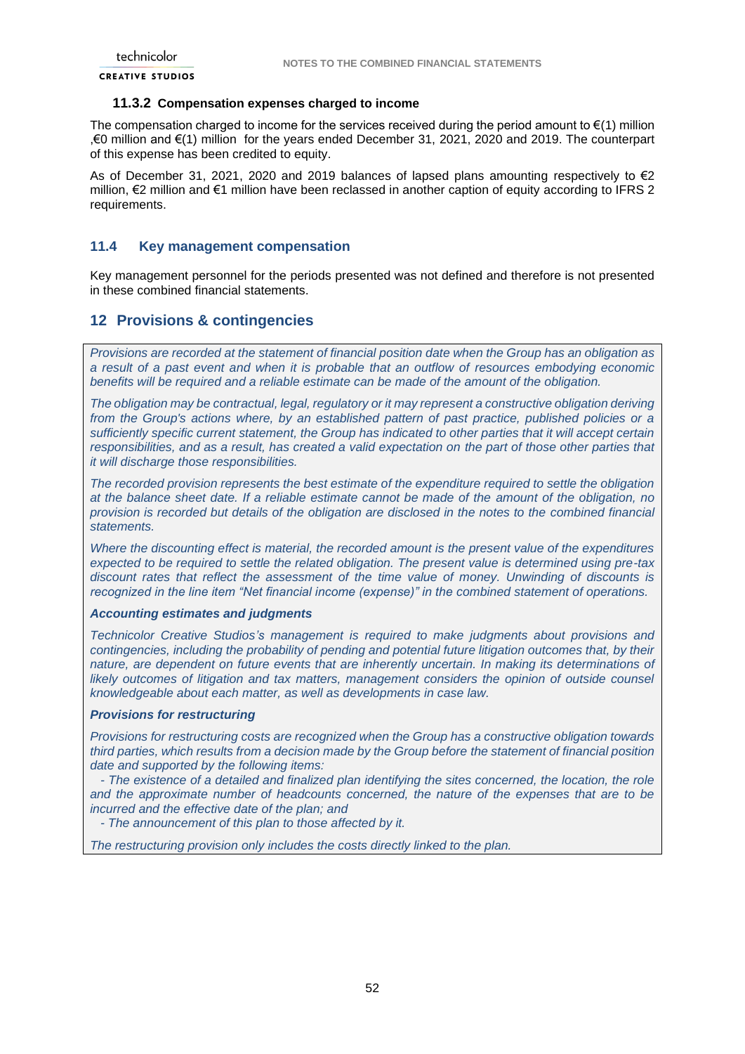#### 11.3.2 Compensation expenses charged to income

The compensation charged to income for the services received during the period amount to €(1) million ,€0 million and €(1) million for the years ended December 31, 2021, 2020 and 2019. The counterpart of this expense has been credited to equity.

As of December 31, 2021, 2020 and 2019 balances of lapsed plans amounting respectively to €2 million, €2 million and €1 million have been reclassed in another caption of equity according to IFRS 2 requirements.

### 11.4 Key management compensation

Key management personnel for the periods presented was not defined and therefore is not presented in these combined financial statements.

## 12 Provisions & contingencies

*Provisions are recorded at the statement of financial position date when the Group has an obligation as a result of a past event and when it is probable that an outflow of resources embodying economic benefits will be required and a reliable estimate can be made of the amount of the obligation.*

*The obligation may be contractual, legal, regulatory or it may represent a constructive obligation deriving from the Group's actions where, by an established pattern of past practice, published policies or a sufficiently specific current statement, the Group has indicated to other parties that it will accept certain responsibilities, and as a result, has created a valid expectation on the part of those other parties that it will discharge those responsibilities.*

*The recorded provision represents the best estimate of the expenditure required to settle the obligation at the balance sheet date. If a reliable estimate cannot be made of the amount of the obligation, no provision is recorded but details of the obligation are disclosed in the notes to the combined financial statements.*

*Where the discounting effect is material, the recorded amount is the present value of the expenditures expected to be required to settle the related obligation. The present value is determined using pre-tax discount rates that reflect the assessment of the time value of money. Unwinding of discounts is recognized in the line item "Net financial income (expense)" in the combined statement of operations.*

***Accounting estimates and judgments***

*Technicolor Creative Studios's management is required to make judgments about provisions and contingencies, including the probability of pending and potential future litigation outcomes that, by their nature, are dependent on future events that are inherently uncertain. In making its determinations of likely outcomes of litigation and tax matters, management considers the opinion of outside counsel knowledgeable about each matter, as well as developments in case law.*

***Provisions for restructuring***

*Provisions for restructuring costs are recognized when the Group has a constructive obligation towards third parties, which results from a decision made by the Group before the statement of financial position date and supported by the following items:*

- *The existence of a detailed and finalized plan identifying the sites concerned, the location, the role and the approximate number of headcounts concerned, the nature of the expenses that are to be incurred and the effective date of the plan; and*
- *The announcement of this plan to those affected by it.*

*The restructuring provision only includes the costs directly linked to the plan.*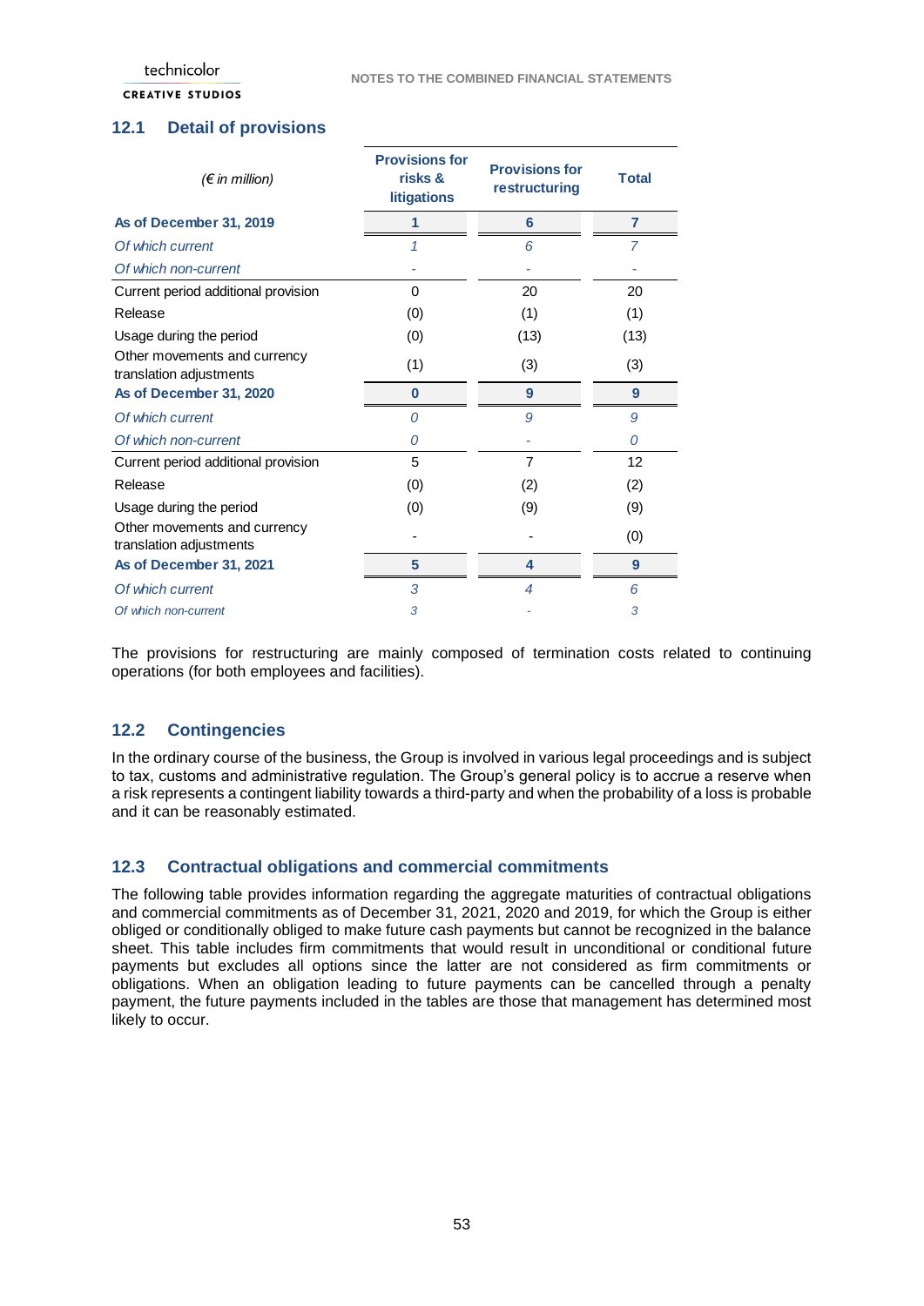## 12.1 Detail of provisions

| *(€ in million)* | Provisions for risks & litigations | Provisions for restructuring | Total |
|---|---|---|---|
| **As of December 31, 2019** | **1** | **6** | **7** |
| *Of which current* | *1* | *6* | *7* |
| *Of which non-current* | - | - | - |
| Current period additional provision | 0 | 20 | 20 |
| Release | (0) | (1) | (1) |
| Usage during the period | (0) | (13) | (13) |
| Other movements and currency translation adjustments | (1) | (3) | (3) |
| **As of December 31, 2020** | **0** | **9** | **9** |
| *Of which current* | *0* | *9* | *9* |
| *Of which non-current* | *0* | - | *0* |
| Current period additional provision | 5 | 7 | 12 |
| Release | (0) | (2) | (2) |
| Usage during the period | (0) | (9) | (9) |
| Other movements and currency translation adjustments | - | - | (0) |
| **As of December 31, 2021** | **5** | **4** | **9** |
| *Of which current* | *3* | *4* | *6* |
| *Of which non-current* | *3* | - | *3* |

The provisions for restructuring are mainly composed of termination costs related to continuing operations (for both employees and facilities).

## 12.2 Contingencies

In the ordinary course of the business, the Group is involved in various legal proceedings and is subject to tax, customs and administrative regulation. The Group's general policy is to accrue a reserve when a risk represents a contingent liability towards a third-party and when the probability of a loss is probable and it can be reasonably estimated.

## 12.3 Contractual obligations and commercial commitments

The following table provides information regarding the aggregate maturities of contractual obligations and commercial commitments as of December 31, 2021, 2020 and 2019, for which the Group is either obliged or conditionally obliged to make future cash payments but cannot be recognized in the balance sheet. This table includes firm commitments that would result in unconditional or conditional future payments but excludes all options since the latter are not considered as firm commitments or obligations. When an obligation leading to future payments can be cancelled through a penalty payment, the future payments included in the tables are those that management has determined most likely to occur.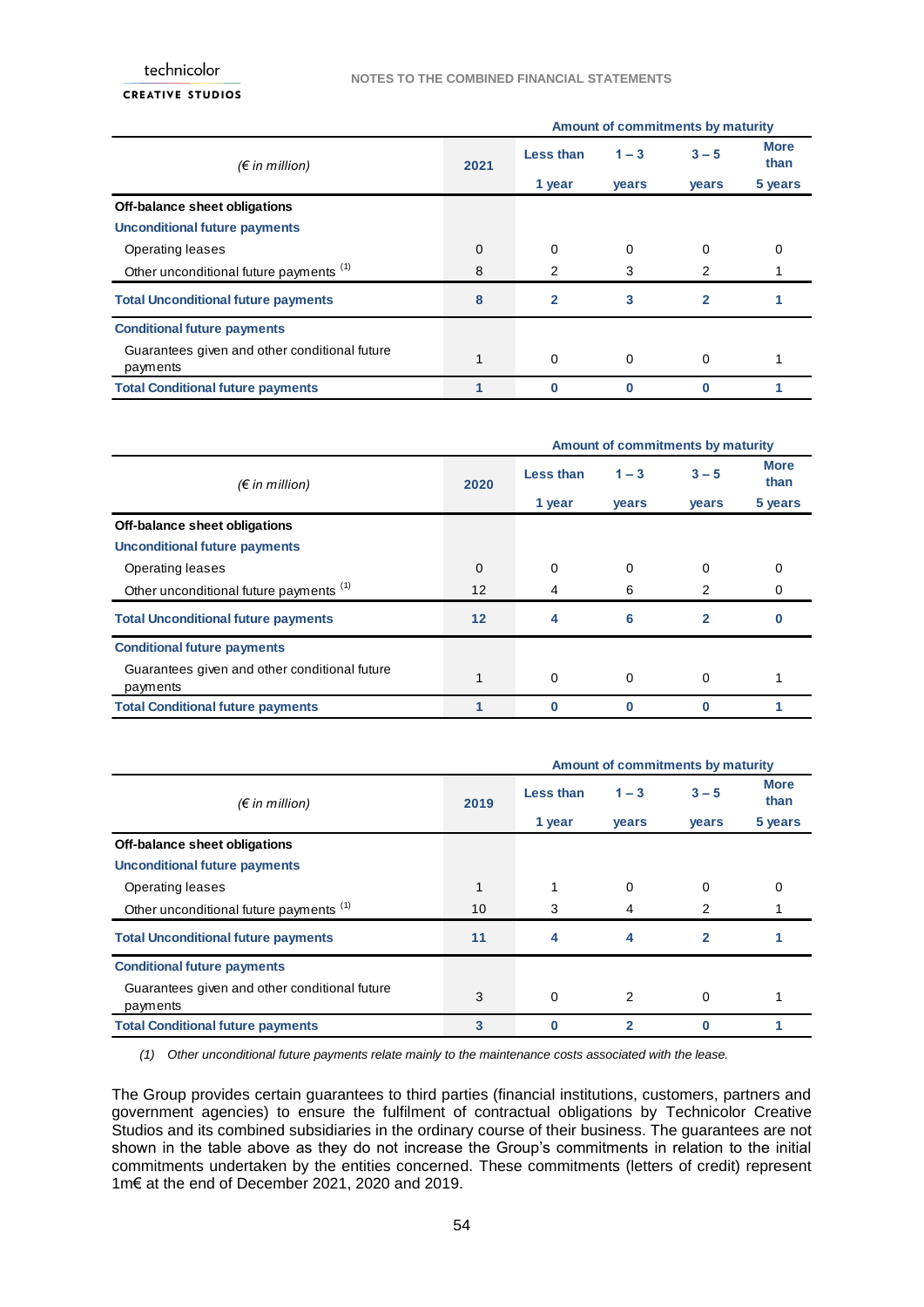| *(€ in million)* | 2021 | Amount of commitments by maturity | | | |
|---|---|---|---|---|---|
| | | Less than 1 year | 1 – 3 years | 3 – 5 years | More than 5 years |
| **Off-balance sheet obligations** | | | | | |
| **Unconditional future payments** | | | | | |
| Operating leases | 0 | 0 | 0 | 0 | 0 |
| Other unconditional future payments (1) | 8 | 2 | 3 | 2 | 1 |
| **Total Unconditional future payments** | **8** | **2** | **3** | **2** | **1** |
| **Conditional future payments** | | | | | |
| Guarantees given and other conditional future payments | 1 | 0 | 0 | 0 | 1 |
| **Total Conditional future payments** | **1** | **0** | **0** | **0** | **1** |

| *(€ in million)* | 2020 | Amount of commitments by maturity | | | |
|---|---|---|---|---|---|
| | | Less than 1 year | 1 – 3 years | 3 – 5 years | More than 5 years |
| **Off-balance sheet obligations** | | | | | |
| **Unconditional future payments** | | | | | |
| Operating leases | 0 | 0 | 0 | 0 | 0 |
| Other unconditional future payments (1) | 12 | 4 | 6 | 2 | 0 |
| **Total Unconditional future payments** | **12** | **4** | **6** | **2** | **0** |
| **Conditional future payments** | | | | | |
| Guarantees given and other conditional future payments | 1 | 0 | 0 | 0 | 1 |
| **Total Conditional future payments** | **1** | **0** | **0** | **0** | **1** |

| *(€ in million)* | 2019 | Amount of commitments by maturity | | | |
|---|---|---|---|---|---|
| | | Less than 1 year | 1 – 3 years | 3 – 5 years | More than 5 years |
| **Off-balance sheet obligations** | | | | | |
| **Unconditional future payments** | | | | | |
| Operating leases | 1 | 1 | 0 | 0 | 0 |
| Other unconditional future payments (1) | 10 | 3 | 4 | 2 | 1 |
| **Total Unconditional future payments** | **11** | **4** | **4** | **2** | **1** |
| **Conditional future payments** | | | | | |
| Guarantees given and other conditional future payments | 3 | 0 | 2 | 0 | 1 |
| **Total Conditional future payments** | **3** | **0** | **2** | **0** | **1** |

*(1) Other unconditional future payments relate mainly to the maintenance costs associated with the lease.*

The Group provides certain guarantees to third parties (financial institutions, customers, partners and government agencies) to ensure the fulfilment of contractual obligations by Technicolor Creative Studios and its combined subsidiaries in the ordinary course of their business. The guarantees are not shown in the table above as they do not increase the Group's commitments in relation to the initial commitments undertaken by the entities concerned. These commitments (letters of credit) represent 1m€ at the end of December 2021, 2020 and 2019.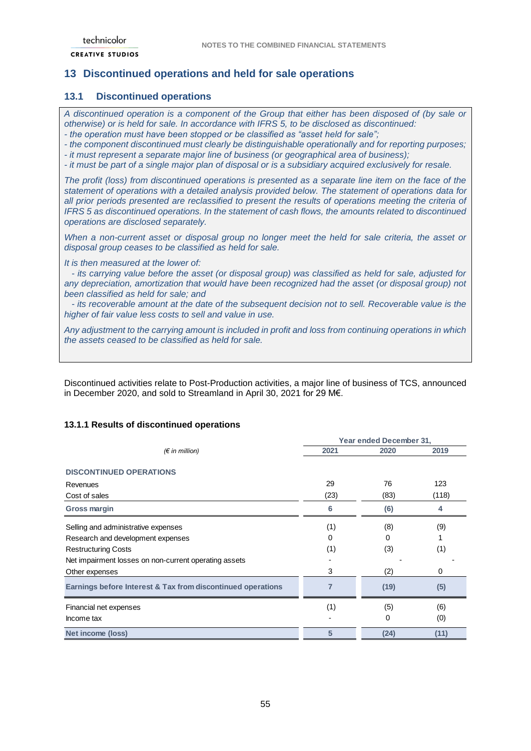## 13 Discontinued operations and held for sale operations

### 13.1 Discontinued operations

*A discontinued operation is a component of the Group that either has been disposed of (by sale or otherwise) or is held for sale. In accordance with IFRS 5, to be disclosed as discontinued:*
*- the operation must have been stopped or be classified as "asset held for sale";*
*- the component discontinued must clearly be distinguishable operationally and for reporting purposes;*
*- it must represent a separate major line of business (or geographical area of business);*
*- it must be part of a single major plan of disposal or is a subsidiary acquired exclusively for resale.*

*The profit (loss) from discontinued operations is presented as a separate line item on the face of the statement of operations with a detailed analysis provided below. The statement of operations data for all prior periods presented are reclassified to present the results of operations meeting the criteria of IFRS 5 as discontinued operations. In the statement of cash flows, the amounts related to discontinued operations are disclosed separately.*

*When a non-current asset or disposal group no longer meet the held for sale criteria, the asset or disposal group ceases to be classified as held for sale.*

*It is then measured at the lower of:*
*- its carrying value before the asset (or disposal group) was classified as held for sale, adjusted for any depreciation, amortization that would have been recognized had the asset (or disposal group) not been classified as held for sale; and*
*- its recoverable amount at the date of the subsequent decision not to sell. Recoverable value is the higher of fair value less costs to sell and value in use.*

*Any adjustment to the carrying amount is included in profit and loss from continuing operations in which the assets ceased to be classified as held for sale.*

Discontinued activities relate to Post-Production activities, a major line of business of TCS, announced in December 2020, and sold to Streamland in April 30, 2021 for 29 M€.

#### 13.1.1 Results of discontinued operations

| *(€ in million)* | Year ended December 31, 2021 | 2020 | 2019 |
|---|---|---|---|
| **DISCONTINUED OPERATIONS** | | | |
| Revenues | 29 | 76 | 123 |
| Cost of sales | (23) | (83) | (118) |
| **Gross margin** | **6** | **(6)** | **4** |
| Selling and administrative expenses | (1) | (8) | (9) |
| Research and development expenses | 0 | 0 | 1 |
| Restructuring Costs | (1) | (3) | (1) |
| Net impairment losses on non-current operating assets | - | - | - |
| Other expenses | 3 | (2) | 0 |
| **Earnings before Interest & Tax from discontinued operations** | **7** | **(19)** | **(5)** |
| Financial net expenses | (1) | (5) | (6) |
| Income tax | - | 0 | (0) |
| **Net income (loss)** | **5** | **(24)** | **(11)** |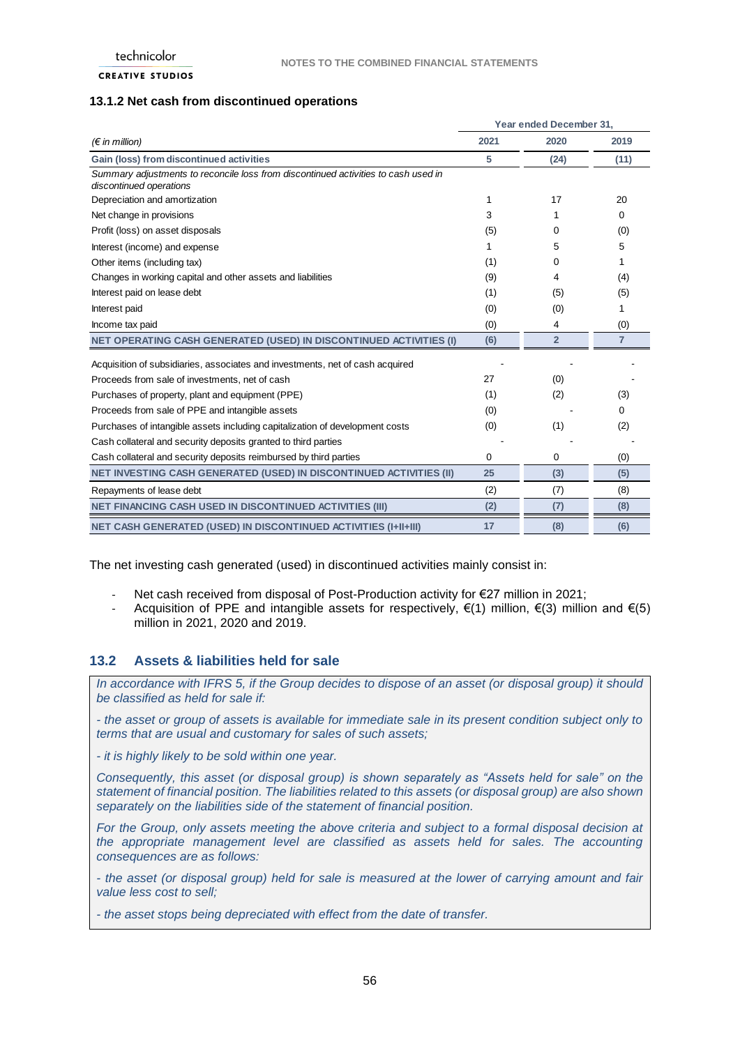### 13.1.2 Net cash from discontinued operations

| *(€ in million)* | Year ended December 31, | | |
|---|---|---|---|
| | 2021 | 2020 | 2019 |
| **Gain (loss) from discontinued activities** | **5** | **(24)** | **(11)** |
| *Summary adjustments to reconcile loss from discontinued activities to cash used in discontinued operations* | | | |
| Depreciation and amortization | 1 | 17 | 20 |
| Net change in provisions | 3 | 1 | 0 |
| Profit (loss) on asset disposals | (5) | 0 | (0) |
| Interest (income) and expense | 1 | 5 | 5 |
| Other items (including tax) | (1) | 0 | 1 |
| Changes in working capital and other assets and liabilities | (9) | 4 | (4) |
| Interest paid on lease debt | (1) | (5) | (5) |
| Interest paid | (0) | (0) | 1 |
| Income tax paid | (0) | 4 | (0) |
| **NET OPERATING CASH GENERATED (USED) IN DISCONTINUED ACTIVITIES (I)** | **(6)** | **2** | **7** |
| Acquisition of subsidiaries, associates and investments, net of cash acquired | - | - | - |
| Proceeds from sale of investments, net of cash | 27 | (0) | - |
| Purchases of property, plant and equipment (PPE) | (1) | (2) | (3) |
| Proceeds from sale of PPE and intangible assets | (0) | - | 0 |
| Purchases of intangible assets including capitalization of development costs | (0) | (1) | (2) |
| Cash collateral and security deposits granted to third parties | - | - | - |
| Cash collateral and security deposits reimbursed by third parties | 0 | 0 | (0) |
| **NET INVESTING CASH GENERATED (USED) IN DISCONTINUED ACTIVITIES (II)** | **25** | **(3)** | **(5)** |
| Repayments of lease debt | (2) | (7) | (8) |
| **NET FINANCING CASH USED IN DISCONTINUED ACTIVITIES (III)** | **(2)** | **(7)** | **(8)** |
| **NET CASH GENERATED (USED) IN DISCONTINUED ACTIVITIES (I+II+III)** | **17** | **(8)** | **(6)** |

The net investing cash generated (used) in discontinued activities mainly consist in:

- Net cash received from disposal of Post-Production activity for €27 million in 2021;
- Acquisition of PPE and intangible assets for respectively, €(1) million, €(3) million and €(5) million in 2021, 2020 and 2019.

## 13.2 Assets & liabilities held for sale

*In accordance with IFRS 5, if the Group decides to dispose of an asset (or disposal group) it should be classified as held for sale if:*

*- the asset or group of assets is available for immediate sale in its present condition subject only to terms that are usual and customary for sales of such assets;*

*- it is highly likely to be sold within one year.*

*Consequently, this asset (or disposal group) is shown separately as "Assets held for sale" on the statement of financial position. The liabilities related to this assets (or disposal group) are also shown separately on the liabilities side of the statement of financial position.*

*For the Group, only assets meeting the above criteria and subject to a formal disposal decision at the appropriate management level are classified as assets held for sales. The accounting consequences are as follows:*

*- the asset (or disposal group) held for sale is measured at the lower of carrying amount and fair value less cost to sell;*

*- the asset stops being depreciated with effect from the date of transfer.*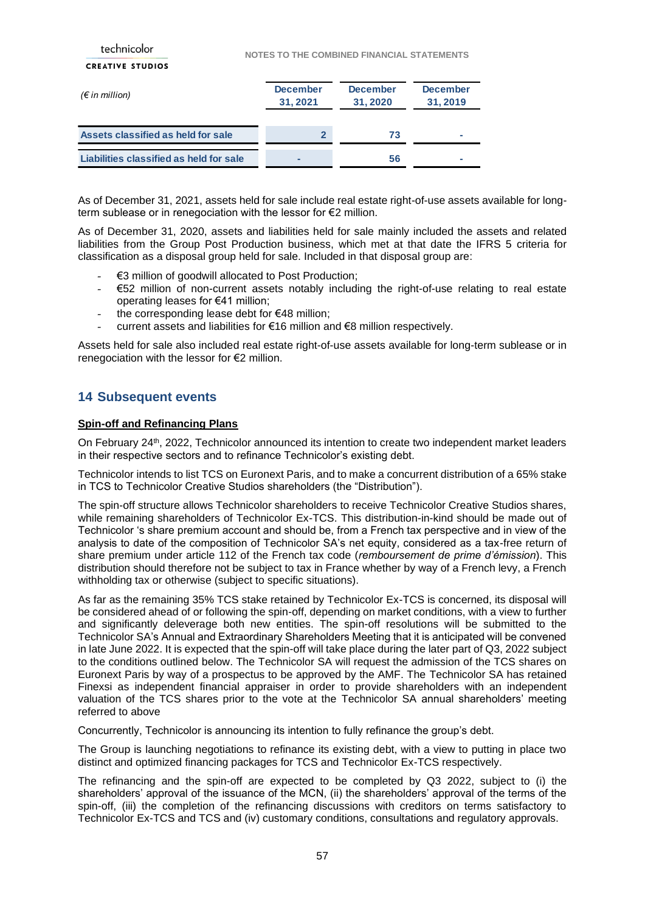| *(€ in million)* | December 31, 2021 | December 31, 2020 | December 31, 2019 |
|---|---|---|---|
| **Assets classified as held for sale** | **2** | **73** | **-** |
| **Liabilities classified as held for sale** | **-** | **56** | **-** |

As of December 31, 2021, assets held for sale include real estate right-of-use assets available for long-term sublease or in renegociation with the lessor for €2 million.

As of December 31, 2020, assets and liabilities held for sale mainly included the assets and related liabilities from the Group Post Production business, which met at that date the IFRS 5 criteria for classification as a disposal group held for sale. Included in that disposal group are:

- €3 million of goodwill allocated to Post Production;
- €52 million of non-current assets notably including the right-of-use relating to real estate operating leases for €41 million;
- the corresponding lease debt for €48 million;
- current assets and liabilities for €16 million and €8 million respectively.

Assets held for sale also included real estate right-of-use assets available for long-term sublease or in renegociation with the lessor for €2 million.

## 14 Subsequent events

**Spin-off and Refinancing Plans**

On February 24th, 2022, Technicolor announced its intention to create two independent market leaders in their respective sectors and to refinance Technicolor's existing debt.

Technicolor intends to list TCS on Euronext Paris, and to make a concurrent distribution of a 65% stake in TCS to Technicolor Creative Studios shareholders (the "Distribution").

The spin-off structure allows Technicolor shareholders to receive Technicolor Creative Studios shares, while remaining shareholders of Technicolor Ex-TCS. This distribution-in-kind should be made out of Technicolor 's share premium account and should be, from a French tax perspective and in view of the analysis to date of the composition of Technicolor SA's net equity, considered as a tax-free return of share premium under article 112 of the French tax code (*remboursement de prime d'émission*). This distribution should therefore not be subject to tax in France whether by way of a French levy, a French withholding tax or otherwise (subject to specific situations).

As far as the remaining 35% TCS stake retained by Technicolor Ex-TCS is concerned, its disposal will be considered ahead of or following the spin-off, depending on market conditions, with a view to further and significantly deleverage both new entities. The spin-off resolutions will be submitted to the Technicolor SA's Annual and Extraordinary Shareholders Meeting that it is anticipated will be convened in late June 2022. It is expected that the spin-off will take place during the later part of Q3, 2022 subject to the conditions outlined below. The Technicolor SA will request the admission of the TCS shares on Euronext Paris by way of a prospectus to be approved by the AMF. The Technicolor SA has retained Finexsi as independent financial appraiser in order to provide shareholders with an independent valuation of the TCS shares prior to the vote at the Technicolor SA annual shareholders' meeting referred to above

Concurrently, Technicolor is announcing its intention to fully refinance the group's debt.

The Group is launching negotiations to refinance its existing debt, with a view to putting in place two distinct and optimized financing packages for TCS and Technicolor Ex-TCS respectively.

The refinancing and the spin-off are expected to be completed by Q3 2022, subject to (i) the shareholders' approval of the issuance of the MCN, (ii) the shareholders' approval of the terms of the spin-off, (iii) the completion of the refinancing discussions with creditors on terms satisfactory to Technicolor Ex-TCS and TCS and (iv) customary conditions, consultations and regulatory approvals.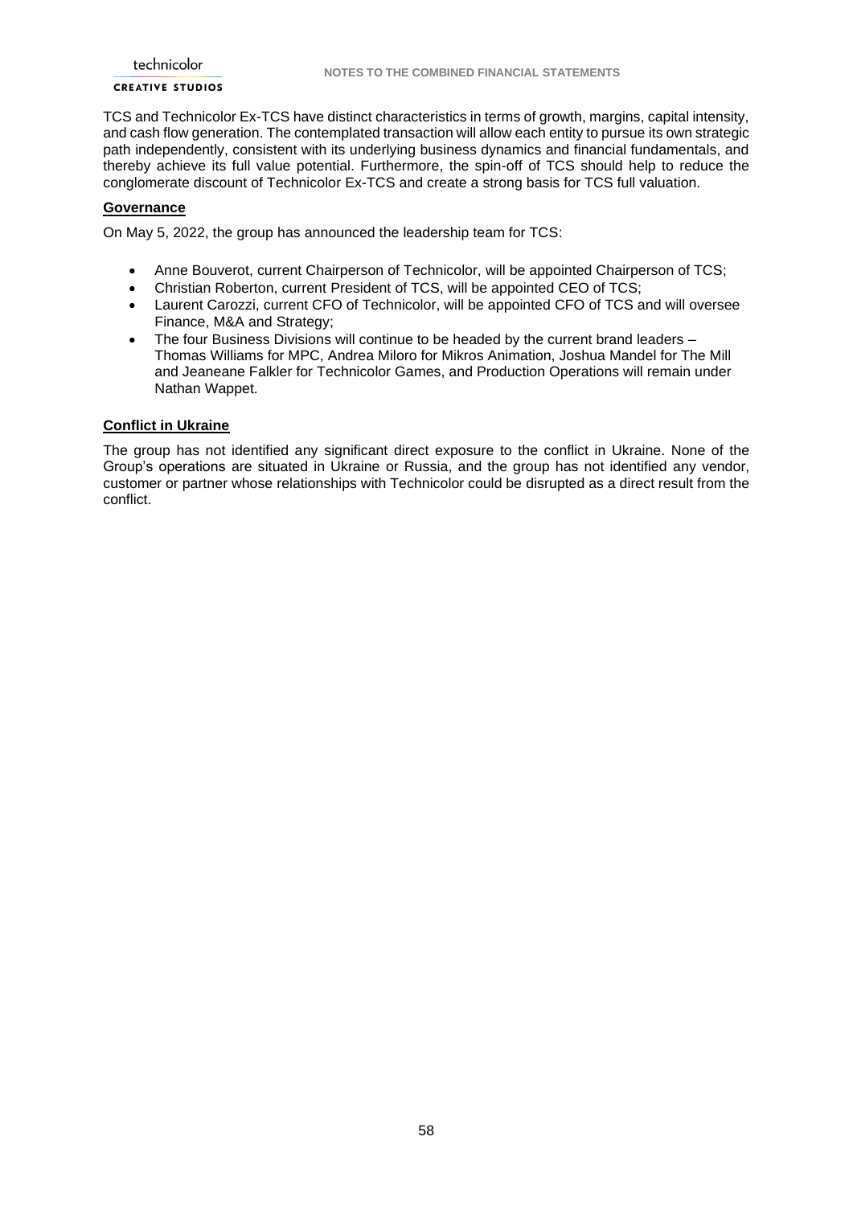TCS and Technicolor Ex-TCS have distinct characteristics in terms of growth, margins, capital intensity, and cash flow generation. The contemplated transaction will allow each entity to pursue its own strategic path independently, consistent with its underlying business dynamics and financial fundamentals, and thereby achieve its full value potential. Furthermore, the spin-off of TCS should help to reduce the conglomerate discount of Technicolor Ex-TCS and create a strong basis for TCS full valuation.

**Governance**

On May 5, 2022, the group has announced the leadership team for TCS:

- Anne Bouverot, current Chairperson of Technicolor, will be appointed Chairperson of TCS;
- Christian Roberton, current President of TCS, will be appointed CEO of TCS;
- Laurent Carozzi, current CFO of Technicolor, will be appointed CFO of TCS and will oversee Finance, M&A and Strategy;
- The four Business Divisions will continue to be headed by the current brand leaders – Thomas Williams for MPC, Andrea Miloro for Mikros Animation, Joshua Mandel for The Mill and Jeaneane Falkler for Technicolor Games, and Production Operations will remain under Nathan Wappet.

**Conflict in Ukraine**

The group has not identified any significant direct exposure to the conflict in Ukraine. None of the Group's operations are situated in Ukraine or Russia, and the group has not identified any vendor, customer or partner whose relationships with Technicolor could be disrupted as a direct result from the conflict.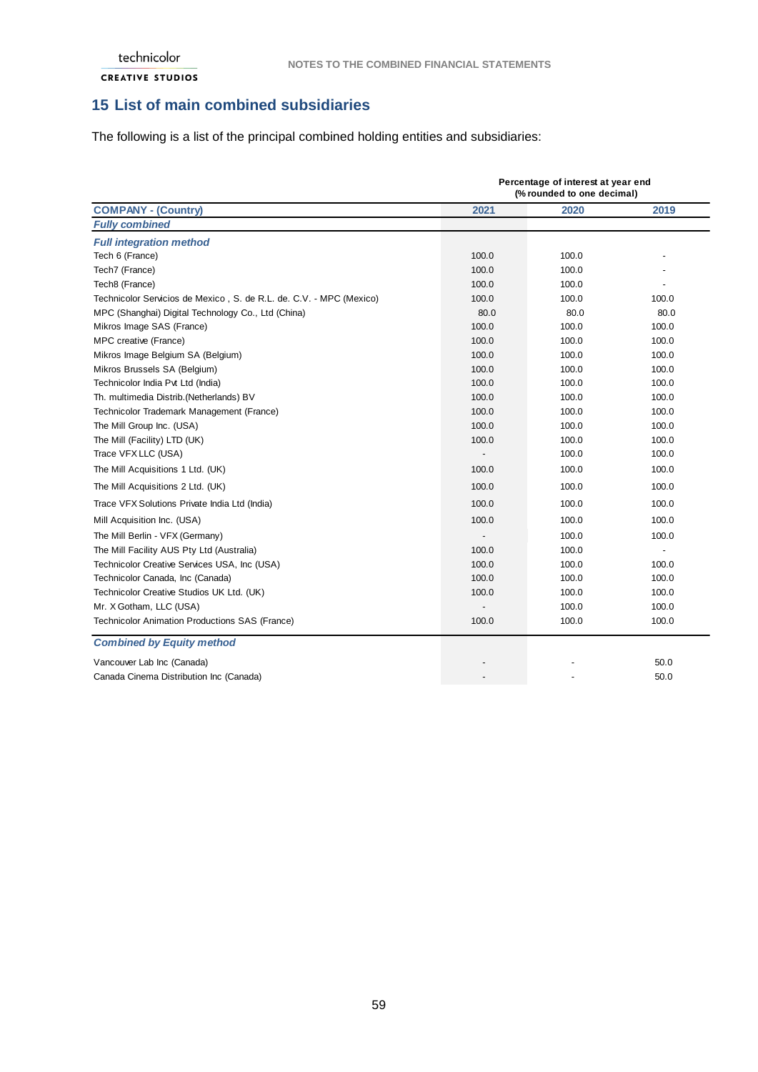## 15 List of main combined subsidiaries

The following is a list of the principal combined holding entities and subsidiaries:

| | Percentage of interest at year end (% rounded to one decimal) | | |
|---|---|---|---|
| **COMPANY - (Country)** | **2021** | **2020** | **2019** |
| ***Fully combined*** | | | |
| ***Full integration method*** | | | |
| Tech 6 (France) | 100.0 | 100.0 | - |
| Tech7 (France) | 100.0 | 100.0 | - |
| Tech8 (France) | 100.0 | 100.0 | - |
| Technicolor Servicios de Mexico , S. de R.L. de. C.V. - MPC (Mexico) | 100.0 | 100.0 | 100.0 |
| MPC (Shanghai) Digital Technology Co., Ltd (China) | 80.0 | 80.0 | 80.0 |
| Mikros Image SAS (France) | 100.0 | 100.0 | 100.0 |
| MPC creative (France) | 100.0 | 100.0 | 100.0 |
| Mikros Image Belgium SA (Belgium) | 100.0 | 100.0 | 100.0 |
| Mikros Brussels SA (Belgium) | 100.0 | 100.0 | 100.0 |
| Technicolor India Pvt Ltd (India) | 100.0 | 100.0 | 100.0 |
| Th. multimedia Distrib.(Netherlands) BV | 100.0 | 100.0 | 100.0 |
| Technicolor Trademark Management (France) | 100.0 | 100.0 | 100.0 |
| The Mill Group Inc. (USA) | 100.0 | 100.0 | 100.0 |
| The Mill (Facility) LTD (UK) | 100.0 | 100.0 | 100.0 |
| Trace VFX LLC (USA) | - | 100.0 | 100.0 |
| The Mill Acquisitions 1 Ltd. (UK) | 100.0 | 100.0 | 100.0 |
| The Mill Acquisitions 2 Ltd. (UK) | 100.0 | 100.0 | 100.0 |
| Trace VFX Solutions Private India Ltd (India) | 100.0 | 100.0 | 100.0 |
| Mill Acquisition Inc. (USA) | 100.0 | 100.0 | 100.0 |
| The Mill Berlin - VFX (Germany) | - | 100.0 | 100.0 |
| The Mill Facility AUS Pty Ltd (Australia) | 100.0 | 100.0 | - |
| Technicolor Creative Services USA, Inc (USA) | 100.0 | 100.0 | 100.0 |
| Technicolor Canada, Inc (Canada) | 100.0 | 100.0 | 100.0 |
| Technicolor Creative Studios UK Ltd. (UK) | 100.0 | 100.0 | 100.0 |
| Mr. X Gotham, LLC (USA) | - | 100.0 | 100.0 |
| Technicolor Animation Productions SAS (France) | 100.0 | 100.0 | 100.0 |
| ***Combined by Equity method*** | | | |
| Vancouver Lab Inc (Canada) | - | - | 50.0 |
| Canada Cinema Distribution Inc (Canada) | - | - | 50.0 |